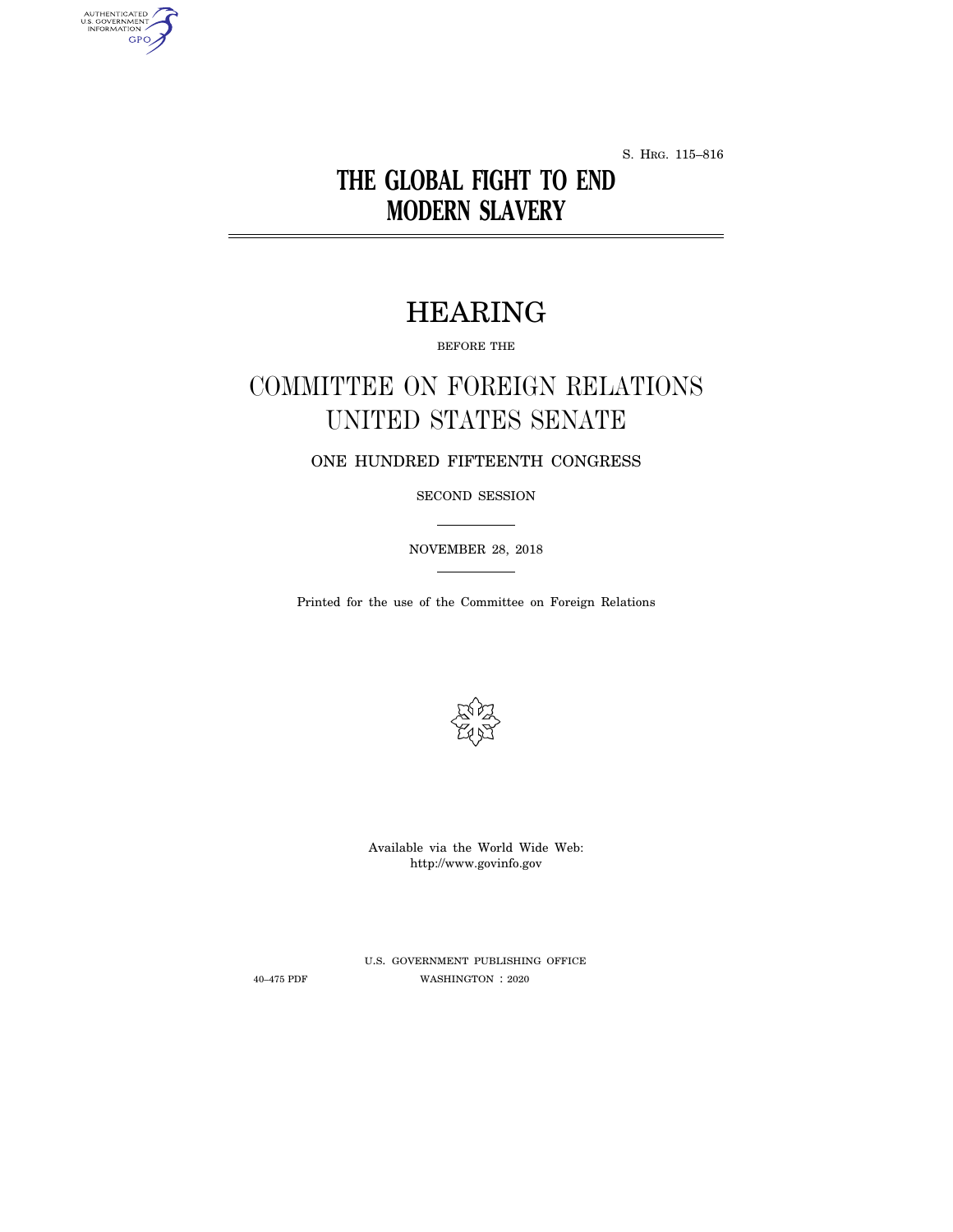S. HRG. 115–816

# THE GLOBAL FIGHT TO END MODERN SLAVERY

# HEARING

BEFORE THE

## COMMITTEE ON FOREIGN RELATIONS UNITED STATES SENATE

ONE HUNDRED FIFTEENTH CONGRESS

SECOND SESSION

NOVEMBER 28, 2018

Printed for the use of the Committee on Foreign Relations

Available via the World Wide Web: http://www.govinfo.gov

U.S. GOVERNMENT PUBLISHING OFFICE

40–475 PDF WASHINGTON : 2020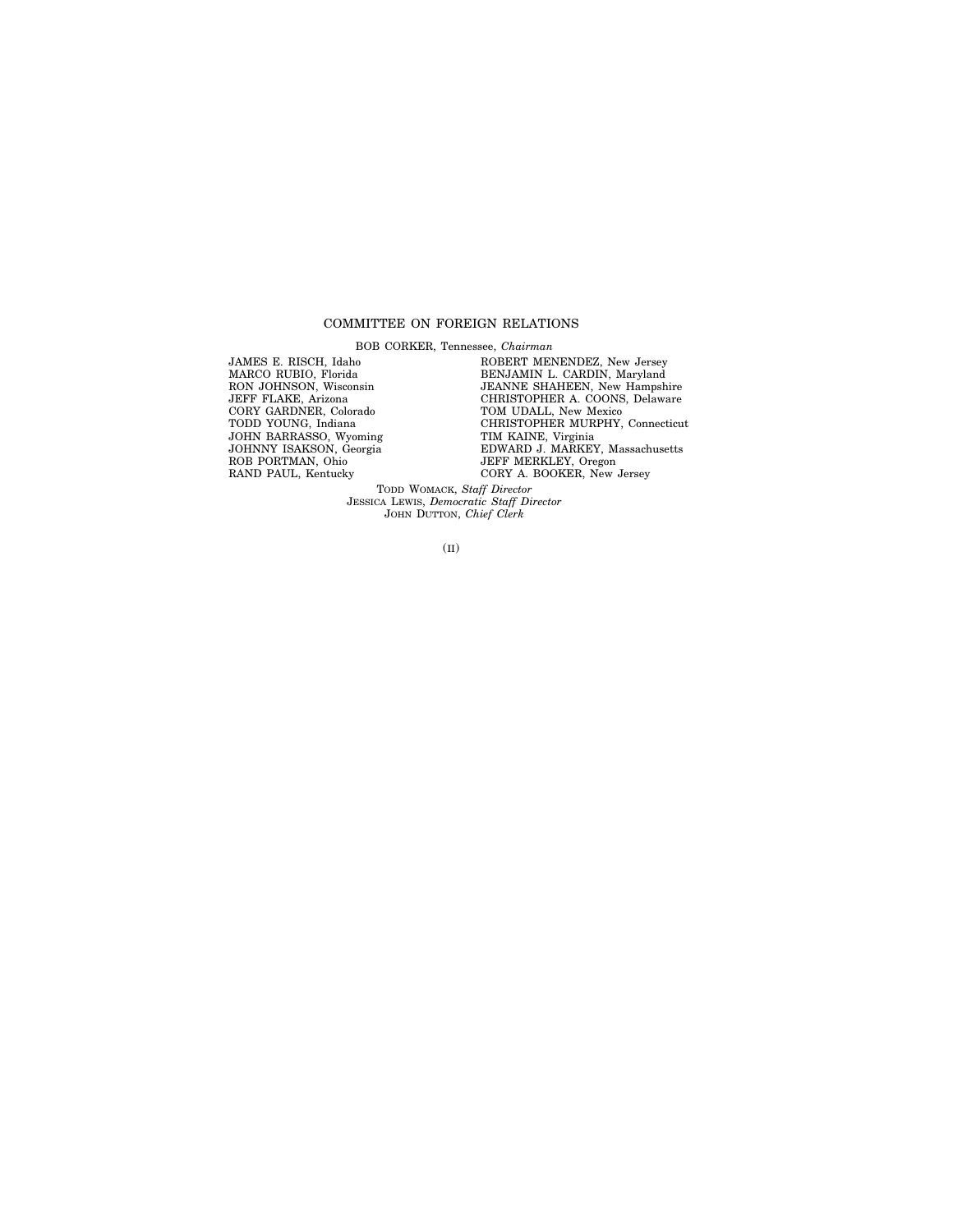# COMMITTEE ON FOREIGN RELATIONS

BOB CORKER, Tennessee, *Chairman*

| | |
|---|---|
| JAMES E. RISCH, Idaho | ROBERT MENENDEZ, New Jersey |
| MARCO RUBIO, Florida | BENJAMIN L. CARDIN, Maryland |
| RON JOHNSON, Wisconsin | JEANNE SHAHEEN, New Hampshire |
| JEFF FLAKE, Arizona | CHRISTOPHER A. COONS, Delaware |
| CORY GARDNER, Colorado | TOM UDALL, New Mexico |
| TODD YOUNG, Indiana | CHRISTOPHER MURPHY, Connecticut |
| JOHN BARRASSO, Wyoming | TIM KAINE, Virginia |
| JOHNNY ISAKSON, Georgia | EDWARD J. MARKEY, Massachusetts |
| ROB PORTMAN, Ohio | JEFF MERKLEY, Oregon |
| RAND PAUL, Kentucky | CORY A. BOOKER, New Jersey |

TODD WOMACK, *Staff Director*
JESSICA LEWIS, *Democratic Staff Director*
JOHN DUTTON, *Chief Clerk*

(II)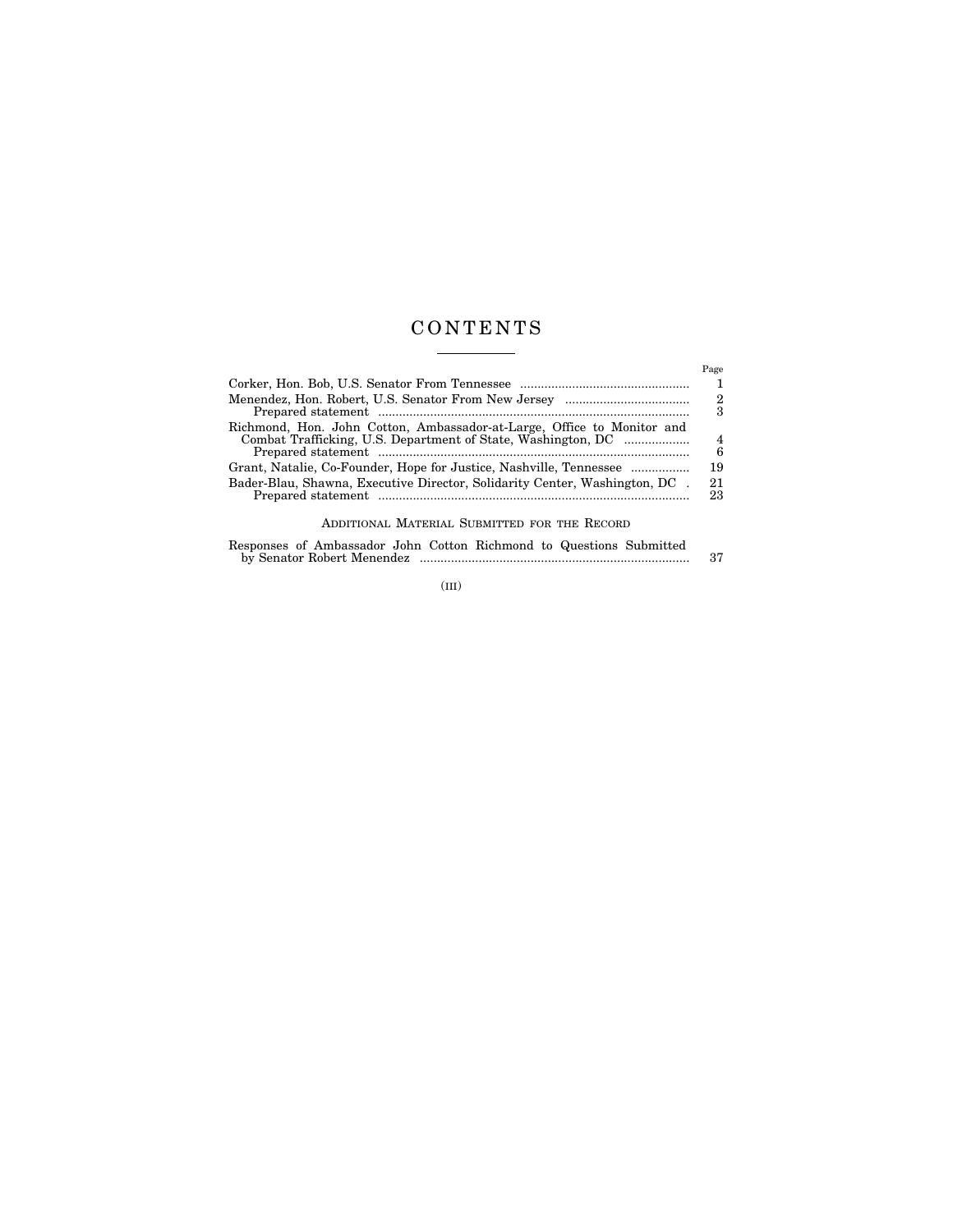# CONTENTS

| | Page |
|---|---|
| Corker, Hon. Bob, U.S. Senator From Tennessee | 1 |
| Menendez, Hon. Robert, U.S. Senator From New Jersey | 2 |
| Prepared statement | 3 |
| Richmond, Hon. John Cotton, Ambassador-at-Large, Office to Monitor and Combat Trafficking, U.S. Department of State, Washington, DC | 4 |
| Prepared statement | 6 |
| Grant, Natalie, Co-Founder, Hope for Justice, Nashville, Tennessee | 19 |
| Bader-Blau, Shawna, Executive Director, Solidarity Center, Washington, DC | 21 |
| Prepared statement | 23 |

## Additional Material Submitted for the Record

| | |
|---|---|
| Responses of Ambassador John Cotton Richmond to Questions Submitted by Senator Robert Menendez | 37 |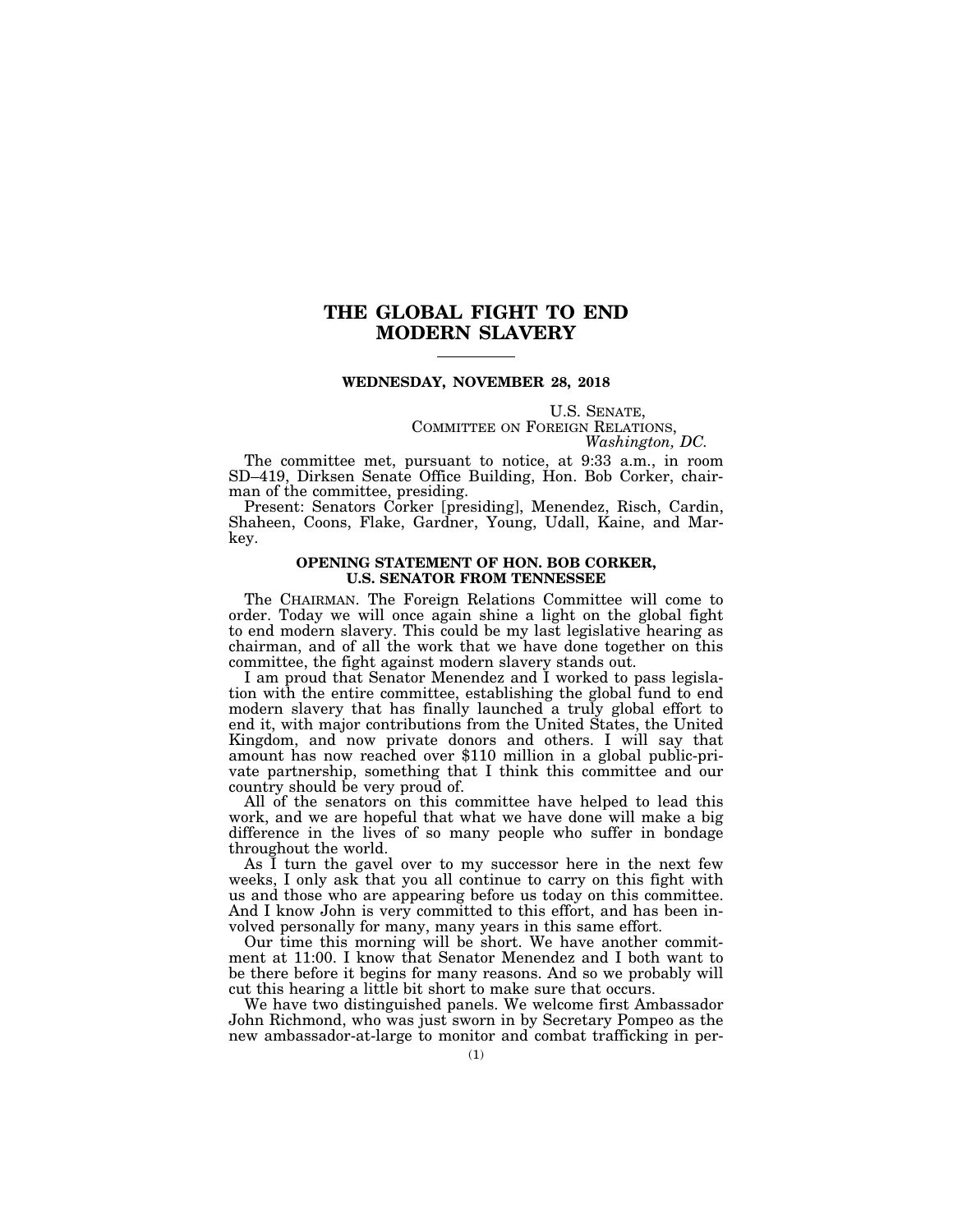# THE GLOBAL FIGHT TO END MODERN SLAVERY

**WEDNESDAY, NOVEMBER 28, 2018**

U.S. SENATE,
COMMITTEE ON FOREIGN RELATIONS,
*Washington, DC.*

The committee met, pursuant to notice, at 9:33 a.m., in room SD–419, Dirksen Senate Office Building, Hon. Bob Corker, chairman of the committee, presiding.

Present: Senators Corker [presiding], Menendez, Risch, Cardin, Shaheen, Coons, Flake, Gardner, Young, Udall, Kaine, and Markey.

## OPENING STATEMENT OF HON. BOB CORKER, U.S. SENATOR FROM TENNESSEE

The CHAIRMAN. The Foreign Relations Committee will come to order. Today we will once again shine a light on the global fight to end modern slavery. This could be my last legislative hearing as chairman, and of all the work that we have done together on this committee, the fight against modern slavery stands out.

I am proud that Senator Menendez and I worked to pass legislation with the entire committee, establishing the global fund to end modern slavery that has finally launched a truly global effort to end it, with major contributions from the United States, the United Kingdom, and now private donors and others. I will say that amount has now reached over $110 million in a global public-private partnership, something that I think this committee and our country should be very proud of.

All of the senators on this committee have helped to lead this work, and we are hopeful that what we have done will make a big difference in the lives of so many people who suffer in bondage throughout the world.

As I turn the gavel over to my successor here in the next few weeks, I only ask that you all continue to carry on this fight with us and those who are appearing before us today on this committee. And I know John is very committed to this effort, and has been involved personally for many, many years in this same effort.

Our time this morning will be short. We have another commitment at 11:00. I know that Senator Menendez and I both want to be there before it begins for many reasons. And so we probably will cut this hearing a little bit short to make sure that occurs.

We have two distinguished panels. We welcome first Ambassador John Richmond, who was just sworn in by Secretary Pompeo as the new ambassador-at-large to monitor and combat trafficking in per-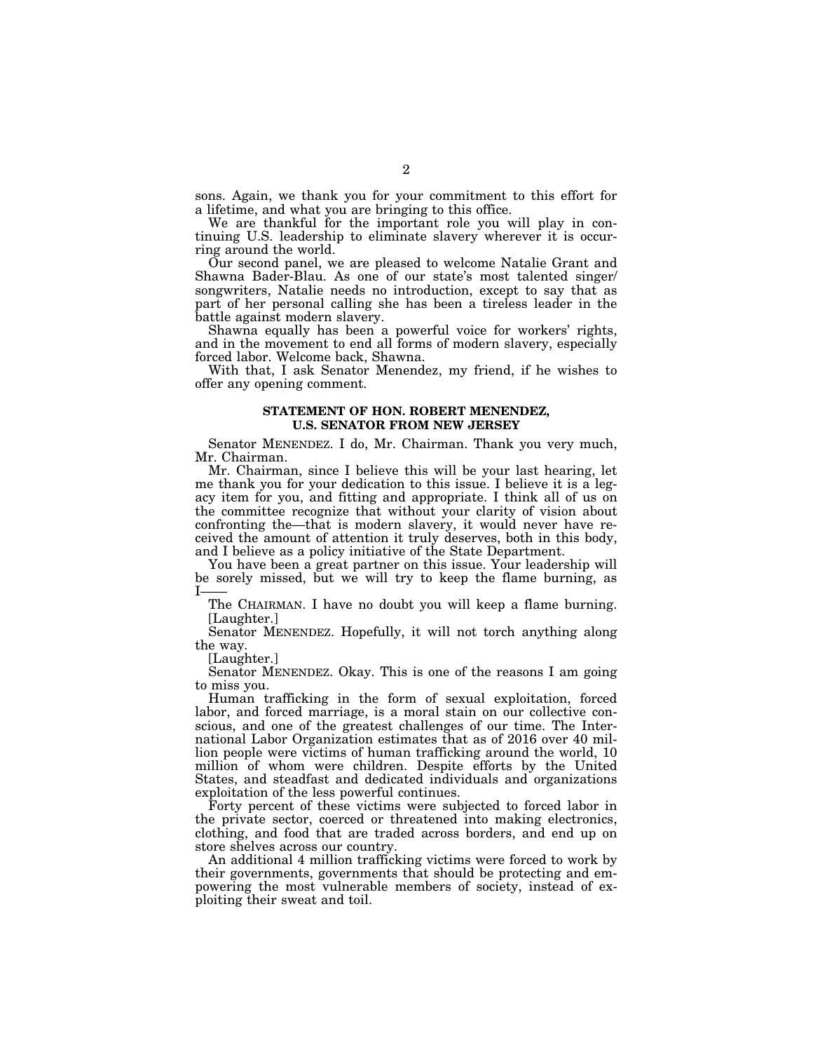sons. Again, we thank you for your commitment to this effort for a lifetime, and what you are bringing to this office.

We are thankful for the important role you will play in continuing U.S. leadership to eliminate slavery wherever it is occurring around the world.

Our second panel, we are pleased to welcome Natalie Grant and Shawna Bader-Blau. As one of our state's most talented singer/songwriters, Natalie needs no introduction, except to say that as part of her personal calling she has been a tireless leader in the battle against modern slavery.

Shawna equally has been a powerful voice for workers' rights, and in the movement to end all forms of modern slavery, especially forced labor. Welcome back, Shawna.

With that, I ask Senator Menendez, my friend, if he wishes to offer any opening comment.

## STATEMENT OF HON. ROBERT MENENDEZ, U.S. SENATOR FROM NEW JERSEY

Senator MENENDEZ. I do, Mr. Chairman. Thank you very much, Mr. Chairman.

Mr. Chairman, since I believe this will be your last hearing, let me thank you for your dedication to this issue. I believe it is a legacy item for you, and fitting and appropriate. I think all of us on the committee recognize that without your clarity of vision about confronting the—that is modern slavery, it would never have received the amount of attention it truly deserves, both in this body, and I believe as a policy initiative of the State Department.

You have been a great partner on this issue. Your leadership will be sorely missed, but we will try to keep the flame burning, as I——

The CHAIRMAN. I have no doubt you will keep a flame burning.

[Laughter.]

Senator MENENDEZ. Hopefully, it will not torch anything along the way.

[Laughter.]

Senator MENENDEZ. Okay. This is one of the reasons I am going to miss you.

Human trafficking in the form of sexual exploitation, forced labor, and forced marriage, is a moral stain on our collective conscious, and one of the greatest challenges of our time. The International Labor Organization estimates that as of 2016 over 40 million people were victims of human trafficking around the world, 10 million of whom were children. Despite efforts by the United States, and steadfast and dedicated individuals and organizations exploitation of the less powerful continues.

Forty percent of these victims were subjected to forced labor in the private sector, coerced or threatened into making electronics, clothing, and food that are traded across borders, and end up on store shelves across our country.

An additional 4 million trafficking victims were forced to work by their governments, governments that should be protecting and empowering the most vulnerable members of society, instead of exploiting their sweat and toil.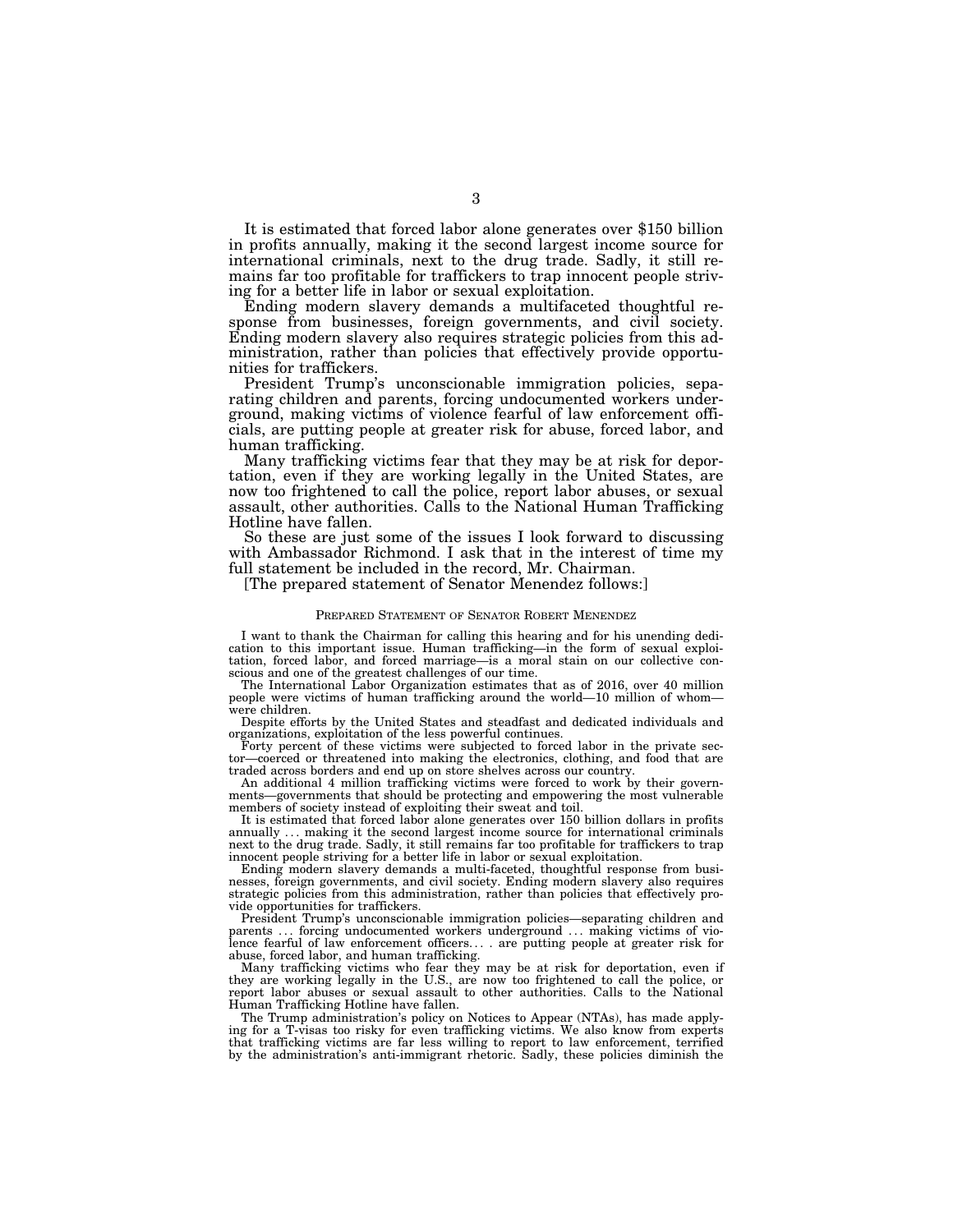It is estimated that forced labor alone generates over $150 billion in profits annually, making it the second largest income source for international criminals, next to the drug trade. Sadly, it still remains far too profitable for traffickers to trap innocent people striving for a better life in labor or sexual exploitation.

Ending modern slavery demands a multifaceted thoughtful response from businesses, foreign governments, and civil society. Ending modern slavery also requires strategic policies from this administration, rather than policies that effectively provide opportunities for traffickers.

President Trump's unconscionable immigration policies, separating children and parents, forcing undocumented workers underground, making victims of violence fearful of law enforcement officials, are putting people at greater risk for abuse, forced labor, and human trafficking.

Many trafficking victims fear that they may be at risk for deportation, even if they are working legally in the United States, are now too frightened to call the police, report labor abuses, or sexual assault, other authorities. Calls to the National Human Trafficking Hotline have fallen.

So these are just some of the issues I look forward to discussing with Ambassador Richmond. I ask that in the interest of time my full statement be included in the record, Mr. Chairman.

[The prepared statement of Senator Menendez follows:]

PREPARED STATEMENT OF SENATOR ROBERT MENENDEZ

I want to thank the Chairman for calling this hearing and for his unending dedication to this important issue. Human trafficking—in the form of sexual exploitation, forced labor, and forced marriage—is a moral stain on our collective conscious and one of the greatest challenges of our time.

The International Labor Organization estimates that as of 2016, over 40 million people were victims of human trafficking around the world—10 million of whom—were children.

Despite efforts by the United States and steadfast and dedicated individuals and organizations, exploitation of the less powerful continues.

Forty percent of these victims were subjected to forced labor in the private sector—coerced or threatened into making the electronics, clothing, and food that are traded across borders and end up on store shelves across our country.

An additional 4 million trafficking victims were forced to work by their governments—governments that should be protecting and empowering the most vulnerable members of society instead of exploiting their sweat and toil.

It is estimated that forced labor alone generates over 150 billion dollars in profits annually . . . making it the second largest income source for international criminals next to the drug trade. Sadly, it still remains far too profitable for traffickers to trap innocent people striving for a better life in labor or sexual exploitation.

Ending modern slavery demands a multi-faceted, thoughtful response from businesses, foreign governments, and civil society. Ending modern slavery also requires strategic policies from this administration, rather than policies that effectively provide opportunities for traffickers.

President Trump's unconscionable immigration policies—separating children and parents . . . forcing undocumented workers underground . . . making victims of violence fearful of law enforcement officers. . . . are putting people at greater risk for abuse, forced labor, and human trafficking.

Many trafficking victims who fear they may be at risk for deportation, even if they are working legally in the U.S., are now too frightened to call the police, or report labor abuses or sexual assault to other authorities. Calls to the National Human Trafficking Hotline have fallen.

The Trump administration's policy on Notices to Appear (NTAs), has made applying for a T-visas too risky for even trafficking victims. We also know from experts that trafficking victims are far less willing to report to law enforcement, terrified by the administration's anti-immigrant rhetoric. Sadly, these policies diminish the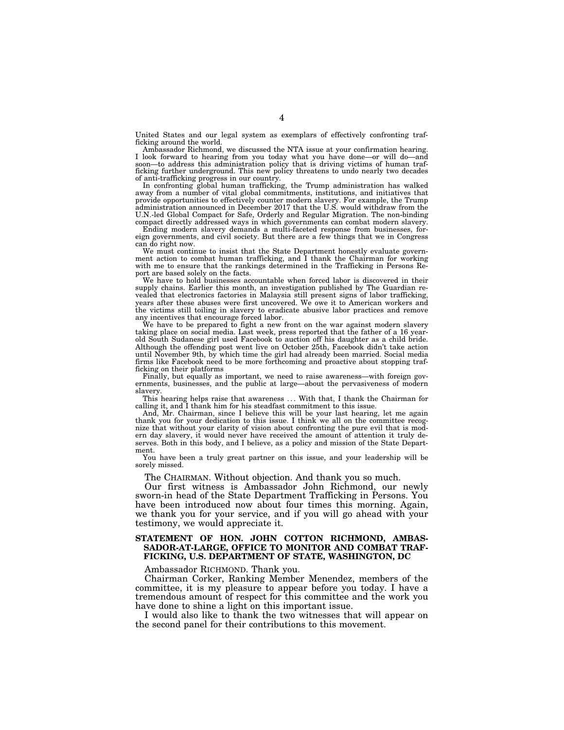United States and our legal system as exemplars of effectively confronting trafficking around the world.

Ambassador Richmond, we discussed the NTA issue at your confirmation hearing. I look forward to hearing from you today what you have done—or will do—and soon—to address this administration policy that is driving victims of human trafficking further underground. This new policy threatens to undo nearly two decades of anti-trafficking progress in our country.

In confronting global human trafficking, the Trump administration has walked away from a number of vital global commitments, institutions, and initiatives that provide opportunities to effectively counter modern slavery. For example, the Trump administration announced in December 2017 that the U.S. would withdraw from the U.N.-led Global Compact for Safe, Orderly and Regular Migration. The non-binding compact directly addressed ways in which governments can combat modern slavery.

Ending modern slavery demands a multi-faceted response from businesses, foreign governments, and civil society. But there are a few things that we in Congress can do right now.

We must continue to insist that the State Department honestly evaluate government action to combat human trafficking, and I thank the Chairman for working with me to ensure that the rankings determined in the Trafficking in Persons Report are based solely on the facts.

We have to hold businesses accountable when forced labor is discovered in their supply chains. Earlier this month, an investigation published by The Guardian revealed that electronics factories in Malaysia still present signs of labor trafficking, years after these abuses were first uncovered. We owe it to American workers and the victims still toiling in slavery to eradicate abusive labor practices and remove any incentives that encourage forced labor.

We have to be prepared to fight a new front on the war against modern slavery taking place on social media. Last week, press reported that the father of a 16 year-old South Sudanese girl used Facebook to auction off his daughter as a child bride. Although the offending post went live on October 25th, Facebook didn't take action until November 9th, by which time the girl had already been married. Social media firms like Facebook need to be more forthcoming and proactive about stopping trafficking on their platforms

Finally, but equally as important, we need to raise awareness—with foreign governments, businesses, and the public at large—about the pervasiveness of modern slavery.

This hearing helps raise that awareness . . . With that, I thank the Chairman for calling it, and I thank him for his steadfast commitment to this issue.

And, Mr. Chairman, since I believe this will be your last hearing, let me again thank you for your dedication to this issue. I think we all on the committee recognize that without your clarity of vision about confronting the pure evil that is modern day slavery, it would never have received the amount of attention it truly deserves. Both in this body, and I believe, as a policy and mission of the State Department.

You have been a truly great partner on this issue, and your leadership will be sorely missed.

The CHAIRMAN. Without objection. And thank you so much.

Our first witness is Ambassador John Richmond, our newly sworn-in head of the State Department Trafficking in Persons. You have been introduced now about four times this morning. Again, we thank you for your service, and if you will go ahead with your testimony, we would appreciate it.

## STATEMENT OF HON. JOHN COTTON RICHMOND, AMBASSADOR-AT-LARGE, OFFICE TO MONITOR AND COMBAT TRAFFICKING, U.S. DEPARTMENT OF STATE, WASHINGTON, DC

Ambassador RICHMOND. Thank you.

Chairman Corker, Ranking Member Menendez, members of the committee, it is my pleasure to appear before you today. I have a tremendous amount of respect for this committee and the work you have done to shine a light on this important issue.

I would also like to thank the two witnesses that will appear on the second panel for their contributions to this movement.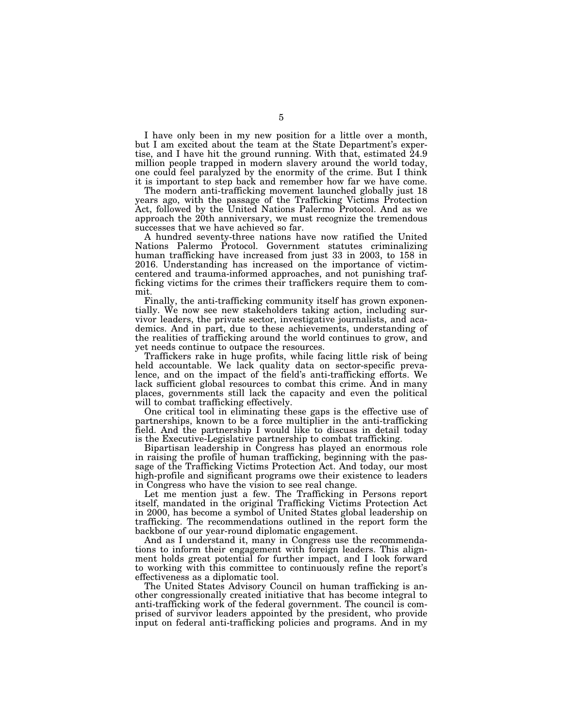I have only been in my new position for a little over a month, but I am excited about the team at the State Department's expertise, and I have hit the ground running. With that, estimated 24.9 million people trapped in modern slavery around the world today, one could feel paralyzed by the enormity of the crime. But I think it is important to step back and remember how far we have come.

The modern anti-trafficking movement launched globally just 18 years ago, with the passage of the Trafficking Victims Protection Act, followed by the United Nations Palermo Protocol. And as we approach the 20th anniversary, we must recognize the tremendous successes that we have achieved so far.

A hundred seventy-three nations have now ratified the United Nations Palermo Protocol. Government statutes criminalizing human trafficking have increased from just 33 in 2003, to 158 in 2016. Understanding has increased on the importance of victim-centered and trauma-informed approaches, and not punishing trafficking victims for the crimes their traffickers require them to commit.

Finally, the anti-trafficking community itself has grown exponentially. We now see new stakeholders taking action, including survivor leaders, the private sector, investigative journalists, and academics. And in part, due to these achievements, understanding of the realities of trafficking around the world continues to grow, and yet needs continue to outpace the resources.

Traffickers rake in huge profits, while facing little risk of being held accountable. We lack quality data on sector-specific prevalence, and on the impact of the field's anti-trafficking efforts. We lack sufficient global resources to combat this crime. And in many places, governments still lack the capacity and even the political will to combat trafficking effectively.

One critical tool in eliminating these gaps is the effective use of partnerships, known to be a force multiplier in the anti-trafficking field. And the partnership I would like to discuss in detail today is the Executive-Legislative partnership to combat trafficking.

Bipartisan leadership in Congress has played an enormous role in raising the profile of human trafficking, beginning with the passage of the Trafficking Victims Protection Act. And today, our most high-profile and significant programs owe their existence to leaders in Congress who have the vision to see real change.

Let me mention just a few. The Trafficking in Persons report itself, mandated in the original Trafficking Victims Protection Act in 2000, has become a symbol of United States global leadership on trafficking. The recommendations outlined in the report form the backbone of our year-round diplomatic engagement.

And as I understand it, many in Congress use the recommendations to inform their engagement with foreign leaders. This alignment holds great potential for further impact, and I look forward to working with this committee to continuously refine the report's effectiveness as a diplomatic tool.

The United States Advisory Council on human trafficking is another congressionally created initiative that has become integral to anti-trafficking work of the federal government. The council is comprised of survivor leaders appointed by the president, who provide input on federal anti-trafficking policies and programs. And in my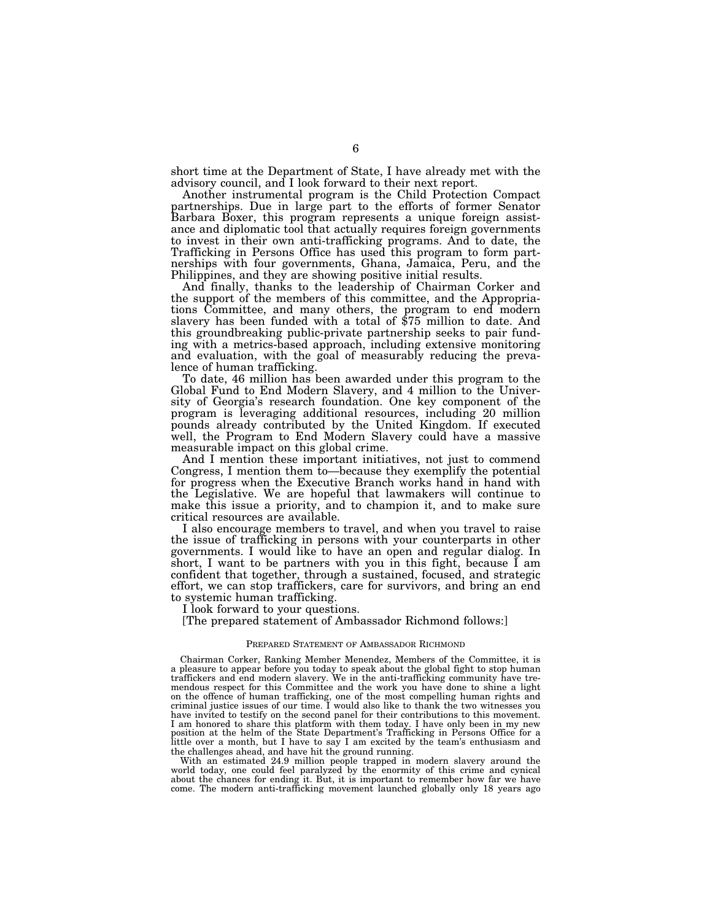short time at the Department of State, I have already met with the advisory council, and I look forward to their next report.

Another instrumental program is the Child Protection Compact partnerships. Due in large part to the efforts of former Senator Barbara Boxer, this program represents a unique foreign assistance and diplomatic tool that actually requires foreign governments to invest in their own anti-trafficking programs. And to date, the Trafficking in Persons Office has used this program to form partnerships with four governments, Ghana, Jamaica, Peru, and the Philippines, and they are showing positive initial results.

And finally, thanks to the leadership of Chairman Corker and the support of the members of this committee, and the Appropriations Committee, and many others, the program to end modern slavery has been funded with a total of $75 million to date. And this groundbreaking public-private partnership seeks to pair funding with a metrics-based approach, including extensive monitoring and evaluation, with the goal of measurably reducing the prevalence of human trafficking.

To date, 46 million has been awarded under this program to the Global Fund to End Modern Slavery, and 4 million to the University of Georgia's research foundation. One key component of the program is leveraging additional resources, including 20 million pounds already contributed by the United Kingdom. If executed well, the Program to End Modern Slavery could have a massive measurable impact on this global crime.

And I mention these important initiatives, not just to commend Congress, I mention them to—because they exemplify the potential for progress when the Executive Branch works hand in hand with the Legislative. We are hopeful that lawmakers will continue to make this issue a priority, and to champion it, and to make sure critical resources are available.

I also encourage members to travel, and when you travel to raise the issue of trafficking in persons with your counterparts in other governments. I would like to have an open and regular dialog. In short, I want to be partners with you in this fight, because I am confident that together, through a sustained, focused, and strategic effort, we can stop traffickers, care for survivors, and bring an end to systemic human trafficking.

I look forward to your questions.

[The prepared statement of Ambassador Richmond follows:]

PREPARED STATEMENT OF AMBASSADOR RICHMOND

Chairman Corker, Ranking Member Menendez, Members of the Committee, it is a pleasure to appear before you today to speak about the global fight to stop human traffickers and end modern slavery. We in the anti-trafficking community have tremendous respect for this Committee and the work you have done to shine a light on the offence of human trafficking, one of the most compelling human rights and criminal justice issues of our time. I would also like to thank the two witnesses you have invited to testify on the second panel for their contributions to this movement. I am honored to share this platform with them today. I have only been in my new position at the helm of the State Department's Trafficking in Persons Office for a little over a month, but I have to say I am excited by the team's enthusiasm and the challenges ahead, and have hit the ground running.

With an estimated 24.9 million people trapped in modern slavery around the world today, one could feel paralyzed by the enormity of this crime and cynical about the chances for ending it. But, it is important to remember how far we have come. The modern anti-trafficking movement launched globally only 18 years ago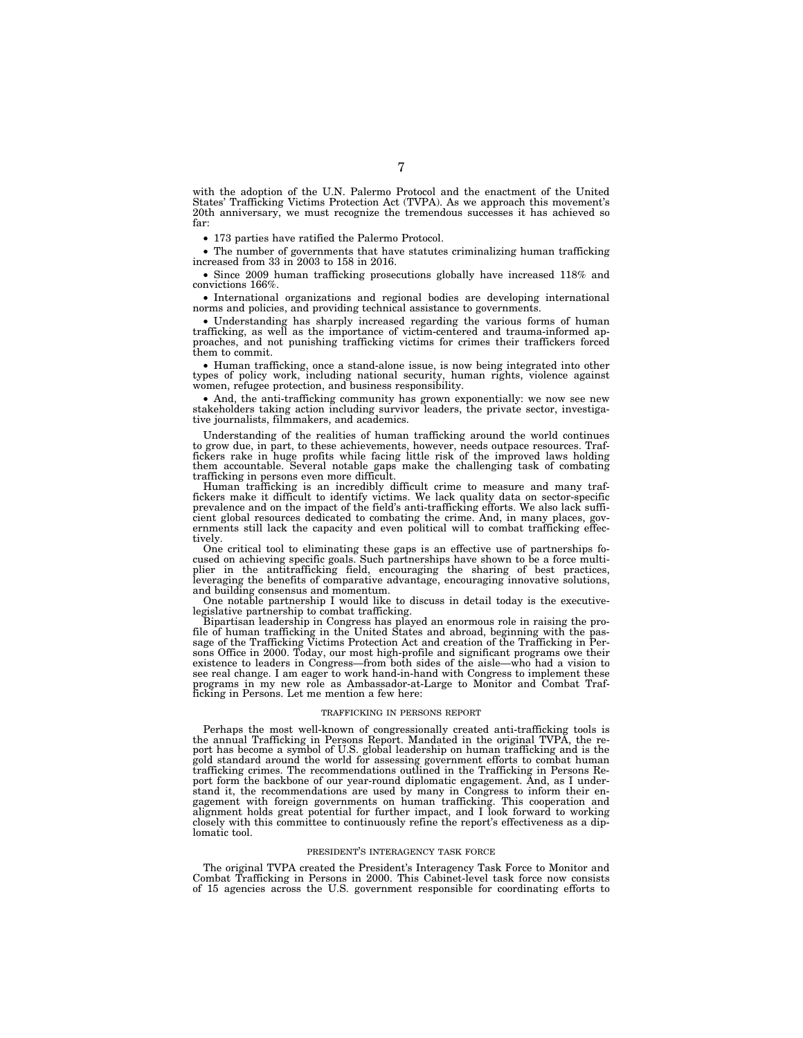with the adoption of the U.N. Palermo Protocol and the enactment of the United States' Trafficking Victims Protection Act (TVPA). As we approach this movement's 20th anniversary, we must recognize the tremendous successes it has achieved so far:

- 173 parties have ratified the Palermo Protocol.
- The number of governments that have statutes criminalizing human trafficking increased from 33 in 2003 to 158 in 2016.
- Since 2009 human trafficking prosecutions globally have increased 118% and convictions 166%.
- International organizations and regional bodies are developing international norms and policies, and providing technical assistance to governments.
- Understanding has sharply increased regarding the various forms of human trafficking, as well as the importance of victim-centered and trauma-informed approaches, and not punishing trafficking victims for crimes their traffickers forced them to commit.
- Human trafficking, once a stand-alone issue, is now being integrated into other types of policy work, including national security, human rights, violence against women, refugee protection, and business responsibility.
- And, the anti-trafficking community has grown exponentially: we now see new stakeholders taking action including survivor leaders, the private sector, investigative journalists, filmmakers, and academics.

Understanding of the realities of human trafficking around the world continues to grow due, in part, to these achievements, however, needs outpace resources. Traffickers rake in huge profits while facing little risk of the improved laws holding them accountable. Several notable gaps make the challenging task of combating trafficking in persons even more difficult.

Human trafficking is an incredibly difficult crime to measure and many traffickers make it difficult to identify victims. We lack quality data on sector-specific prevalence and on the impact of the field's anti-trafficking efforts. We also lack sufficient global resources dedicated to combating the crime. And, in many places, governments still lack the capacity and even political will to combat trafficking effectively.

One critical tool to eliminating these gaps is an effective use of partnerships focused on achieving specific goals. Such partnerships have shown to be a force multiplier in the antitrafficking field, encouraging the sharing of best practices, leveraging the benefits of comparative advantage, encouraging innovative solutions, and building consensus and momentum.

One notable partnership I would like to discuss in detail today is the executive-legislative partnership to combat trafficking.

Bipartisan leadership in Congress has played an enormous role in raising the profile of human trafficking in the United States and abroad, beginning with the passage of the Trafficking Victims Protection Act and creation of the Trafficking in Persons Office in 2000. Today, our most high-profile and significant programs owe their existence to leaders in Congress—from both sides of the aisle—who had a vision to see real change. I am eager to work hand-in-hand with Congress to implement these programs in my new role as Ambassador-at-Large to Monitor and Combat Trafficking in Persons. Let me mention a few here:

## TRAFFICKING IN PERSONS REPORT

Perhaps the most well-known of congressionally created anti-trafficking tools is the annual Trafficking in Persons Report. Mandated in the original TVPA, the report has become a symbol of U.S. global leadership on human trafficking and is the gold standard around the world for assessing government efforts to combat human trafficking crimes. The recommendations outlined in the Trafficking in Persons Report form the backbone of our year-round diplomatic engagement. And, as I understand it, the recommendations are used by many in Congress to inform their engagement with foreign governments on human trafficking. This cooperation and alignment holds great potential for further impact, and I look forward to working closely with this committee to continuously refine the report's effectiveness as a diplomatic tool.

## PRESIDENT'S INTERAGENCY TASK FORCE

The original TVPA created the President's Interagency Task Force to Monitor and Combat Trafficking in Persons in 2000. This Cabinet-level task force now consists of 15 agencies across the U.S. government responsible for coordinating efforts to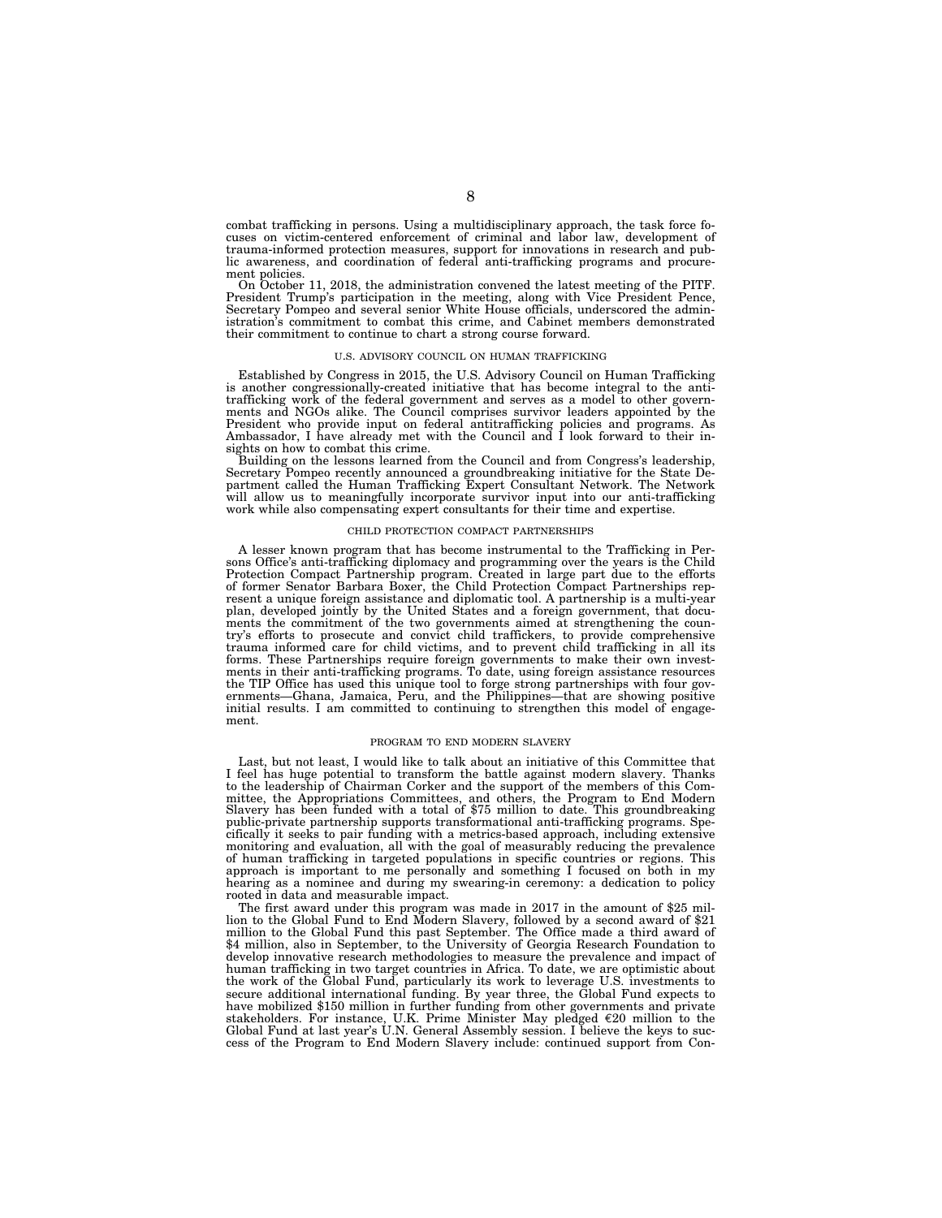combat trafficking in persons. Using a multidisciplinary approach, the task force focuses on victim-centered enforcement of criminal and labor law, development of trauma-informed protection measures, support for innovations in research and public awareness, and coordination of federal anti-trafficking programs and procurement policies.

On October 11, 2018, the administration convened the latest meeting of the PITF. President Trump's participation in the meeting, along with Vice President Pence, Secretary Pompeo and several senior White House officials, underscored the administration's commitment to combat this crime, and Cabinet members demonstrated their commitment to continue to chart a strong course forward.

### U.S. ADVISORY COUNCIL ON HUMAN TRAFFICKING

Established by Congress in 2015, the U.S. Advisory Council on Human Trafficking is another congressionally-created initiative that has become integral to the anti-trafficking work of the federal government and serves as a model to other governments and NGOs alike. The Council comprises survivor leaders appointed by the President who provide input on federal antitrafficking policies and programs. As Ambassador, I have already met with the Council and I look forward to their insights on how to combat this crime.

Building on the lessons learned from the Council and from Congress's leadership, Secretary Pompeo recently announced a groundbreaking initiative for the State Department called the Human Trafficking Expert Consultant Network. The Network will allow us to meaningfully incorporate survivor input into our anti-trafficking work while also compensating expert consultants for their time and expertise.

### CHILD PROTECTION COMPACT PARTNERSHIPS

A lesser known program that has become instrumental to the Trafficking in Persons Office's anti-trafficking diplomacy and programming over the years is the Child Protection Compact Partnership program. Created in large part due to the efforts of former Senator Barbara Boxer, the Child Protection Compact Partnerships represent a unique foreign assistance and diplomatic tool. A partnership is a multi-year plan, developed jointly by the United States and a foreign government, that documents the commitment of the two governments aimed at strengthening the country's efforts to prosecute and convict child traffickers, to provide comprehensive trauma informed care for child victims, and to prevent child trafficking in all its forms. These Partnerships require foreign governments to make their own investments in their anti-trafficking programs. To date, using foreign assistance resources the TIP Office has used this unique tool to forge strong partnerships with four governments—Ghana, Jamaica, Peru, and the Philippines—that are showing positive initial results. I am committed to continuing to strengthen this model of engagement.

### PROGRAM TO END MODERN SLAVERY

Last, but not least, I would like to talk about an initiative of this Committee that I feel has huge potential to transform the battle against modern slavery. Thanks to the leadership of Chairman Corker and the support of the members of this Committee, the Appropriations Committees, and others, the Program to End Modern Slavery has been funded with a total of $75 million to date. This groundbreaking public-private partnership supports transformational anti-trafficking programs. Specifically it seeks to pair funding with a metrics-based approach, including extensive monitoring and evaluation, all with the goal of measurably reducing the prevalence of human trafficking in targeted populations in specific countries or regions. This approach is important to me personally and something I focused on both in my hearing as a nominee and during my swearing-in ceremony: a dedication to policy rooted in data and measurable impact.

The first award under this program was made in 2017 in the amount of $25 million to the Global Fund to End Modern Slavery, followed by a second award of $21 million to the Global Fund this past September. The Office made a third award of $4 million, also in September, to the University of Georgia Research Foundation to develop innovative research methodologies to measure the prevalence and impact of human trafficking in two target countries in Africa. To date, we are optimistic about the work of the Global Fund, particularly its work to leverage U.S. investments to secure additional international funding. By year three, the Global Fund expects to have mobilized $150 million in further funding from other governments and private stakeholders. For instance, U.K. Prime Minister May pledged €20 million to the Global Fund at last year's U.N. General Assembly session. I believe the keys to success of the Program to End Modern Slavery include: continued support from Con-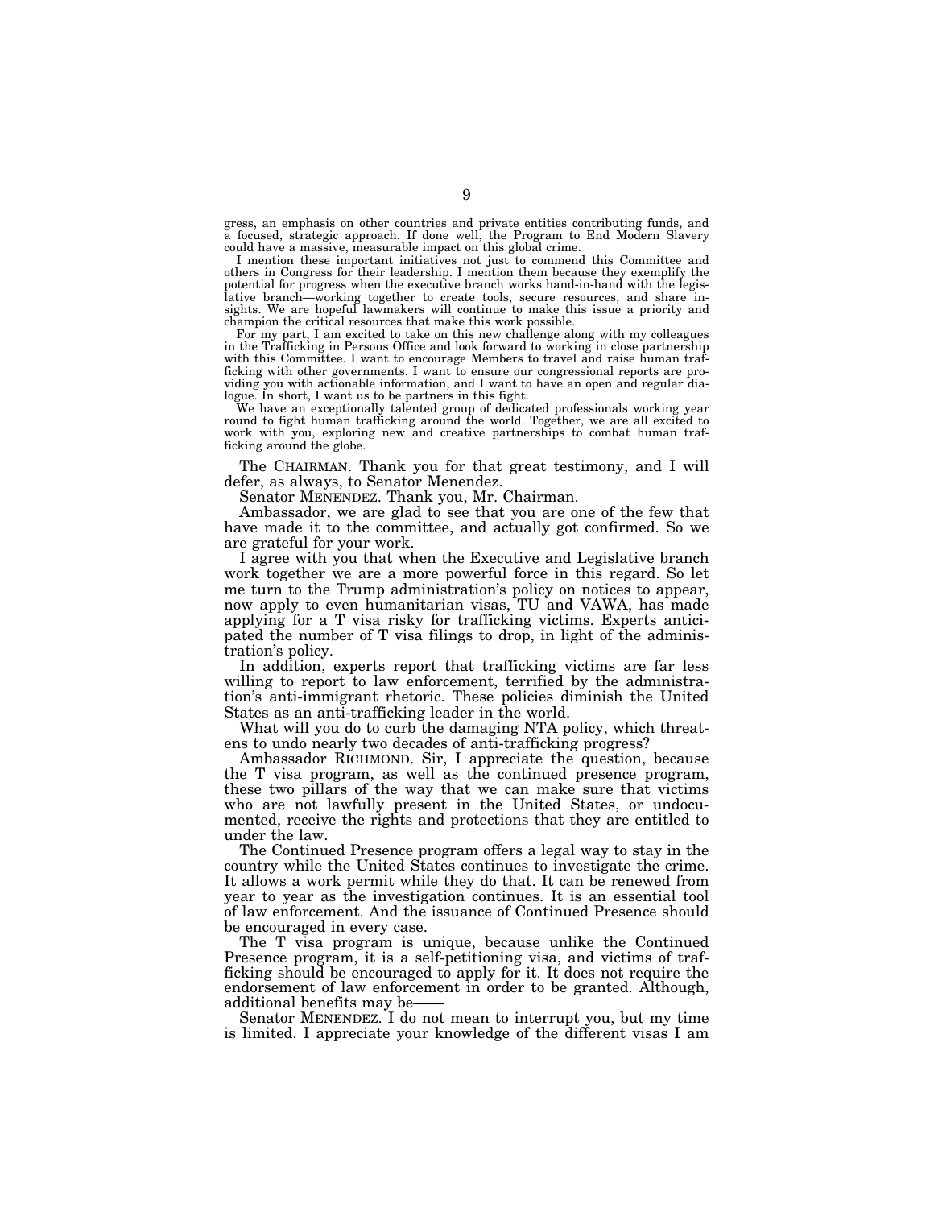gress, an emphasis on other countries and private entities contributing funds, and a focused, strategic approach. If done well, the Program to End Modern Slavery could have a massive, measurable impact on this global crime.

I mention these important initiatives not just to commend this Committee and others in Congress for their leadership. I mention them because they exemplify the potential for progress when the executive branch works hand-in-hand with the legislative branch—working together to create tools, secure resources, and share insights. We are hopeful lawmakers will continue to make this issue a priority and champion the critical resources that make this work possible.

For my part, I am excited to take on this new challenge along with my colleagues in the Trafficking in Persons Office and look forward to working in close partnership with this Committee. I want to encourage Members to travel and raise human trafficking with other governments. I want to ensure our congressional reports are providing you with actionable information, and I want to have an open and regular dialogue. In short, I want us to be partners in this fight.

We have an exceptionally talented group of dedicated professionals working year round to fight human trafficking around the world. Together, we are all excited to work with you, exploring new and creative partnerships to combat human trafficking around the globe.

The CHAIRMAN. Thank you for that great testimony, and I will defer, as always, to Senator Menendez.

Senator MENENDEZ. Thank you, Mr. Chairman.

Ambassador, we are glad to see that you are one of the few that have made it to the committee, and actually got confirmed. So we are grateful for your work.

I agree with you that when the Executive and Legislative branch work together we are a more powerful force in this regard. So let me turn to the Trump administration's policy on notices to appear, now apply to even humanitarian visas, TU and VAWA, has made applying for a T visa risky for trafficking victims. Experts anticipated the number of T visa filings to drop, in light of the administration's policy.

In addition, experts report that trafficking victims are far less willing to report to law enforcement, terrified by the administration's anti-immigrant rhetoric. These policies diminish the United States as an anti-trafficking leader in the world.

What will you do to curb the damaging NTA policy, which threatens to undo nearly two decades of anti-trafficking progress?

Ambassador RICHMOND. Sir, I appreciate the question, because the T visa program, as well as the continued presence program, these two pillars of the way that we can make sure that victims who are not lawfully present in the United States, or undocumented, receive the rights and protections that they are entitled to under the law.

The Continued Presence program offers a legal way to stay in the country while the United States continues to investigate the crime. It allows a work permit while they do that. It can be renewed from year to year as the investigation continues. It is an essential tool of law enforcement. And the issuance of Continued Presence should be encouraged in every case.

The T visa program is unique, because unlike the Continued Presence program, it is a self-petitioning visa, and victims of trafficking should be encouraged to apply for it. It does not require the endorsement of law enforcement in order to be granted. Although, additional benefits may be——

Senator MENENDEZ. I do not mean to interrupt you, but my time is limited. I appreciate your knowledge of the different visas I am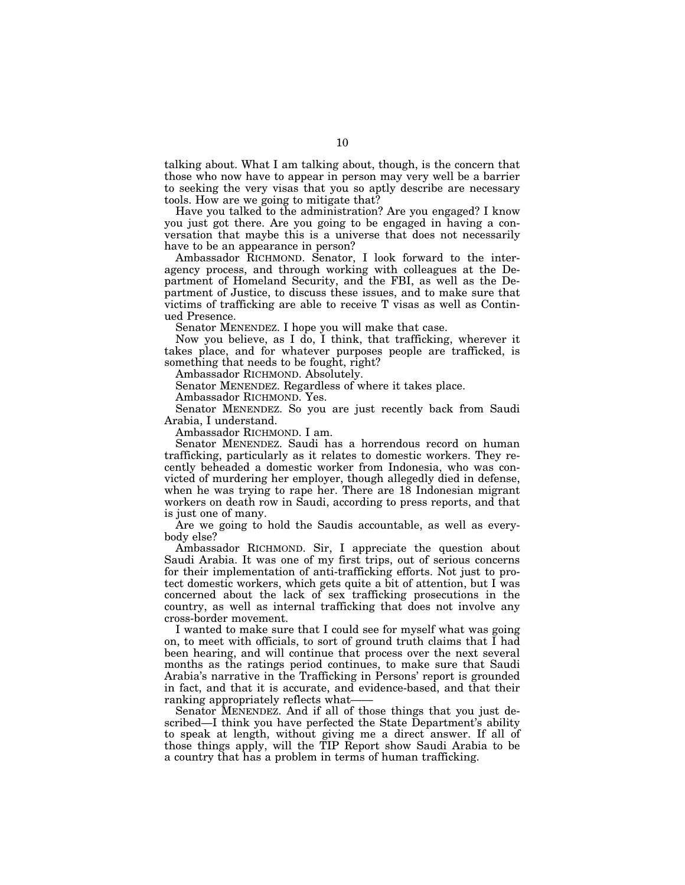talking about. What I am talking about, though, is the concern that those who now have to appear in person may very well be a barrier to seeking the very visas that you so aptly describe are necessary tools. How are we going to mitigate that?

Have you talked to the administration? Are you engaged? I know you just got there. Are you going to be engaged in having a conversation that maybe this is a universe that does not necessarily have to be an appearance in person?

Ambassador RICHMOND. Senator, I look forward to the interagency process, and through working with colleagues at the Department of Homeland Security, and the FBI, as well as the Department of Justice, to discuss these issues, and to make sure that victims of trafficking are able to receive T visas as well as Continued Presence.

Senator MENENDEZ. I hope you will make that case.

Now you believe, as I do, I think, that trafficking, wherever it takes place, and for whatever purposes people are trafficked, is something that needs to be fought, right?

Ambassador RICHMOND. Absolutely.

Senator MENENDEZ. Regardless of where it takes place.

Ambassador RICHMOND. Yes.

Senator MENENDEZ. So you are just recently back from Saudi Arabia, I understand.

Ambassador RICHMOND. I am.

Senator MENENDEZ. Saudi has a horrendous record on human trafficking, particularly as it relates to domestic workers. They recently beheaded a domestic worker from Indonesia, who was convicted of murdering her employer, though allegedly died in defense, when he was trying to rape her. There are 18 Indonesian migrant workers on death row in Saudi, according to press reports, and that is just one of many.

Are we going to hold the Saudis accountable, as well as everybody else?

Ambassador RICHMOND. Sir, I appreciate the question about Saudi Arabia. It was one of my first trips, out of serious concerns for their implementation of anti-trafficking efforts. Not just to protect domestic workers, which gets quite a bit of attention, but I was concerned about the lack of sex trafficking prosecutions in the country, as well as internal trafficking that does not involve any cross-border movement.

I wanted to make sure that I could see for myself what was going on, to meet with officials, to sort of ground truth claims that I had been hearing, and will continue that process over the next several months as the ratings period continues, to make sure that Saudi Arabia's narrative in the Trafficking in Persons' report is grounded in fact, and that it is accurate, and evidence-based, and that their ranking appropriately reflects what——

Senator MENENDEZ. And if all of those things that you just described—I think you have perfected the State Department's ability to speak at length, without giving me a direct answer. If all of those things apply, will the TIP Report show Saudi Arabia to be a country that has a problem in terms of human trafficking.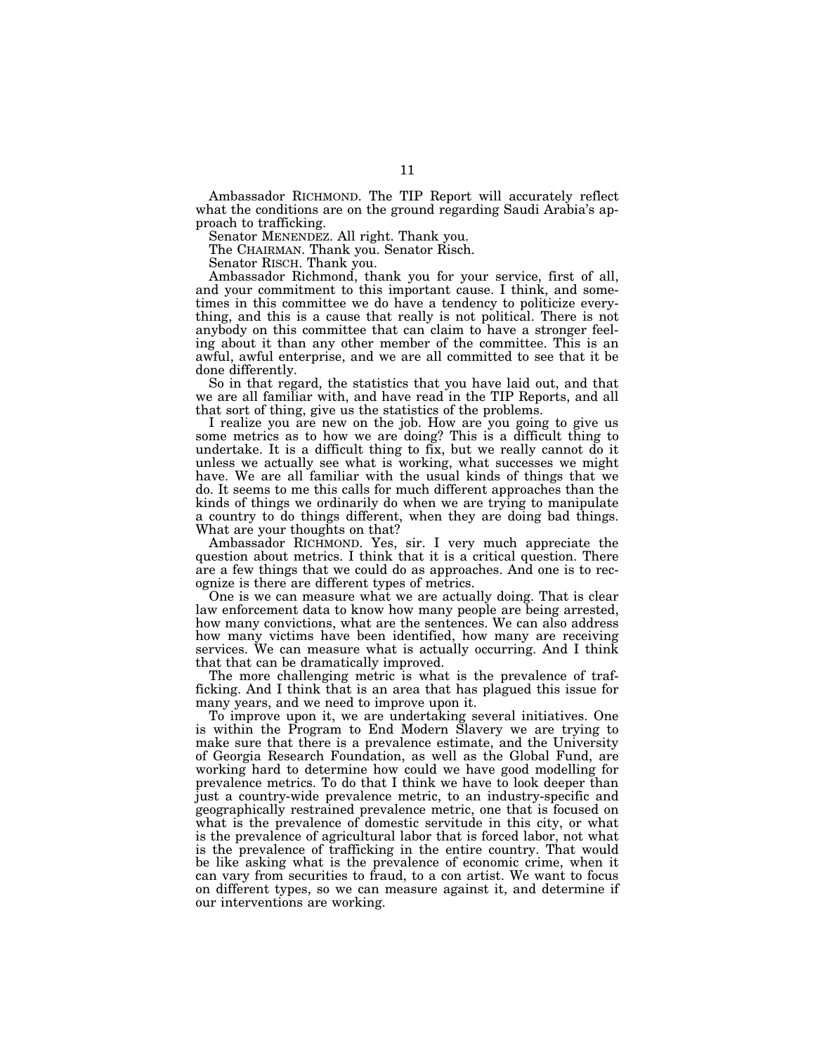Ambassador RICHMOND. The TIP Report will accurately reflect what the conditions are on the ground regarding Saudi Arabia's approach to trafficking.

Senator MENENDEZ. All right. Thank you.

The CHAIRMAN. Thank you. Senator Risch.

Senator RISCH. Thank you.

Ambassador Richmond, thank you for your service, first of all, and your commitment to this important cause. I think, and sometimes in this committee we do have a tendency to politicize everything, and this is a cause that really is not political. There is not anybody on this committee that can claim to have a stronger feeling about it than any other member of the committee. This is an awful, awful enterprise, and we are all committed to see that it be done differently.

So in that regard, the statistics that you have laid out, and that we are all familiar with, and have read in the TIP Reports, and all that sort of thing, give us the statistics of the problems.

I realize you are new on the job. How are you going to give us some metrics as to how we are doing? This is a difficult thing to undertake. It is a difficult thing to fix, but we really cannot do it unless we actually see what is working, what successes we might have. We are all familiar with the usual kinds of things that we do. It seems to me this calls for much different approaches than the kinds of things we ordinarily do when we are trying to manipulate a country to do things different, when they are doing bad things. What are your thoughts on that?

Ambassador RICHMOND. Yes, sir. I very much appreciate the question about metrics. I think that it is a critical question. There are a few things that we could do as approaches. And one is to recognize is there are different types of metrics.

One is we can measure what we are actually doing. That is clear law enforcement data to know how many people are being arrested, how many convictions, what are the sentences. We can also address how many victims have been identified, how many are receiving services. We can measure what is actually occurring. And I think that that can be dramatically improved.

The more challenging metric is what is the prevalence of trafficking. And I think that is an area that has plagued this issue for many years, and we need to improve upon it.

To improve upon it, we are undertaking several initiatives. One is within the Program to End Modern Slavery we are trying to make sure that there is a prevalence estimate, and the University of Georgia Research Foundation, as well as the Global Fund, are working hard to determine how could we have good modelling for prevalence metrics. To do that I think we have to look deeper than just a country-wide prevalence metric, to an industry-specific and geographically restrained prevalence metric, one that is focused on what is the prevalence of domestic servitude in this city, or what is the prevalence of agricultural labor that is forced labor, not what is the prevalence of trafficking in the entire country. That would be like asking what is the prevalence of economic crime, when it can vary from securities to fraud, to a con artist. We want to focus on different types, so we can measure against it, and determine if our interventions are working.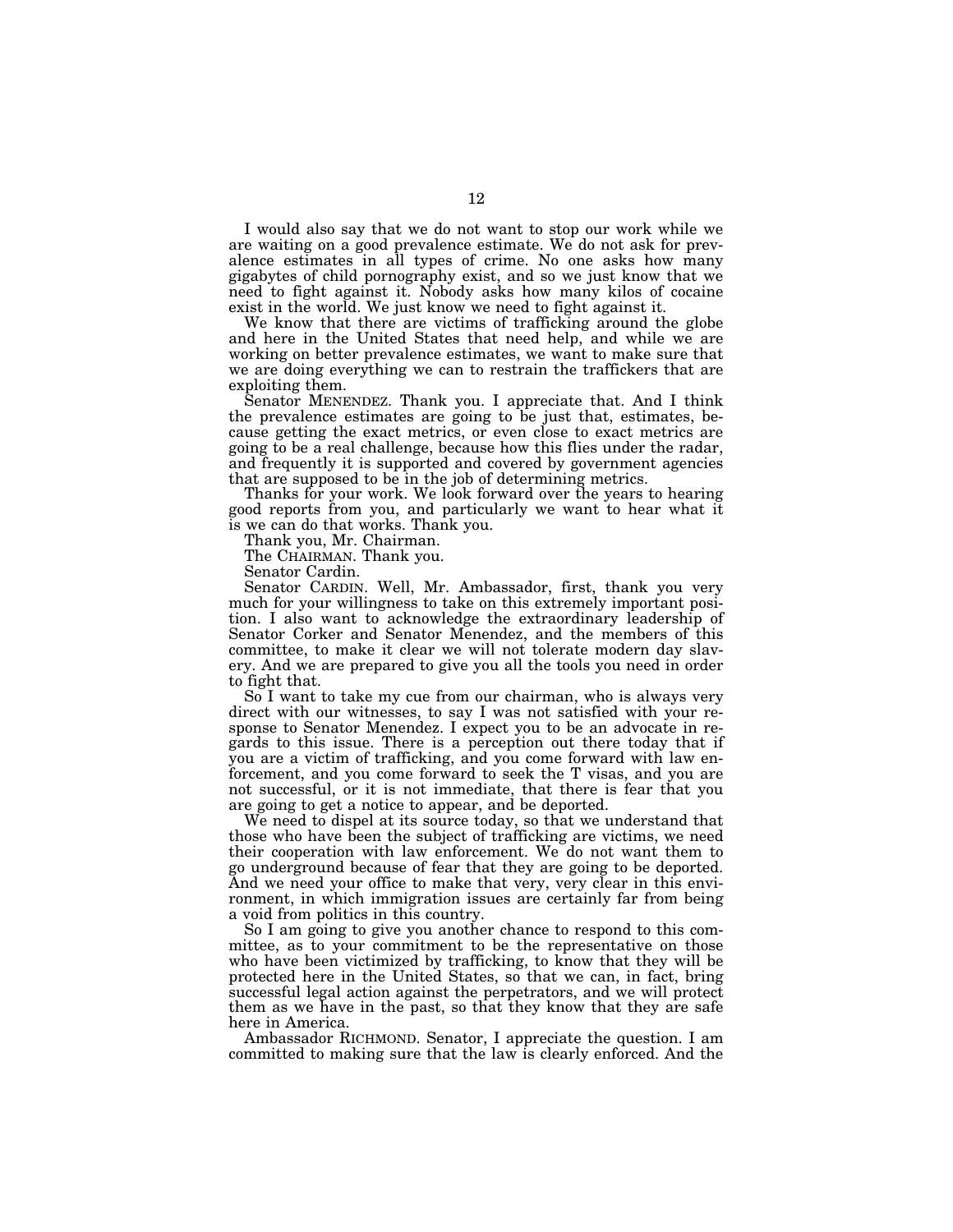I would also say that we do not want to stop our work while we are waiting on a good prevalence estimate. We do not ask for prevalence estimates in all types of crime. No one asks how many gigabytes of child pornography exist, and so we just know that we need to fight against it. Nobody asks how many kilos of cocaine exist in the world. We just know we need to fight against it.

We know that there are victims of trafficking around the globe and here in the United States that need help, and while we are working on better prevalence estimates, we want to make sure that we are doing everything we can to restrain the traffickers that are exploiting them.

Senator MENENDEZ. Thank you. I appreciate that. And I think the prevalence estimates are going to be just that, estimates, because getting the exact metrics, or even close to exact metrics are going to be a real challenge, because how this flies under the radar, and frequently it is supported and covered by government agencies that are supposed to be in the job of determining metrics.

Thanks for your work. We look forward over the years to hearing good reports from you, and particularly we want to hear what it is we can do that works. Thank you.

Thank you, Mr. Chairman.

The CHAIRMAN. Thank you.

Senator Cardin.

Senator CARDIN. Well, Mr. Ambassador, first, thank you very much for your willingness to take on this extremely important position. I also want to acknowledge the extraordinary leadership of Senator Corker and Senator Menendez, and the members of this committee, to make it clear we will not tolerate modern day slavery. And we are prepared to give you all the tools you need in order to fight that.

So I want to take my cue from our chairman, who is always very direct with our witnesses, to say I was not satisfied with your response to Senator Menendez. I expect you to be an advocate in regards to this issue. There is a perception out there today that if you are a victim of trafficking, and you come forward with law enforcement, and you come forward to seek the T visas, and you are not successful, or it is not immediate, that there is fear that you are going to get a notice to appear, and be deported.

We need to dispel at its source today, so that we understand that those who have been the subject of trafficking are victims, we need their cooperation with law enforcement. We do not want them to go underground because of fear that they are going to be deported. And we need your office to make that very, very clear in this environment, in which immigration issues are certainly far from being a void from politics in this country.

So I am going to give you another chance to respond to this committee, as to your commitment to be the representative on those who have been victimized by trafficking, to know that they will be protected here in the United States, so that we can, in fact, bring successful legal action against the perpetrators, and we will protect them as we have in the past, so that they know that they are safe here in America.

Ambassador RICHMOND. Senator, I appreciate the question. I am committed to making sure that the law is clearly enforced. And the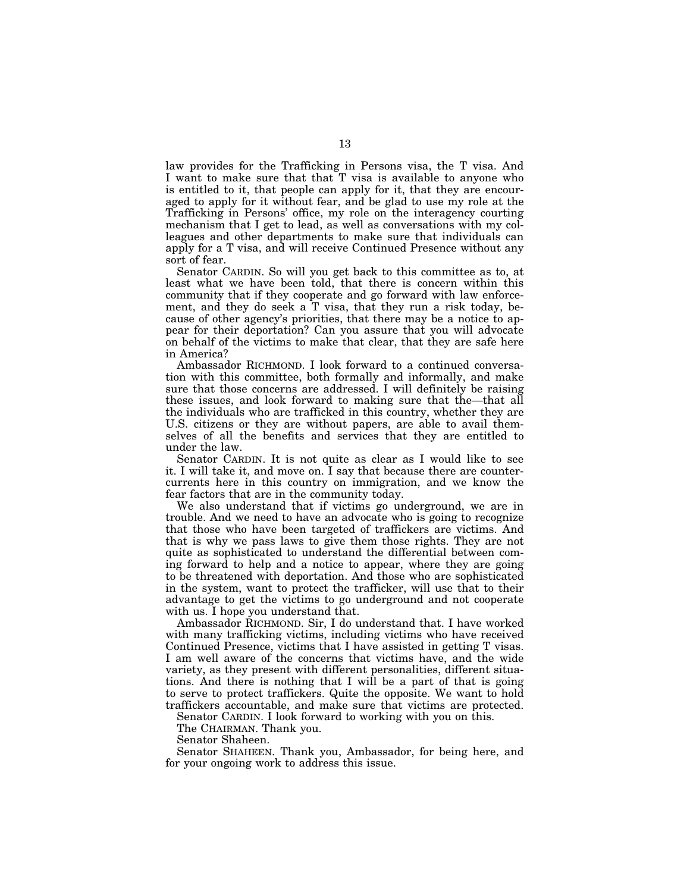law provides for the Trafficking in Persons visa, the T visa. And I want to make sure that that T visa is available to anyone who is entitled to it, that people can apply for it, that they are encouraged to apply for it without fear, and be glad to use my role at the Trafficking in Persons' office, my role on the interagency courting mechanism that I get to lead, as well as conversations with my colleagues and other departments to make sure that individuals can apply for a T visa, and will receive Continued Presence without any sort of fear.

Senator CARDIN. So will you get back to this committee as to, at least what we have been told, that there is concern within this community that if they cooperate and go forward with law enforcement, and they do seek a T visa, that they run a risk today, because of other agency's priorities, that there may be a notice to appear for their deportation? Can you assure that you will advocate on behalf of the victims to make that clear, that they are safe here in America?

Ambassador RICHMOND. I look forward to a continued conversation with this committee, both formally and informally, and make sure that those concerns are addressed. I will definitely be raising these issues, and look forward to making sure that the—that all the individuals who are trafficked in this country, whether they are U.S. citizens or they are without papers, are able to avail themselves of all the benefits and services that they are entitled to under the law.

Senator CARDIN. It is not quite as clear as I would like to see it. I will take it, and move on. I say that because there are countercurrents here in this country on immigration, and we know the fear factors that are in the community today.

We also understand that if victims go underground, we are in trouble. And we need to have an advocate who is going to recognize that those who have been targeted of traffickers are victims. And that is why we pass laws to give them those rights. They are not quite as sophisticated to understand the differential between coming forward to help and a notice to appear, where they are going to be threatened with deportation. And those who are sophisticated in the system, want to protect the trafficker, will use that to their advantage to get the victims to go underground and not cooperate with us. I hope you understand that.

Ambassador RICHMOND. Sir, I do understand that. I have worked with many trafficking victims, including victims who have received Continued Presence, victims that I have assisted in getting T visas. I am well aware of the concerns that victims have, and the wide variety, as they present with different personalities, different situations. And there is nothing that I will be a part of that is going to serve to protect traffickers. Quite the opposite. We want to hold traffickers accountable, and make sure that victims are protected.

Senator CARDIN. I look forward to working with you on this.

The CHAIRMAN. Thank you.

Senator Shaheen.

Senator SHAHEEN. Thank you, Ambassador, for being here, and for your ongoing work to address this issue.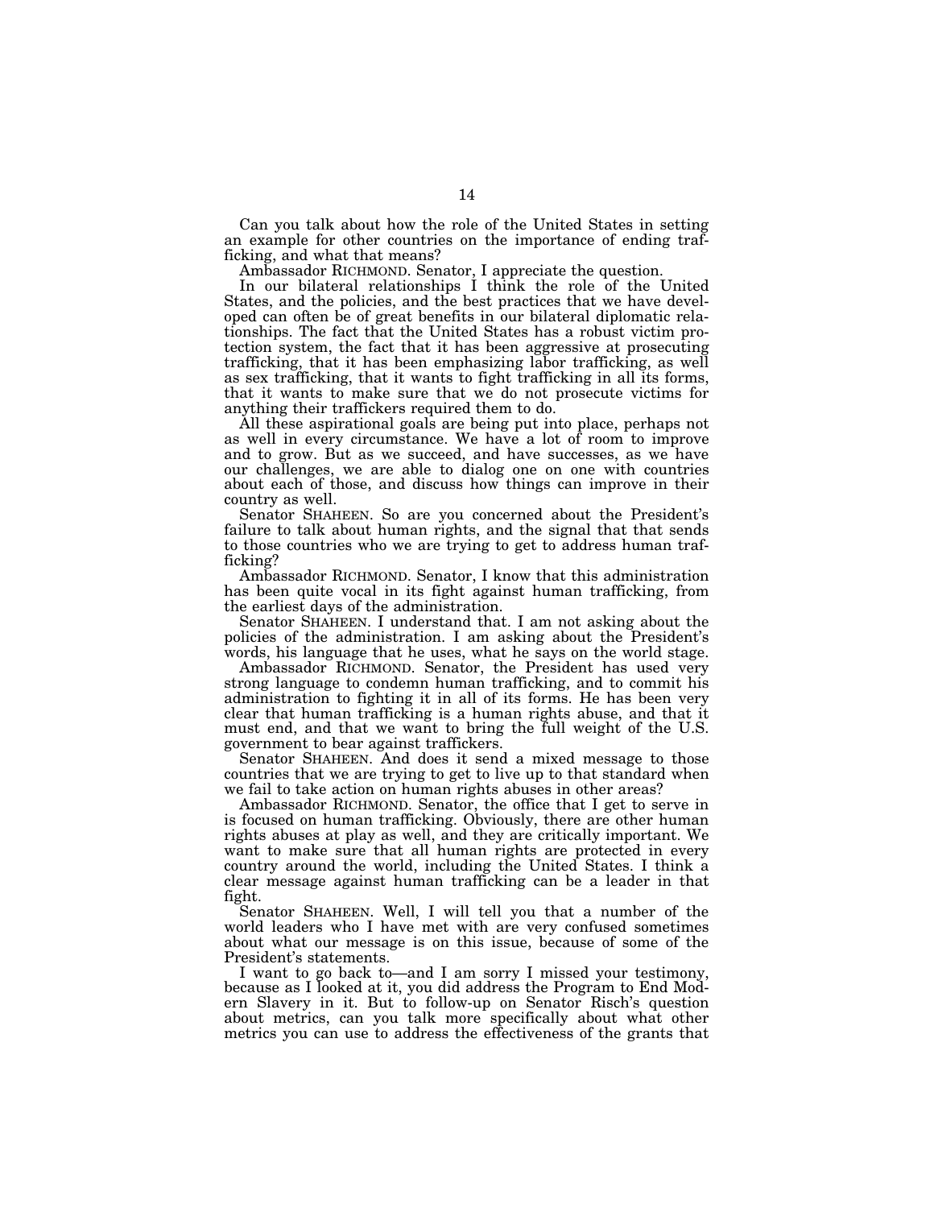Can you talk about how the role of the United States in setting an example for other countries on the importance of ending trafficking, and what that means?

Ambassador RICHMOND. Senator, I appreciate the question.

In our bilateral relationships I think the role of the United States, and the policies, and the best practices that we have developed can often be of great benefits in our bilateral diplomatic relationships. The fact that the United States has a robust victim protection system, the fact that it has been aggressive at prosecuting trafficking, that it has been emphasizing labor trafficking, as well as sex trafficking, that it wants to fight trafficking in all its forms, that it wants to make sure that we do not prosecute victims for anything their traffickers required them to do.

All these aspirational goals are being put into place, perhaps not as well in every circumstance. We have a lot of room to improve and to grow. But as we succeed, and have successes, as we have our challenges, we are able to dialog one on one with countries about each of those, and discuss how things can improve in their country as well.

Senator SHAHEEN. So are you concerned about the President's failure to talk about human rights, and the signal that that sends to those countries who we are trying to get to address human trafficking?

Ambassador RICHMOND. Senator, I know that this administration has been quite vocal in its fight against human trafficking, from the earliest days of the administration.

Senator SHAHEEN. I understand that. I am not asking about the policies of the administration. I am asking about the President's words, his language that he uses, what he says on the world stage.

Ambassador RICHMOND. Senator, the President has used very strong language to condemn human trafficking, and to commit his administration to fighting it in all of its forms. He has been very clear that human trafficking is a human rights abuse, and that it must end, and that we want to bring the full weight of the U.S. government to bear against traffickers.

Senator SHAHEEN. And does it send a mixed message to those countries that we are trying to get to live up to that standard when we fail to take action on human rights abuses in other areas?

Ambassador RICHMOND. Senator, the office that I get to serve in is focused on human trafficking. Obviously, there are other human rights abuses at play as well, and they are critically important. We want to make sure that all human rights are protected in every country around the world, including the United States. I think a clear message against human trafficking can be a leader in that fight.

Senator SHAHEEN. Well, I will tell you that a number of the world leaders who I have met with are very confused sometimes about what our message is on this issue, because of some of the President's statements.

I want to go back to—and I am sorry I missed your testimony, because as I looked at it, you did address the Program to End Modern Slavery in it. But to follow-up on Senator Risch's question about metrics, can you talk more specifically about what other metrics you can use to address the effectiveness of the grants that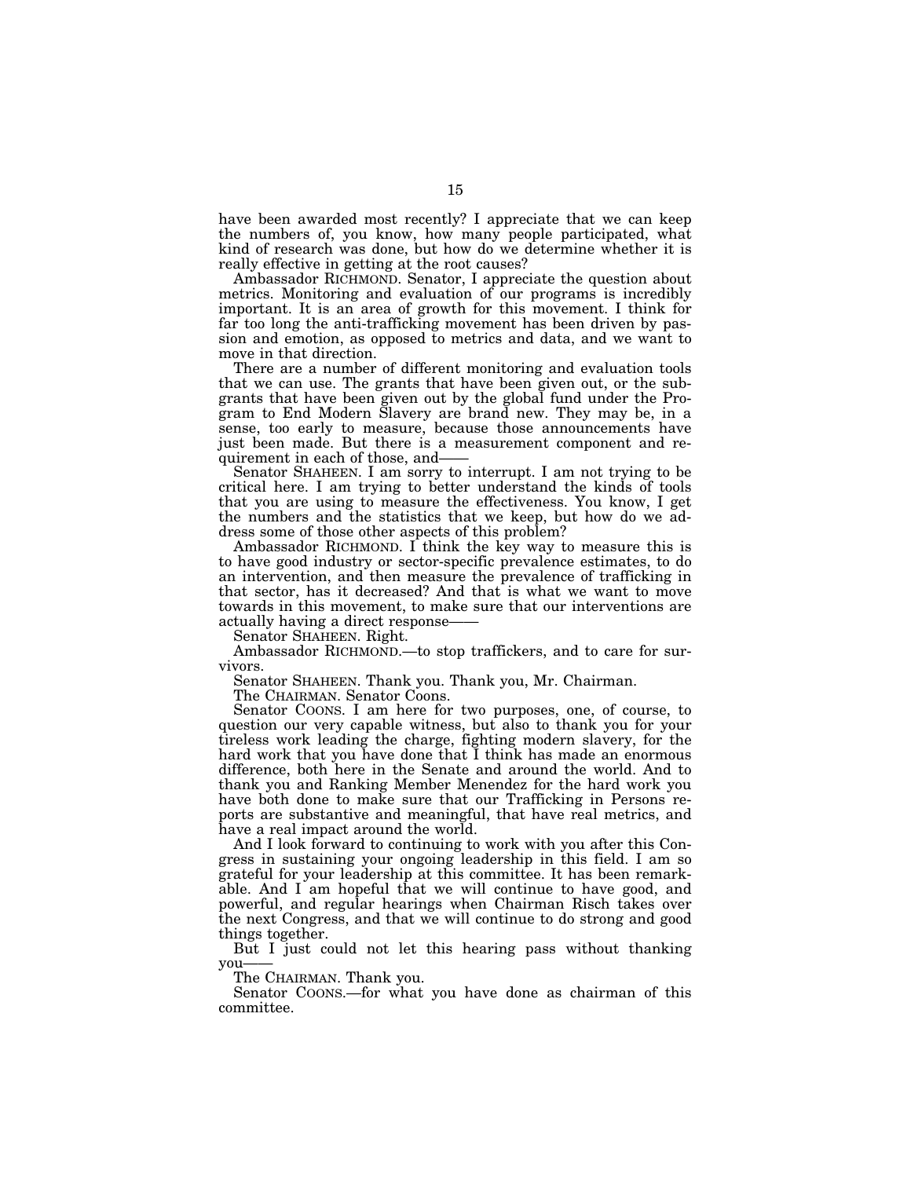have been awarded most recently? I appreciate that we can keep the numbers of, you know, how many people participated, what kind of research was done, but how do we determine whether it is really effective in getting at the root causes?

Ambassador RICHMOND. Senator, I appreciate the question about metrics. Monitoring and evaluation of our programs is incredibly important. It is an area of growth for this movement. I think for far too long the anti-trafficking movement has been driven by passion and emotion, as opposed to metrics and data, and we want to move in that direction.

There are a number of different monitoring and evaluation tools that we can use. The grants that have been given out, or the subgrants that have been given out by the global fund under the Program to End Modern Slavery are brand new. They may be, in a sense, too early to measure, because those announcements have just been made. But there is a measurement component and requirement in each of those, and——

Senator SHAHEEN. I am sorry to interrupt. I am not trying to be critical here. I am trying to better understand the kinds of tools that you are using to measure the effectiveness. You know, I get the numbers and the statistics that we keep, but how do we address some of those other aspects of this problem?

Ambassador RICHMOND. I think the key way to measure this is to have good industry or sector-specific prevalence estimates, to do an intervention, and then measure the prevalence of trafficking in that sector, has it decreased? And that is what we want to move towards in this movement, to make sure that our interventions are actually having a direct response——

Senator SHAHEEN. Right.

Ambassador RICHMOND.—to stop traffickers, and to care for survivors.

Senator SHAHEEN. Thank you. Thank you, Mr. Chairman.

The CHAIRMAN. Senator Coons.

Senator COONS. I am here for two purposes, one, of course, to question our very capable witness, but also to thank you for your tireless work leading the charge, fighting modern slavery, for the hard work that you have done that I think has made an enormous difference, both here in the Senate and around the world. And to thank you and Ranking Member Menendez for the hard work you have both done to make sure that our Trafficking in Persons reports are substantive and meaningful, that have real metrics, and have a real impact around the world.

And I look forward to continuing to work with you after this Congress in sustaining your ongoing leadership in this field. I am so grateful for your leadership at this committee. It has been remarkable. And I am hopeful that we will continue to have good, and powerful, and regular hearings when Chairman Risch takes over the next Congress, and that we will continue to do strong and good things together.

But I just could not let this hearing pass without thanking you——

The CHAIRMAN. Thank you.

Senator COONS.—for what you have done as chairman of this committee.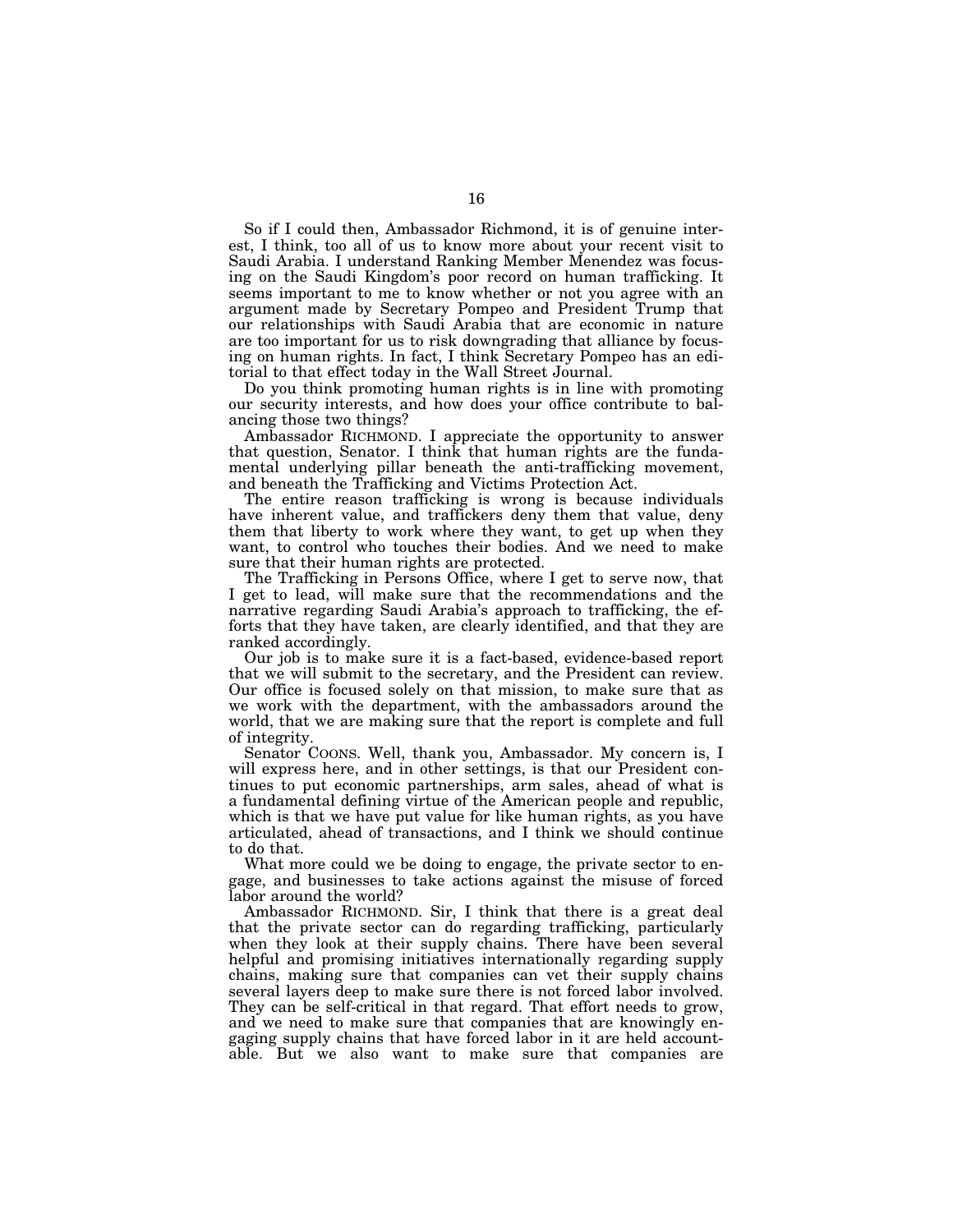So if I could then, Ambassador Richmond, it is of genuine interest, I think, too all of us to know more about your recent visit to Saudi Arabia. I understand Ranking Member Menendez was focusing on the Saudi Kingdom's poor record on human trafficking. It seems important to me to know whether or not you agree with an argument made by Secretary Pompeo and President Trump that our relationships with Saudi Arabia that are economic in nature are too important for us to risk downgrading that alliance by focusing on human rights. In fact, I think Secretary Pompeo has an editorial to that effect today in the Wall Street Journal.

Do you think promoting human rights is in line with promoting our security interests, and how does your office contribute to balancing those two things?

Ambassador RICHMOND. I appreciate the opportunity to answer that question, Senator. I think that human rights are the fundamental underlying pillar beneath the anti-trafficking movement, and beneath the Trafficking and Victims Protection Act.

The entire reason trafficking is wrong is because individuals have inherent value, and traffickers deny them that value, deny them that liberty to work where they want, to get up when they want, to control who touches their bodies. And we need to make sure that their human rights are protected.

The Trafficking in Persons Office, where I get to serve now, that I get to lead, will make sure that the recommendations and the narrative regarding Saudi Arabia's approach to trafficking, the efforts that they have taken, are clearly identified, and that they are ranked accordingly.

Our job is to make sure it is a fact-based, evidence-based report that we will submit to the secretary, and the President can review. Our office is focused solely on that mission, to make sure that as we work with the department, with the ambassadors around the world, that we are making sure that the report is complete and full of integrity.

Senator COONS. Well, thank you, Ambassador. My concern is, I will express here, and in other settings, is that our President continues to put economic partnerships, arm sales, ahead of what is a fundamental defining virtue of the American people and republic, which is that we have put value for like human rights, as you have articulated, ahead of transactions, and I think we should continue to do that.

What more could we be doing to engage, the private sector to engage, and businesses to take actions against the misuse of forced labor around the world?

Ambassador RICHMOND. Sir, I think that there is a great deal that the private sector can do regarding trafficking, particularly when they look at their supply chains. There have been several helpful and promising initiatives internationally regarding supply chains, making sure that companies can vet their supply chains several layers deep to make sure there is not forced labor involved. They can be self-critical in that regard. That effort needs to grow, and we need to make sure that companies that are knowingly engaging supply chains that have forced labor in it are held accountable. But we also want to make sure that companies are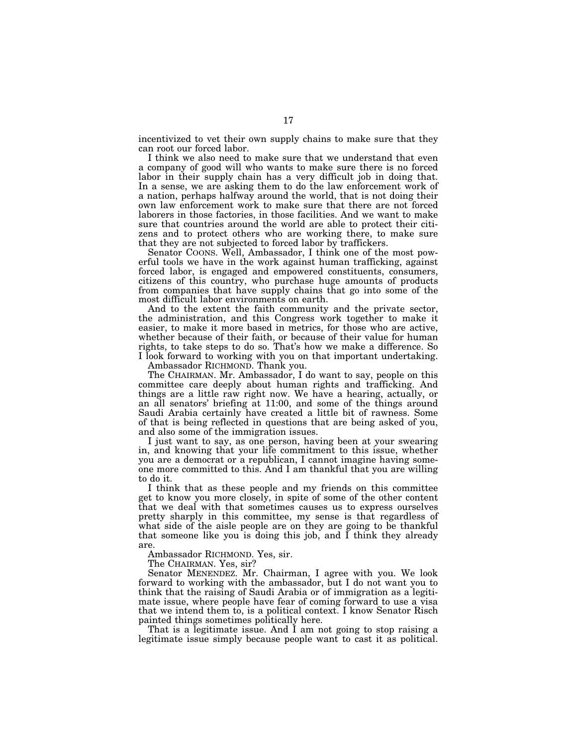incentivized to vet their own supply chains to make sure that they can root our forced labor.

I think we also need to make sure that we understand that even a company of good will who wants to make sure there is no forced labor in their supply chain has a very difficult job in doing that. In a sense, we are asking them to do the law enforcement work of a nation, perhaps halfway around the world, that is not doing their own law enforcement work to make sure that there are not forced laborers in those factories, in those facilities. And we want to make sure that countries around the world are able to protect their citizens and to protect others who are working there, to make sure that they are not subjected to forced labor by traffickers.

Senator COONS. Well, Ambassador, I think one of the most powerful tools we have in the work against human trafficking, against forced labor, is engaged and empowered constituents, consumers, citizens of this country, who purchase huge amounts of products from companies that have supply chains that go into some of the most difficult labor environments on earth.

And to the extent the faith community and the private sector, the administration, and this Congress work together to make it easier, to make it more based in metrics, for those who are active, whether because of their faith, or because of their value for human rights, to take steps to do so. That's how we make a difference. So I look forward to working with you on that important undertaking.

Ambassador RICHMOND. Thank you.

The CHAIRMAN. Mr. Ambassador, I do want to say, people on this committee care deeply about human rights and trafficking. And things are a little raw right now. We have a hearing, actually, or an all senators' briefing at 11:00, and some of the things around Saudi Arabia certainly have created a little bit of rawness. Some of that is being reflected in questions that are being asked of you, and also some of the immigration issues.

I just want to say, as one person, having been at your swearing in, and knowing that your life commitment to this issue, whether you are a democrat or a republican, I cannot imagine having someone more committed to this. And I am thankful that you are willing to do it.

I think that as these people and my friends on this committee get to know you more closely, in spite of some of the other content that we deal with that sometimes causes us to express ourselves pretty sharply in this committee, my sense is that regardless of what side of the aisle people are on they are going to be thankful that someone like you is doing this job, and I think they already are.

Ambassador RICHMOND. Yes, sir.

The CHAIRMAN. Yes, sir?

Senator MENENDEZ. Mr. Chairman, I agree with you. We look forward to working with the ambassador, but I do not want you to think that the raising of Saudi Arabia or of immigration as a legitimate issue, where people have fear of coming forward to use a visa that we intend them to, is a political context. I know Senator Risch painted things sometimes politically here.

That is a legitimate issue. And I am not going to stop raising a legitimate issue simply because people want to cast it as political.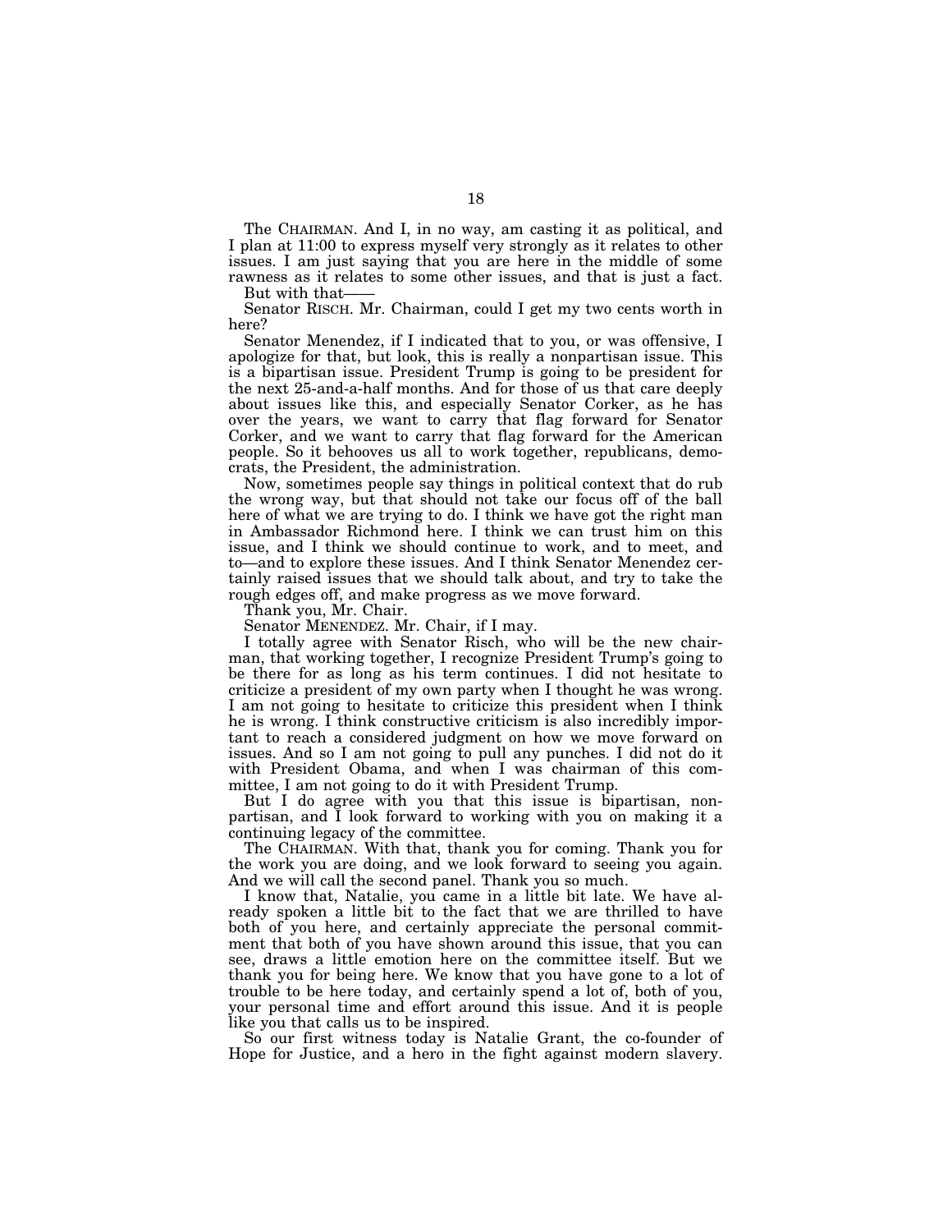The CHAIRMAN. And I, in no way, am casting it as political, and I plan at 11:00 to express myself very strongly as it relates to other issues. I am just saying that you are here in the middle of some rawness as it relates to some other issues, and that is just a fact.

But with that——

Senator RISCH. Mr. Chairman, could I get my two cents worth in here?

Senator Menendez, if I indicated that to you, or was offensive, I apologize for that, but look, this is really a nonpartisan issue. This is a bipartisan issue. President Trump is going to be president for the next 25-and-a-half months. And for those of us that care deeply about issues like this, and especially Senator Corker, as he has over the years, we want to carry that flag forward for Senator Corker, and we want to carry that flag forward for the American people. So it behooves us all to work together, republicans, democrats, the President, the administration.

Now, sometimes people say things in political context that do rub the wrong way, but that should not take our focus off of the ball here of what we are trying to do. I think we have got the right man in Ambassador Richmond here. I think we can trust him on this issue, and I think we should continue to work, and to meet, and to—and to explore these issues. And I think Senator Menendez certainly raised issues that we should talk about, and try to take the rough edges off, and make progress as we move forward.

Thank you, Mr. Chair.

Senator MENENDEZ. Mr. Chair, if I may.

I totally agree with Senator Risch, who will be the new chairman, that working together, I recognize President Trump's going to be there for as long as his term continues. I did not hesitate to criticize a president of my own party when I thought he was wrong. I am not going to hesitate to criticize this president when I think he is wrong. I think constructive criticism is also incredibly important to reach a considered judgment on how we move forward on issues. And so I am not going to pull any punches. I did not do it with President Obama, and when I was chairman of this committee, I am not going to do it with President Trump.

But I do agree with you that this issue is bipartisan, nonpartisan, and I look forward to working with you on making it a continuing legacy of the committee.

The CHAIRMAN. With that, thank you for coming. Thank you for the work you are doing, and we look forward to seeing you again. And we will call the second panel. Thank you so much.

I know that, Natalie, you came in a little bit late. We have already spoken a little bit to the fact that we are thrilled to have both of you here, and certainly appreciate the personal commitment that both of you have shown around this issue, that you can see, draws a little emotion here on the committee itself. But we thank you for being here. We know that you have gone to a lot of trouble to be here today, and certainly spend a lot of, both of you, your personal time and effort around this issue. And it is people like you that calls us to be inspired.

So our first witness today is Natalie Grant, the co-founder of Hope for Justice, and a hero in the fight against modern slavery.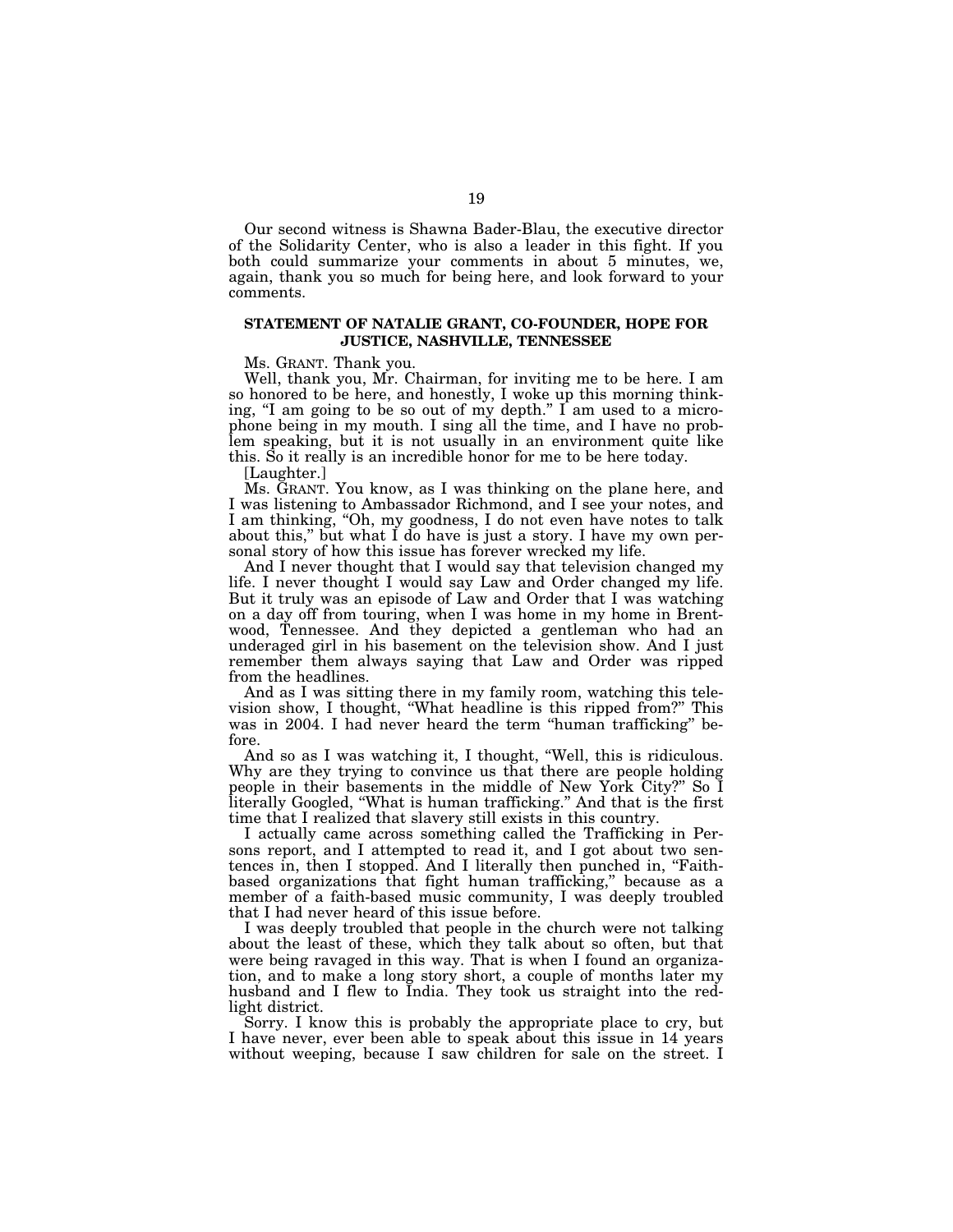Our second witness is Shawna Bader-Blau, the executive director of the Solidarity Center, who is also a leader in this fight. If you both could summarize your comments in about 5 minutes, we, again, thank you so much for being here, and look forward to your comments.

## STATEMENT OF NATALIE GRANT, CO-FOUNDER, HOPE FOR JUSTICE, NASHVILLE, TENNESSEE

Ms. GRANT. Thank you.

Well, thank you, Mr. Chairman, for inviting me to be here. I am so honored to be here, and honestly, I woke up this morning thinking, "I am going to be so out of my depth." I am used to a microphone being in my mouth. I sing all the time, and I have no problem speaking, but it is not usually in an environment quite like this. So it really is an incredible honor for me to be here today.

[Laughter.]

Ms. GRANT. You know, as I was thinking on the plane here, and I was listening to Ambassador Richmond, and I see your notes, and I am thinking, "Oh, my goodness, I do not even have notes to talk about this," but what I do have is just a story. I have my own personal story of how this issue has forever wrecked my life.

And I never thought that I would say that television changed my life. I never thought I would say Law and Order changed my life. But it truly was an episode of Law and Order that I was watching on a day off from touring, when I was home in my home in Brentwood, Tennessee. And they depicted a gentleman who had an underaged girl in his basement on the television show. And I just remember them always saying that Law and Order was ripped from the headlines.

And as I was sitting there in my family room, watching this television show, I thought, "What headline is this ripped from?" This was in 2004. I had never heard the term "human trafficking" before.

And so as I was watching it, I thought, "Well, this is ridiculous. Why are they trying to convince us that there are people holding people in their basements in the middle of New York City?" So I literally Googled, "What is human trafficking." And that is the first time that I realized that slavery still exists in this country.

I actually came across something called the Trafficking in Persons report, and I attempted to read it, and I got about two sentences in, then I stopped. And I literally then punched in, "Faith-based organizations that fight human trafficking," because as a member of a faith-based music community, I was deeply troubled that I had never heard of this issue before.

I was deeply troubled that people in the church were not talking about the least of these, which they talk about so often, but that were being ravaged in this way. That is when I found an organization, and to make a long story short, a couple of months later my husband and I flew to India. They took us straight into the red-light district.

Sorry. I know this is probably the appropriate place to cry, but I have never, ever been able to speak about this issue in 14 years without weeping, because I saw children for sale on the street. I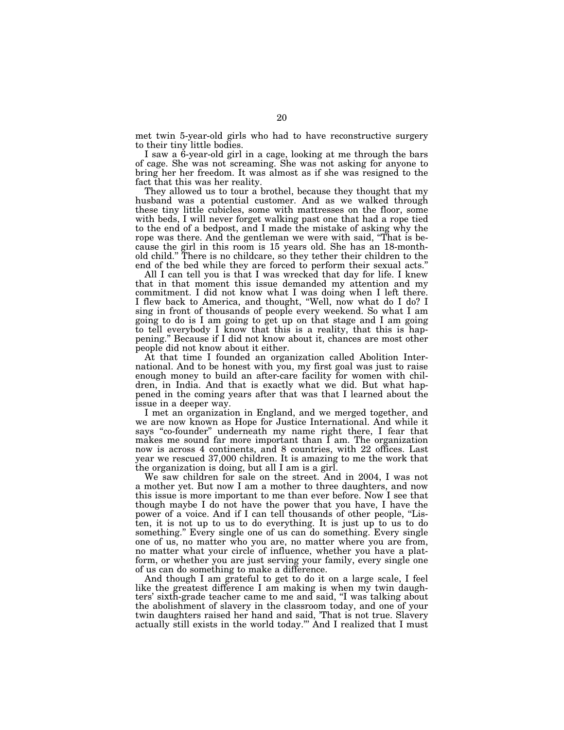met twin 5-year-old girls who had to have reconstructive surgery to their tiny little bodies.

I saw a 6-year-old girl in a cage, looking at me through the bars of cage. She was not screaming. She was not asking for anyone to bring her her freedom. It was almost as if she was resigned to the fact that this was her reality.

They allowed us to tour a brothel, because they thought that my husband was a potential customer. And as we walked through these tiny little cubicles, some with mattresses on the floor, some with beds, I will never forget walking past one that had a rope tied to the end of a bedpost, and I made the mistake of asking why the rope was there. And the gentleman we were with said, "That is because the girl in this room is 15 years old. She has an 18-month-old child." There is no childcare, so they tether their children to the end of the bed while they are forced to perform their sexual acts."

All I can tell you is that I was wrecked that day for life. I knew that in that moment this issue demanded my attention and my commitment. I did not know what I was doing when I left there. I flew back to America, and thought, "Well, now what do I do? I sing in front of thousands of people every weekend. So what I am going to do is I am going to get up on that stage and I am going to tell everybody I know that this is a reality, that this is happening." Because if I did not know about it, chances are most other people did not know about it either.

At that time I founded an organization called Abolition International. And to be honest with you, my first goal was just to raise enough money to build an after-care facility for women with children, in India. And that is exactly what we did. But what happened in the coming years after that was that I learned about the issue in a deeper way.

I met an organization in England, and we merged together, and we are now known as Hope for Justice International. And while it says "co-founder" underneath my name right there, I fear that makes me sound far more important than I am. The organization now is across 4 continents, and 8 countries, with 22 offices. Last year we rescued 37,000 children. It is amazing to me the work that the organization is doing, but all I am is a girl.

We saw children for sale on the street. And in 2004, I was not a mother yet. But now I am a mother to three daughters, and now this issue is more important to me than ever before. Now I see that though maybe I do not have the power that you have, I have the power of a voice. And if I can tell thousands of other people, "Listen, it is not up to us to do everything. It is just up to us to do something." Every single one of us can do something. Every single one of us, no matter who you are, no matter where you are from, no matter what your circle of influence, whether you have a platform, or whether you are just serving your family, every single one of us can do something to make a difference.

And though I am grateful to get to do it on a large scale, I feel like the greatest difference I am making is when my twin daughters' sixth-grade teacher came to me and said, "I was talking about the abolishment of slavery in the classroom today, and one of your twin daughters raised her hand and said, 'That is not true. Slavery actually still exists in the world today.'" And I realized that I must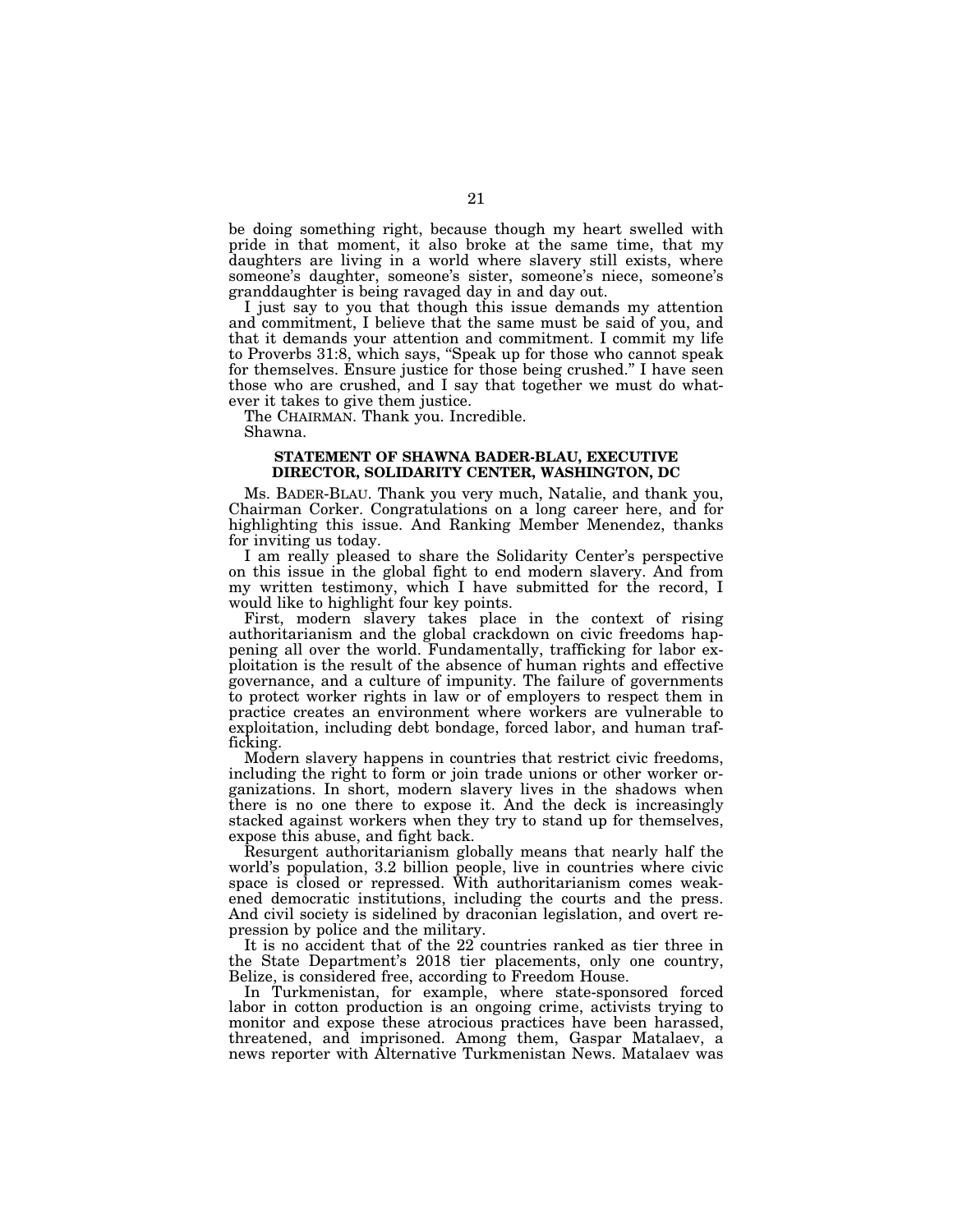be doing something right, because though my heart swelled with pride in that moment, it also broke at the same time, that my daughters are living in a world where slavery still exists, where someone's daughter, someone's sister, someone's niece, someone's granddaughter is being ravaged day in and day out.

I just say to you that though this issue demands my attention and commitment, I believe that the same must be said of you, and that it demands your attention and commitment. I commit my life to Proverbs 31:8, which says, "Speak up for those who cannot speak for themselves. Ensure justice for those being crushed." I have seen those who are crushed, and I say that together we must do whatever it takes to give them justice.

The CHAIRMAN. Thank you. Incredible.

Shawna.

**STATEMENT OF SHAWNA BADER-BLAU, EXECUTIVE DIRECTOR, SOLIDARITY CENTER, WASHINGTON, DC**

Ms. BADER-BLAU. Thank you very much, Natalie, and thank you, Chairman Corker. Congratulations on a long career here, and for highlighting this issue. And Ranking Member Menendez, thanks for inviting us today.

I am really pleased to share the Solidarity Center's perspective on this issue in the global fight to end modern slavery. And from my written testimony, which I have submitted for the record, I would like to highlight four key points.

First, modern slavery takes place in the context of rising authoritarianism and the global crackdown on civic freedoms happening all over the world. Fundamentally, trafficking for labor exploitation is the result of the absence of human rights and effective governance, and a culture of impunity. The failure of governments to protect worker rights in law or of employers to respect them in practice creates an environment where workers are vulnerable to exploitation, including debt bondage, forced labor, and human trafficking.

Modern slavery happens in countries that restrict civic freedoms, including the right to form or join trade unions or other worker organizations. In short, modern slavery lives in the shadows when there is no one there to expose it. And the deck is increasingly stacked against workers when they try to stand up for themselves, expose this abuse, and fight back.

Resurgent authoritarianism globally means that nearly half the world's population, 3.2 billion people, live in countries where civic space is closed or repressed. With authoritarianism comes weakened democratic institutions, including the courts and the press. And civil society is sidelined by draconian legislation, and overt repression by police and the military.

It is no accident that of the 22 countries ranked as tier three in the State Department's 2018 tier placements, only one country, Belize, is considered free, according to Freedom House.

In Turkmenistan, for example, where state-sponsored forced labor in cotton production is an ongoing crime, activists trying to monitor and expose these atrocious practices have been harassed, threatened, and imprisoned. Among them, Gaspar Matalaev, a news reporter with Alternative Turkmenistan News. Matalaev was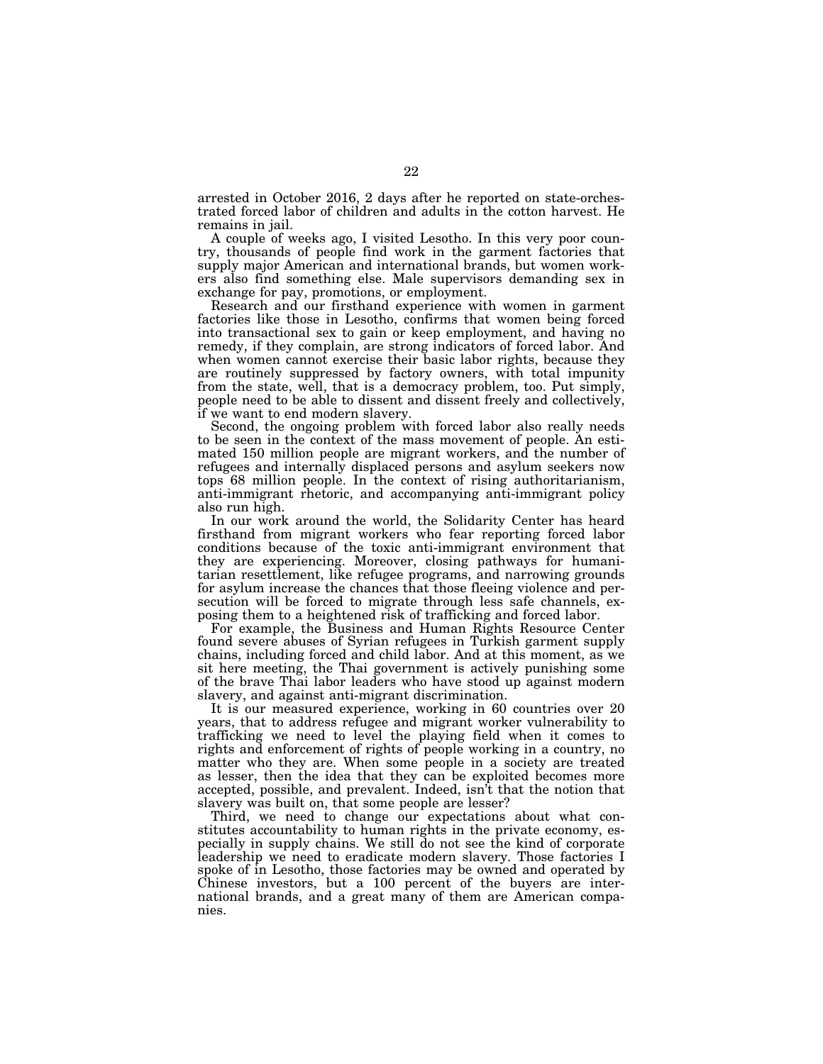arrested in October 2016, 2 days after he reported on state-orchestrated forced labor of children and adults in the cotton harvest. He remains in jail.

A couple of weeks ago, I visited Lesotho. In this very poor country, thousands of people find work in the garment factories that supply major American and international brands, but women workers also find something else. Male supervisors demanding sex in exchange for pay, promotions, or employment.

Research and our firsthand experience with women in garment factories like those in Lesotho, confirms that women being forced into transactional sex to gain or keep employment, and having no remedy, if they complain, are strong indicators of forced labor. And when women cannot exercise their basic labor rights, because they are routinely suppressed by factory owners, with total impunity from the state, well, that is a democracy problem, too. Put simply, people need to be able to dissent and dissent freely and collectively, if we want to end modern slavery.

Second, the ongoing problem with forced labor also really needs to be seen in the context of the mass movement of people. An estimated 150 million people are migrant workers, and the number of refugees and internally displaced persons and asylum seekers now tops 68 million people. In the context of rising authoritarianism, anti-immigrant rhetoric, and accompanying anti-immigrant policy also run high.

In our work around the world, the Solidarity Center has heard firsthand from migrant workers who fear reporting forced labor conditions because of the toxic anti-immigrant environment that they are experiencing. Moreover, closing pathways for humanitarian resettlement, like refugee programs, and narrowing grounds for asylum increase the chances that those fleeing violence and persecution will be forced to migrate through less safe channels, exposing them to a heightened risk of trafficking and forced labor.

For example, the Business and Human Rights Resource Center found severe abuses of Syrian refugees in Turkish garment supply chains, including forced and child labor. And at this moment, as we sit here meeting, the Thai government is actively punishing some of the brave Thai labor leaders who have stood up against modern slavery, and against anti-migrant discrimination.

It is our measured experience, working in 60 countries over 20 years, that to address refugee and migrant worker vulnerability to trafficking we need to level the playing field when it comes to rights and enforcement of rights of people working in a country, no matter who they are. When some people in a society are treated as lesser, then the idea that they can be exploited becomes more accepted, possible, and prevalent. Indeed, isn't that the notion that slavery was built on, that some people are lesser?

Third, we need to change our expectations about what constitutes accountability to human rights in the private economy, especially in supply chains. We still do not see the kind of corporate leadership we need to eradicate modern slavery. Those factories I spoke of in Lesotho, those factories may be owned and operated by Chinese investors, but a 100 percent of the buyers are international brands, and a great many of them are American companies.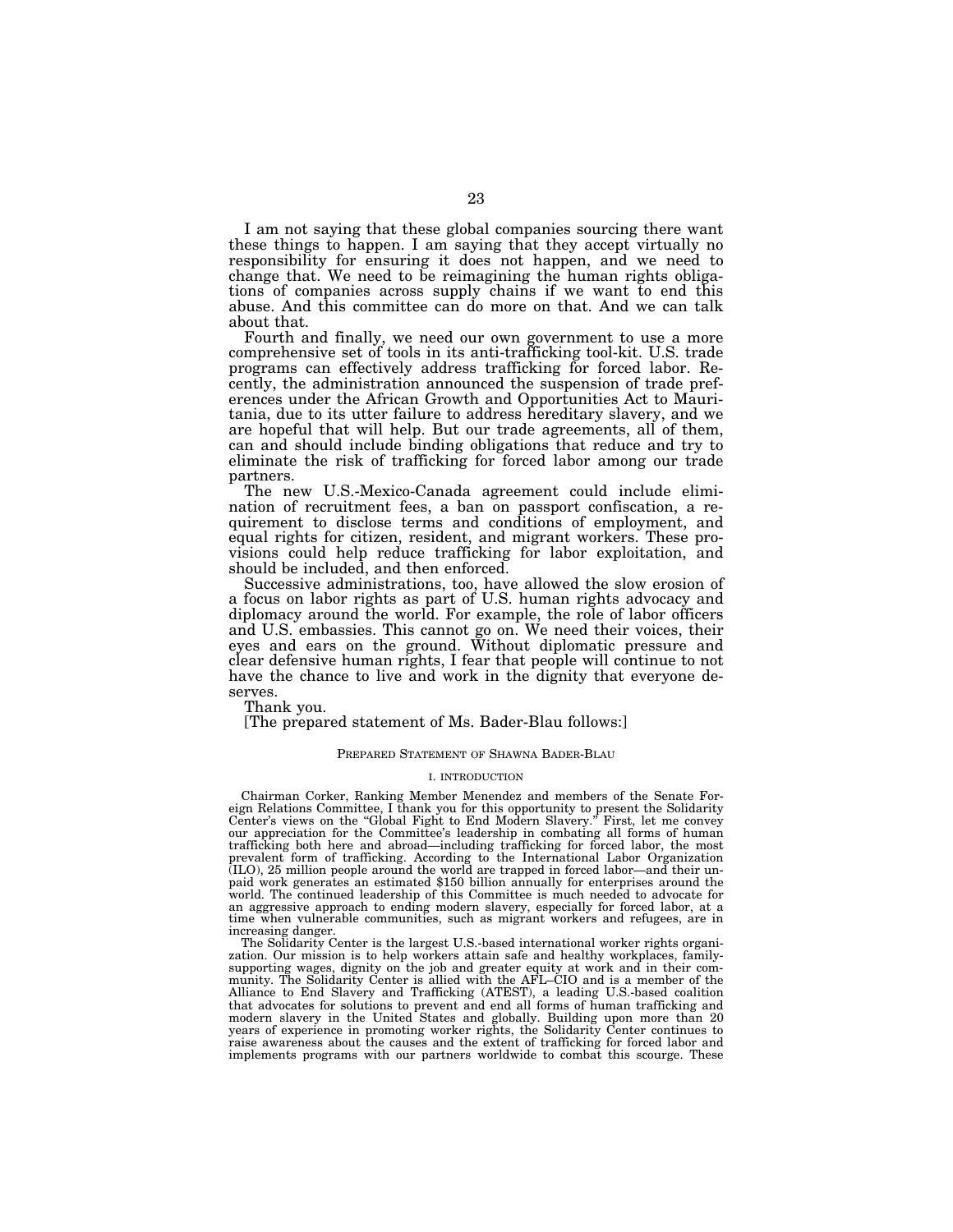I am not saying that these global companies sourcing there want these things to happen. I am saying that they accept virtually no responsibility for ensuring it does not happen, and we need to change that. We need to be reimagining the human rights obligations of companies across supply chains if we want to end this abuse. And this committee can do more on that. And we can talk about that.

Fourth and finally, we need our own government to use a more comprehensive set of tools in its anti-trafficking tool-kit. U.S. trade programs can effectively address trafficking for forced labor. Recently, the administration announced the suspension of trade preferences under the African Growth and Opportunities Act to Mauritania, due to its utter failure to address hereditary slavery, and we are hopeful that will help. But our trade agreements, all of them, can and should include binding obligations that reduce and try to eliminate the risk of trafficking for forced labor among our trade partners.

The new U.S.-Mexico-Canada agreement could include elimination of recruitment fees, a ban on passport confiscation, a requirement to disclose terms and conditions of employment, and equal rights for citizen, resident, and migrant workers. These provisions could help reduce trafficking for labor exploitation, and should be included, and then enforced.

Successive administrations, too, have allowed the slow erosion of a focus on labor rights as part of U.S. human rights advocacy and diplomacy around the world. For example, the role of labor officers and U.S. embassies. This cannot go on. We need their voices, their eyes and ears on the ground. Without diplomatic pressure and clear defensive human rights, I fear that people will continue to not have the chance to live and work in the dignity that everyone deserves.

Thank you.

[The prepared statement of Ms. Bader-Blau follows:]

PREPARED STATEMENT OF SHAWNA BADER-BLAU

I. INTRODUCTION

Chairman Corker, Ranking Member Menendez and members of the Senate Foreign Relations Committee, I thank you for this opportunity to present the Solidarity Center's views on the "Global Fight to End Modern Slavery." First, let me convey our appreciation for the Committee's leadership in combating all forms of human trafficking both here and abroad—including trafficking for forced labor, the most prevalent form of trafficking. According to the International Labor Organization (ILO), 25 million people around the world are trapped in forced labor—and their unpaid work generates an estimated $150 billion annually for enterprises around the world. The continued leadership of this Committee is much needed to advocate for an aggressive approach to ending modern slavery, especially for forced labor, at a time when vulnerable communities, such as migrant workers and refugees, are in increasing danger.

The Solidarity Center is the largest U.S.-based international worker rights organization. Our mission is to help workers attain safe and healthy workplaces, family-supporting wages, dignity on the job and greater equity at work and in their community. The Solidarity Center is allied with the AFL–CIO and is a member of the Alliance to End Slavery and Trafficking (ATEST), a leading U.S.-based coalition that advocates for solutions to prevent and end all forms of human trafficking and modern slavery in the United States and globally. Building upon more than 20 years of experience in promoting worker rights, the Solidarity Center continues to raise awareness about the causes and the extent of trafficking for forced labor and implements programs with our partners worldwide to combat this scourge. These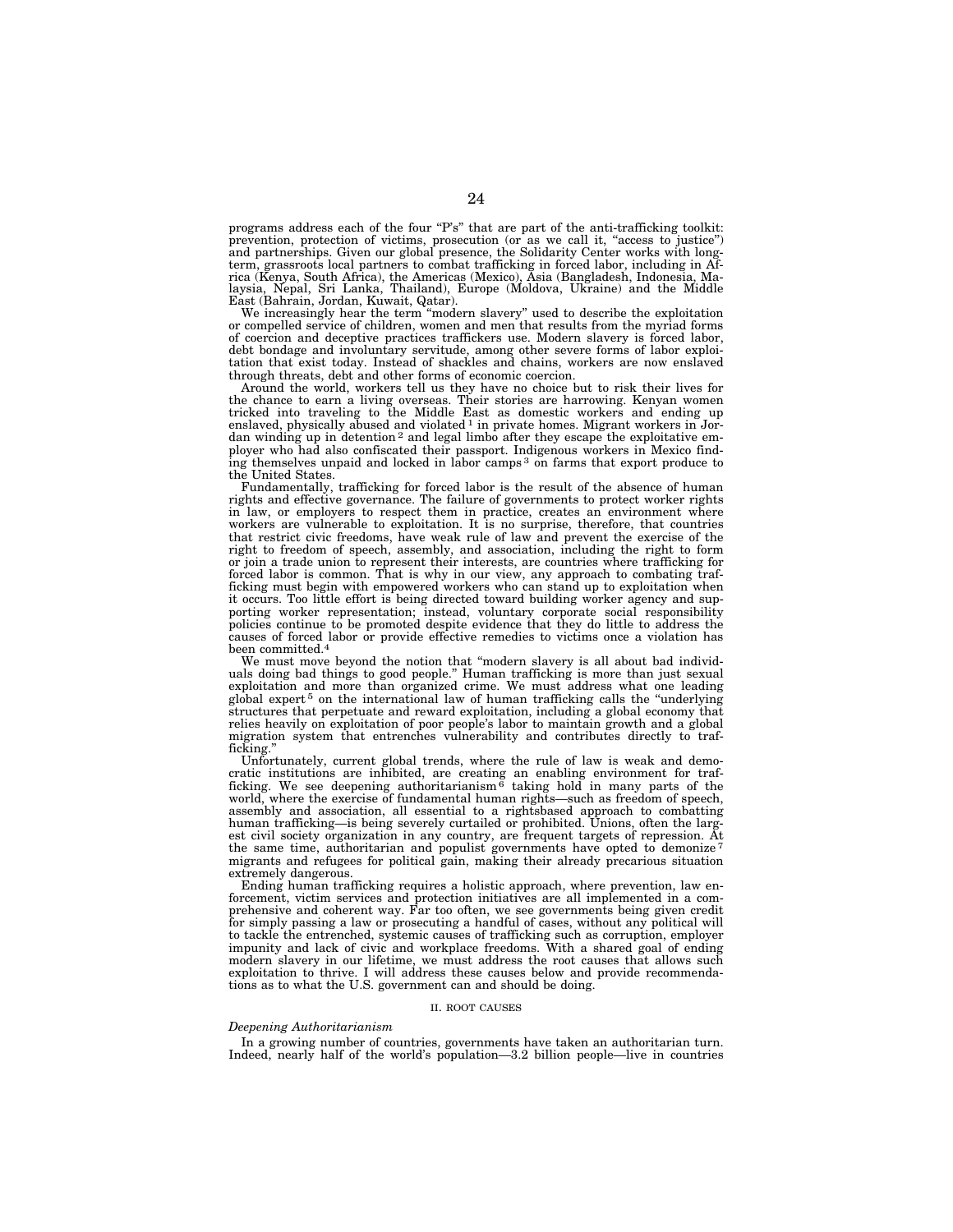programs address each of the four "P's" that are part of the anti-trafficking toolkit: prevention, protection of victims, prosecution (or as we call it, "access to justice") and partnerships. Given our global presence, the Solidarity Center works with long-term, grassroots local partners to combat trafficking in forced labor, including in Africa (Kenya, South Africa), the Americas (Mexico), Asia (Bangladesh, Indonesia, Malaysia, Nepal, Sri Lanka, Thailand), Europe (Moldova, Ukraine) and the Middle East (Bahrain, Jordan, Kuwait, Qatar).

We increasingly hear the term "modern slavery" used to describe the exploitation or compelled service of children, women and men that results from the myriad forms of coercion and deceptive practices traffickers use. Modern slavery is forced labor, debt bondage and involuntary servitude, among other severe forms of labor exploitation that exist today. Instead of shackles and chains, workers are now enslaved through threats, debt and other forms of economic coercion.

Around the world, workers tell us they have no choice but to risk their lives for the chance to earn a living overseas. Their stories are harrowing. Kenyan women tricked into traveling to the Middle East as domestic workers and ending up enslaved, physically abused and violated [1] in private homes. Migrant workers in Jordan winding up in detention [2] and legal limbo after they escape the exploitative employer who had also confiscated their passport. Indigenous workers in Mexico finding themselves unpaid and locked in labor camps [3] on farms that export produce to the United States.

Fundamentally, trafficking for forced labor is the result of the absence of human rights and effective governance. The failure of governments to protect worker rights in law, or employers to respect them in practice, creates an environment where workers are vulnerable to exploitation. It is no surprise, therefore, that countries that restrict civic freedoms, have weak rule of law and prevent the exercise of the right to freedom of speech, assembly, and association, including the right to form or join a trade union to represent their interests, are countries where trafficking for forced labor is common. That is why in our view, any approach to combating trafficking must begin with empowered workers who can stand up to exploitation when it occurs. Too little effort is being directed toward building worker agency and supporting worker representation; instead, voluntary corporate social responsibility policies continue to be promoted despite evidence that they do little to address the causes of forced labor or provide effective remedies to victims once a violation has been committed.[4]

We must move beyond the notion that "modern slavery is all about bad individuals doing bad things to good people." Human trafficking is more than just sexual exploitation and more than organized crime. We must address what one leading global expert [5] on the international law of human trafficking calls the "underlying structures that perpetuate and reward exploitation, including a global economy that relies heavily on exploitation of poor people's labor to maintain growth and a global migration system that entrenches vulnerability and contributes directly to trafficking."

Unfortunately, current global trends, where the rule of law is weak and democratic institutions are inhibited, are creating an enabling environment for trafficking. We see deepening authoritarianism [6] taking hold in many parts of the world, where the exercise of fundamental human rights—such as freedom of speech, assembly and association, all essential to a rightsbased approach to combatting human trafficking—is being severely curtailed or prohibited. Unions, often the largest civil society organization in any country, are frequent targets of repression. At the same time, authoritarian and populist governments have opted to demonize [7] migrants and refugees for political gain, making their already precarious situation extremely dangerous.

Ending human trafficking requires a holistic approach, where prevention, law enforcement, victim services and protection initiatives are all implemented in a comprehensive and coherent way. Far too often, we see governments being given credit for simply passing a law or prosecuting a handful of cases, without any political will to tackle the entrenched, systemic causes of trafficking such as corruption, employer impunity and lack of civic and workplace freedoms. With a shared goal of ending modern slavery in our lifetime, we must address the root causes that allows such exploitation to thrive. I will address these causes below and provide recommendations as to what the U.S. government can and should be doing.

## II. ROOT CAUSES

### *Deepening Authoritarianism*

In a growing number of countries, governments have taken an authoritarian turn. Indeed, nearly half of the world's population—3.2 billion people—live in countries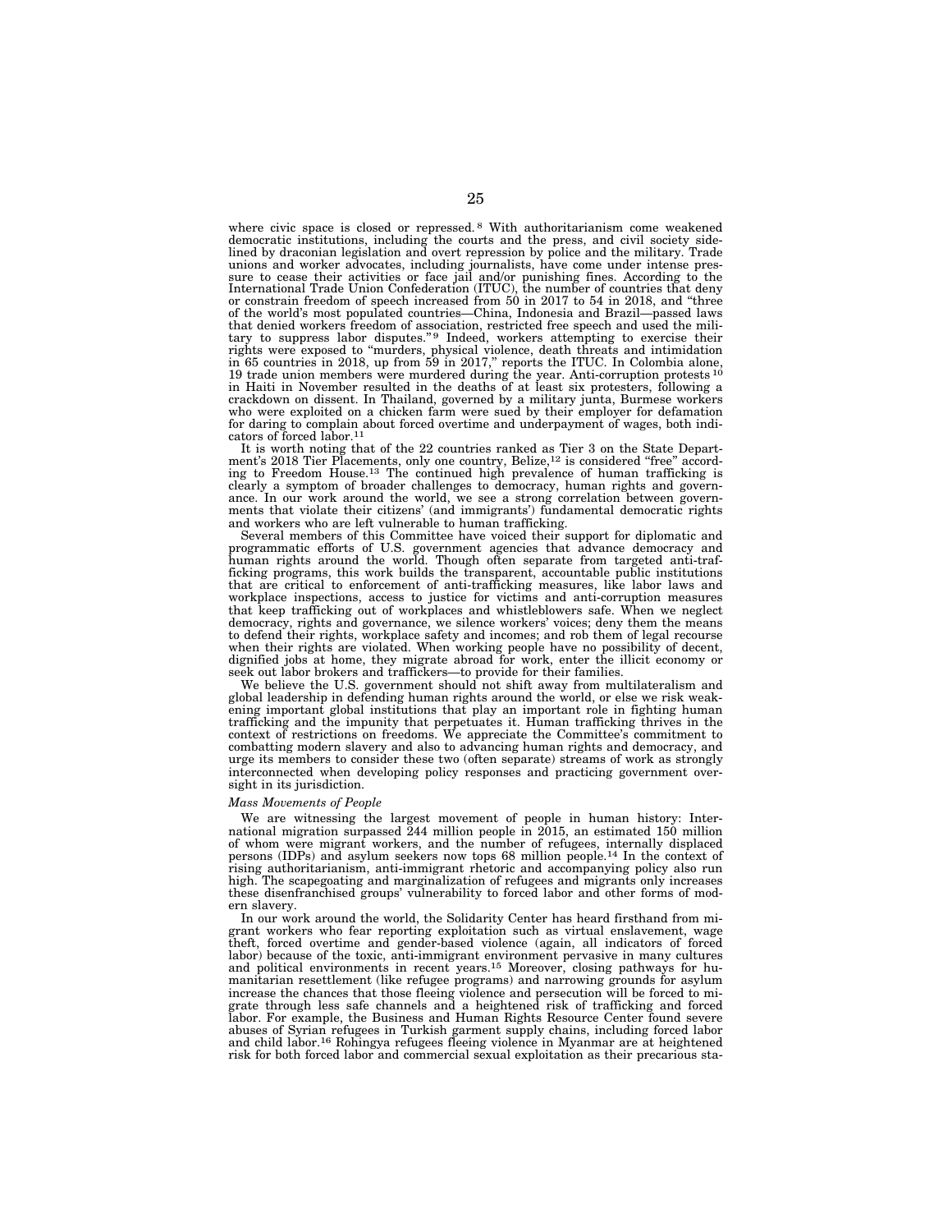where civic space is closed or repressed.[8] With authoritarianism come weakened democratic institutions, including the courts and the press, and civil society sidelined by draconian legislation and overt repression by police and the military. Trade unions and worker advocates, including journalists, have come under intense pressure to cease their activities or face jail and/or punishing fines. According to the International Trade Union Confederation (ITUC), the number of countries that deny or constrain freedom of speech increased from 50 in 2017 to 54 in 2018, and "three of the world's most populated countries—China, Indonesia and Brazil—passed laws that denied workers freedom of association, restricted free speech and used the military to suppress labor disputes."[9] Indeed, workers attempting to exercise their rights were exposed to "murders, physical violence, death threats and intimidation in 65 countries in 2018, up from 59 in 2017," reports the ITUC. In Colombia alone, 19 trade union members were murdered during the year. Anti-corruption protests[10] in Haiti in November resulted in the deaths of at least six protesters, following a crackdown on dissent. In Thailand, governed by a military junta, Burmese workers who were exploited on a chicken farm were sued by their employer for defamation for daring to complain about forced overtime and underpayment of wages, both indicators of forced labor.[11]

It is worth noting that of the 22 countries ranked as Tier 3 on the State Department's 2018 Tier Placements, only one country, Belize,[12] is considered "free" according to Freedom House.[13] The continued high prevalence of human trafficking is clearly a symptom of broader challenges to democracy, human rights and governance. In our work around the world, we see a strong correlation between governments that violate their citizens' (and immigrants') fundamental democratic rights and workers who are left vulnerable to human trafficking.

Several members of this Committee have voiced their support for diplomatic and programmatic efforts of U.S. government agencies that advance democracy and human rights around the world. Though often separate from targeted anti-trafficking programs, this work builds the transparent, accountable public institutions that are critical to enforcement of anti-trafficking measures, like labor laws and workplace inspections, access to justice for victims and anti-corruption measures that keep trafficking out of workplaces and whistleblowers safe. When we neglect democracy, rights and governance, we silence workers' voices; deny them the means to defend their rights, workplace safety and incomes; and rob them of legal recourse when their rights are violated. When working people have no possibility of decent, dignified jobs at home, they migrate abroad for work, enter the illicit economy or seek out labor brokers and traffickers—to provide for their families.

We believe the U.S. government should not shift away from multilateralism and global leadership in defending human rights around the world, or else we risk weakening important global institutions that play an important role in fighting human trafficking and the impunity that perpetuates it. Human trafficking thrives in the context of restrictions on freedoms. We appreciate the Committee's commitment to combatting modern slavery and also to advancing human rights and democracy, and urge its members to consider these two (often separate) streams of work as strongly interconnected when developing policy responses and practicing government oversight in its jurisdiction.

*Mass Movements of People*

We are witnessing the largest movement of people in human history: International migration surpassed 244 million people in 2015, an estimated 150 million of whom were migrant workers, and the number of refugees, internally displaced persons (IDPs) and asylum seekers now tops 68 million people.[14] In the context of rising authoritarianism, anti-immigrant rhetoric and accompanying policy also run high. The scapegoating and marginalization of refugees and migrants only increases these disenfranchised groups' vulnerability to forced labor and other forms of modern slavery.

In our work around the world, the Solidarity Center has heard firsthand from migrant workers who fear reporting exploitation such as virtual enslavement, wage theft, forced overtime and gender-based violence (again, all indicators of forced labor) because of the toxic, anti-immigrant environment pervasive in many cultures and political environments in recent years.[15] Moreover, closing pathways for humanitarian resettlement (like refugee programs) and narrowing grounds for asylum increase the chances that those fleeing violence and persecution will be forced to migrate through less safe channels and a heightened risk of trafficking and forced labor. For example, the Business and Human Rights Resource Center found severe abuses of Syrian refugees in Turkish garment supply chains, including forced labor and child labor.[16] Rohingya refugees fleeing violence in Myanmar are at heightened risk for both forced labor and commercial sexual exploitation as their precarious sta-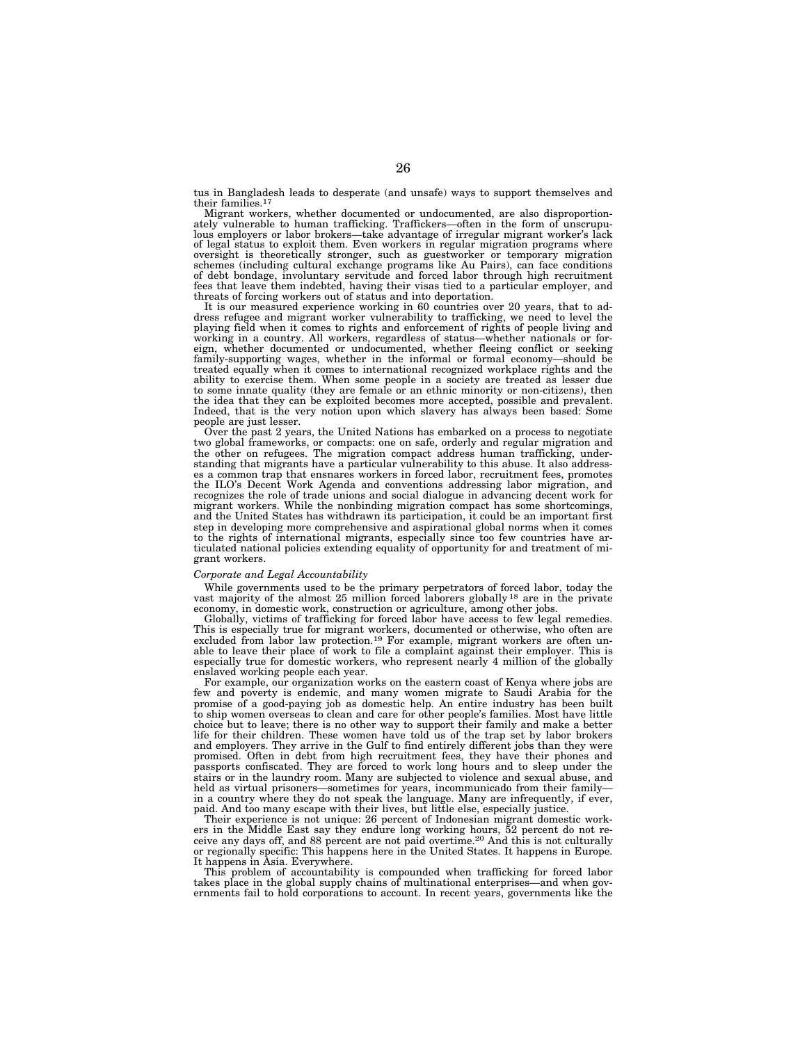tus in Bangladesh leads to desperate (and unsafe) ways to support themselves and their families.[17]

Migrant workers, whether documented or undocumented, are also disproportionately vulnerable to human trafficking. Traffickers—often in the form of unscrupulous employers or labor brokers—take advantage of irregular migrant worker's lack of legal status to exploit them. Even workers in regular migration programs where oversight is theoretically stronger, such as guestworker or temporary migration schemes (including cultural exchange programs like Au Pairs), can face conditions of debt bondage, involuntary servitude and forced labor through high recruitment fees that leave them indebted, having their visas tied to a particular employer, and threats of forcing workers out of status and into deportation.

It is our measured experience working in 60 countries over 20 years, that to address refugee and migrant worker vulnerability to trafficking, we need to level the playing field when it comes to rights and enforcement of rights of people living and working in a country. All workers, regardless of status—whether nationals or foreign, whether documented or undocumented, whether fleeing conflict or seeking family-supporting wages, whether in the informal or formal economy—should be treated equally when it comes to international recognized workplace rights and the ability to exercise them. When some people in a society are treated as lesser due to some innate quality (they are female or an ethnic minority or non-citizens), then the idea that they can be exploited becomes more accepted, possible and prevalent. Indeed, that is the very notion upon which slavery has always been based: Some people are just lesser.

Over the past 2 years, the United Nations has embarked on a process to negotiate two global frameworks, or compacts: one on safe, orderly and regular migration and the other on refugees. The migration compact address human trafficking, understanding that migrants have a particular vulnerability to this abuse. It also addresses a common trap that ensnares workers in forced labor, recruitment fees, promotes the ILO's Decent Work Agenda and conventions addressing labor migration, and recognizes the role of trade unions and social dialogue in advancing decent work for migrant workers. While the nonbinding migration compact has some shortcomings, and the United States has withdrawn its participation, it could be an important first step in developing more comprehensive and aspirational global norms when it comes to the rights of international migrants, especially since too few countries have articulated national policies extending equality of opportunity for and treatment of migrant workers.

*Corporate and Legal Accountability*

While governments used to be the primary perpetrators of forced labor, today the vast majority of the almost 25 million forced laborers globally[18] are in the private economy, in domestic work, construction or agriculture, among other jobs.

Globally, victims of trafficking for forced labor have access to few legal remedies. This is especially true for migrant workers, documented or otherwise, who often are excluded from labor law protection.[19] For example, migrant workers are often unable to leave their place of work to file a complaint against their employer. This is especially true for domestic workers, who represent nearly 4 million of the globally enslaved working people each year.

For example, our organization works on the eastern coast of Kenya where jobs are few and poverty is endemic, and many women migrate to Saudi Arabia for the promise of a good-paying job as domestic help. An entire industry has been built to ship women overseas to clean and care for other people's families. Most have little choice but to leave; there is no other way to support their family and make a better life for their children. These women have told us of the trap set by labor brokers and employers. They arrive in the Gulf to find entirely different jobs than they were promised. Often in debt from high recruitment fees, they have their phones and passports confiscated. They are forced to work long hours and to sleep under the stairs or in the laundry room. Many are subjected to violence and sexual abuse, and held as virtual prisoners—sometimes for years, incommunicado from their family—in a country where they do not speak the language. Many are infrequently, if ever, paid. And too many escape with their lives, but little else, especially justice.

Their experience is not unique: 26 percent of Indonesian migrant domestic workers in the Middle East say they endure long working hours, 52 percent do not receive any days off, and 88 percent are not paid overtime.[20] And this is not culturally or regionally specific: This happens here in the United States. It happens in Europe. It happens in Asia. Everywhere.

This problem of accountability is compounded when trafficking for forced labor takes place in the global supply chains of multinational enterprises—and when governments fail to hold corporations to account. In recent years, governments like the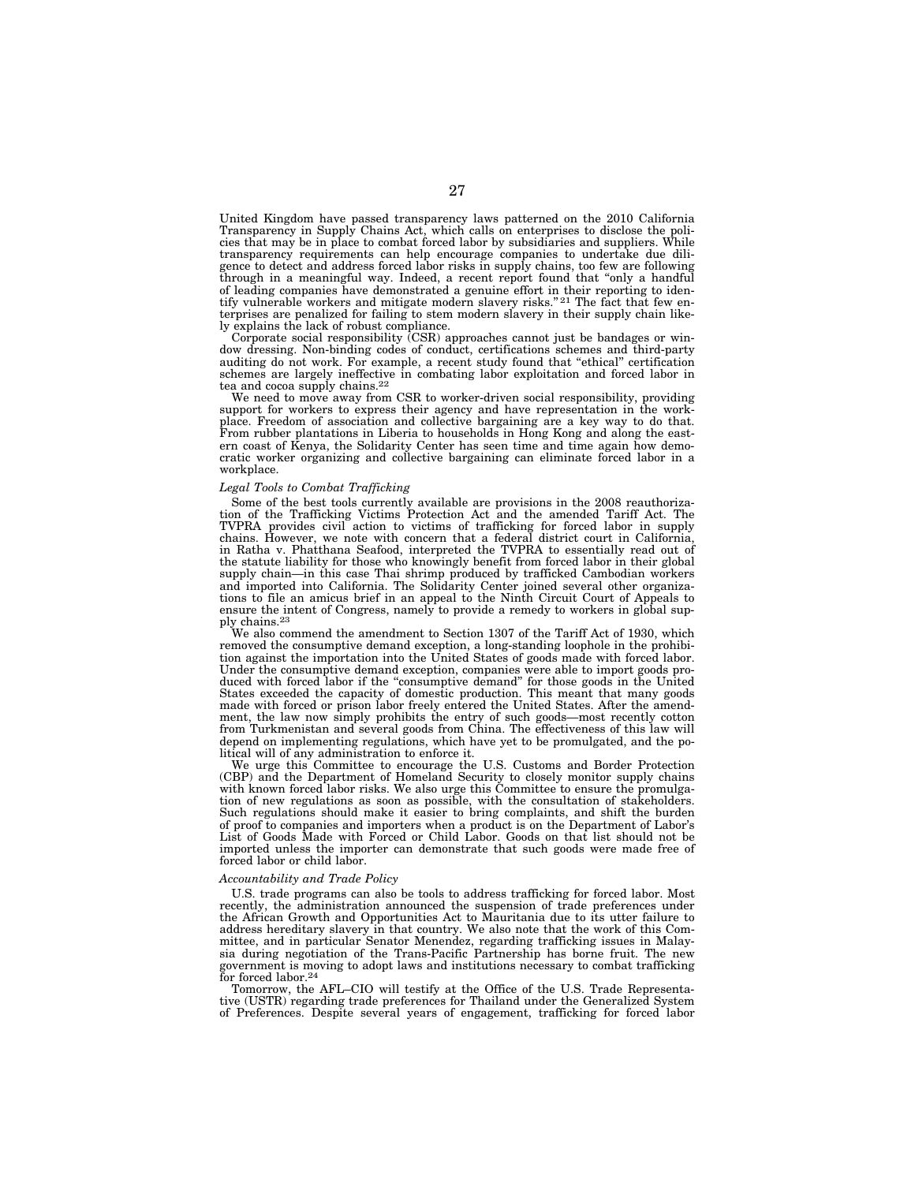United Kingdom have passed transparency laws patterned on the 2010 California Transparency in Supply Chains Act, which calls on enterprises to disclose the policies that may be in place to combat forced labor by subsidiaries and suppliers. While transparency requirements can help encourage companies to undertake due diligence to detect and address forced labor risks in supply chains, too few are following through in a meaningful way. Indeed, a recent report found that "only a handful of leading companies have demonstrated a genuine effort in their reporting to identify vulnerable workers and mitigate modern slavery risks." [21] The fact that few enterprises are penalized for failing to stem modern slavery in their supply chain likely explains the lack of robust compliance.

Corporate social responsibility (CSR) approaches cannot just be bandages or window dressing. Non-binding codes of conduct, certifications schemes and third-party auditing do not work. For example, a recent study found that "ethical" certification schemes are largely ineffective in combating labor exploitation and forced labor in tea and cocoa supply chains.[22]

We need to move away from CSR to worker-driven social responsibility, providing support for workers to express their agency and have representation in the workplace. Freedom of association and collective bargaining are a key way to do that. From rubber plantations in Liberia to households in Hong Kong and along the eastern coast of Kenya, the Solidarity Center has seen time and time again how democratic worker organizing and collective bargaining can eliminate forced labor in a workplace.

*Legal Tools to Combat Trafficking*

Some of the best tools currently available are provisions in the 2008 reauthorization of the Trafficking Victims Protection Act and the amended Tariff Act. The TVPRA provides civil action to victims of trafficking for forced labor in supply chains. However, we note with concern that a federal district court in California, in Ratha v. Phatthana Seafood, interpreted the TVPRA to essentially read out of the statute liability for those who knowingly benefit from forced labor in their global supply chain—in this case Thai shrimp produced by trafficked Cambodian workers and imported into California. The Solidarity Center joined several other organizations to file an amicus brief in an appeal to the Ninth Circuit Court of Appeals to ensure the intent of Congress, namely to provide a remedy to workers in global supply chains.[23]

We also commend the amendment to Section 1307 of the Tariff Act of 1930, which removed the consumptive demand exception, a long-standing loophole in the prohibition against the importation into the United States of goods made with forced labor. Under the consumptive demand exception, companies were able to import goods produced with forced labor if the "consumptive demand" for those goods in the United States exceeded the capacity of domestic production. This meant that many goods made with forced or prison labor freely entered the United States. After the amendment, the law now simply prohibits the entry of such goods—most recently cotton from Turkmenistan and several goods from China. The effectiveness of this law will depend on implementing regulations, which have yet to be promulgated, and the political will of any administration to enforce it.

We urge this Committee to encourage the U.S. Customs and Border Protection (CBP) and the Department of Homeland Security to closely monitor supply chains with known forced labor risks. We also urge this Committee to ensure the promulgation of new regulations as soon as possible, with the consultation of stakeholders. Such regulations should make it easier to bring complaints, and shift the burden of proof to companies and importers when a product is on the Department of Labor's List of Goods Made with Forced or Child Labor. Goods on that list should not be imported unless the importer can demonstrate that such goods were made free of forced labor or child labor.

*Accountability and Trade Policy*

U.S. trade programs can also be tools to address trafficking for forced labor. Most recently, the administration announced the suspension of trade preferences under the African Growth and Opportunities Act to Mauritania due to its utter failure to address hereditary slavery in that country. We also note that the work of this Committee, and in particular Senator Menendez, regarding trafficking issues in Malaysia during negotiation of the Trans-Pacific Partnership has borne fruit. The new government is moving to adopt laws and institutions necessary to combat trafficking for forced labor.[24]

Tomorrow, the AFL–CIO will testify at the Office of the U.S. Trade Representative (USTR) regarding trade preferences for Thailand under the Generalized System of Preferences. Despite several years of engagement, trafficking for forced labor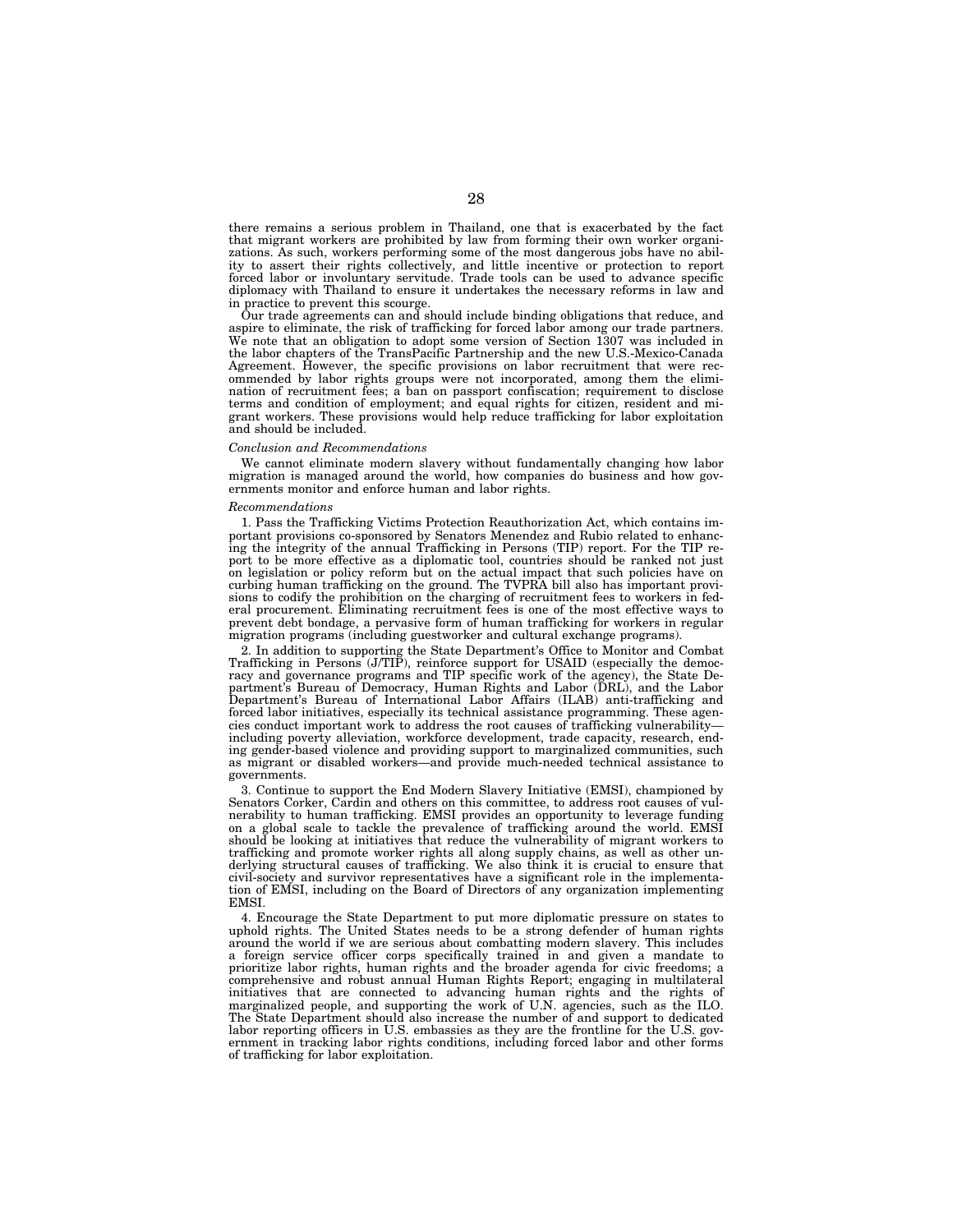there remains a serious problem in Thailand, one that is exacerbated by the fact that migrant workers are prohibited by law from forming their own worker organizations. As such, workers performing some of the most dangerous jobs have no ability to assert their rights collectively, and little incentive or protection to report forced labor or involuntary servitude. Trade tools can be used to advance specific diplomacy with Thailand to ensure it undertakes the necessary reforms in law and in practice to prevent this scourge.

Our trade agreements can and should include binding obligations that reduce, and aspire to eliminate, the risk of trafficking for forced labor among our trade partners. We note that an obligation to adopt some version of Section 1307 was included in the labor chapters of the TransPacific Partnership and the new U.S.-Mexico-Canada Agreement. However, the specific provisions on labor recruitment that were recommended by labor rights groups were not incorporated, among them the elimination of recruitment fees; a ban on passport confiscation; requirement to disclose terms and condition of employment; and equal rights for citizen, resident and migrant workers. These provisions would help reduce trafficking for labor exploitation and should be included.

*Conclusion and Recommendations*

We cannot eliminate modern slavery without fundamentally changing how labor migration is managed around the world, how companies do business and how governments monitor and enforce human and labor rights.

*Recommendations*

1. Pass the Trafficking Victims Protection Reauthorization Act, which contains important provisions co-sponsored by Senators Menendez and Rubio related to enhancing the integrity of the annual Trafficking in Persons (TIP) report. For the TIP report to be more effective as a diplomatic tool, countries should be ranked not just on legislation or policy reform but on the actual impact that such policies have on curbing human trafficking on the ground. The TVPRA bill also has important provisions to codify the prohibition on the charging of recruitment fees to workers in federal procurement. Eliminating recruitment fees is one of the most effective ways to prevent debt bondage, a pervasive form of human trafficking for workers in regular migration programs (including guestworker and cultural exchange programs).

2. In addition to supporting the State Department's Office to Monitor and Combat Trafficking in Persons (J/TIP), reinforce support for USAID (especially the democracy and governance programs and TIP specific work of the agency), the State Department's Bureau of Democracy, Human Rights and Labor (DRL), and the Labor Department's Bureau of International Labor Affairs (ILAB) anti-trafficking and forced labor initiatives, especially its technical assistance programming. These agencies conduct important work to address the root causes of trafficking vulnerability—including poverty alleviation, workforce development, trade capacity, research, ending gender-based violence and providing support to marginalized communities, such as migrant or disabled workers—and provide much-needed technical assistance to governments.

3. Continue to support the End Modern Slavery Initiative (EMSI), championed by Senators Corker, Cardin and others on this committee, to address root causes of vulnerability to human trafficking. EMSI provides an opportunity to leverage funding on a global scale to tackle the prevalence of trafficking around the world. EMSI should be looking at initiatives that reduce the vulnerability of migrant workers to trafficking and promote worker rights all along supply chains, as well as other underlying structural causes of trafficking. We also think it is crucial to ensure that civil-society and survivor representatives have a significant role in the implementation of EMSI, including on the Board of Directors of any organization implementing EMSI.

4. Encourage the State Department to put more diplomatic pressure on states to uphold rights. The United States needs to be a strong defender of human rights around the world if we are serious about combatting modern slavery. This includes a foreign service officer corps specifically trained in and given a mandate to prioritize labor rights, human rights and the broader agenda for civic freedoms; a comprehensive and robust annual Human Rights Report; engaging in multilateral initiatives that are connected to advancing human rights and the rights of marginalized people, and supporting the work of U.N. agencies, such as the ILO. The State Department should also increase the number of and support to dedicated labor reporting officers in U.S. embassies as they are the frontline for the U.S. government in tracking labor rights conditions, including forced labor and other forms of trafficking for labor exploitation.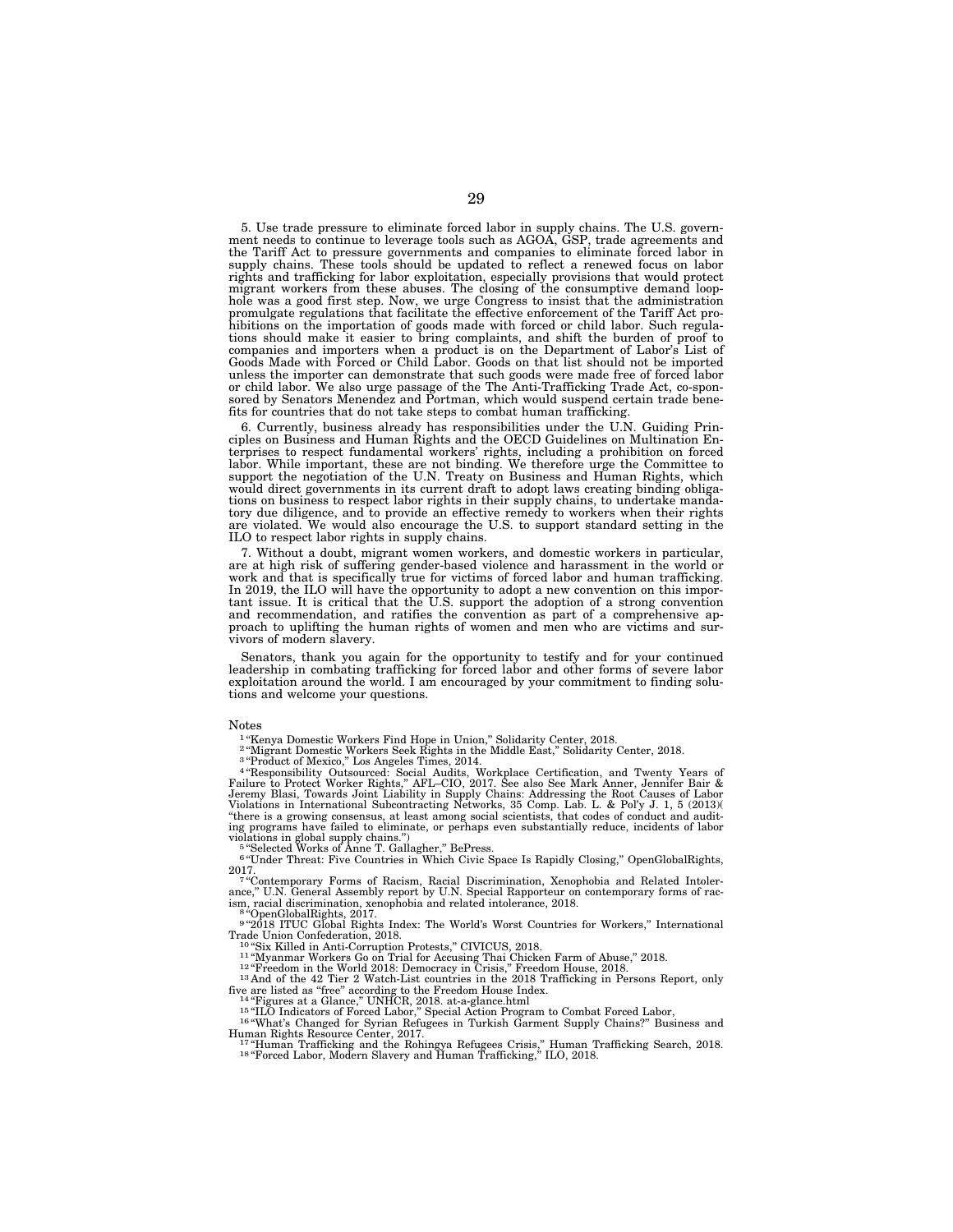5. Use trade pressure to eliminate forced labor in supply chains. The U.S. government needs to continue to leverage tools such as AGOA, GSP, trade agreements and the Tariff Act to pressure governments and companies to eliminate forced labor in supply chains. These tools should be updated to reflect a renewed focus on labor rights and trafficking for labor exploitation, especially provisions that would protect migrant workers from these abuses. The closing of the consumptive demand loophole was a good first step. Now, we urge Congress to insist that the administration promulgate regulations that facilitate the effective enforcement of the Tariff Act prohibitions on the importation of goods made with forced or child labor. Such regulations should make it easier to bring complaints, and shift the burden of proof to companies and importers when a product is on the Department of Labor's List of Goods Made with Forced or Child Labor. Goods on that list should not be imported unless the importer can demonstrate that such goods were made free of forced labor or child labor. We also urge passage of the The Anti-Trafficking Trade Act, co-sponsored by Senators Menendez and Portman, which would suspend certain trade benefits for countries that do not take steps to combat human trafficking.

6. Currently, business already has responsibilities under the U.N. Guiding Principles on Business and Human Rights and the OECD Guidelines on Multination Enterprises to respect fundamental workers' rights, including a prohibition on forced labor. While important, these are not binding. We therefore urge the Committee to support the negotiation of the U.N. Treaty on Business and Human Rights, which would direct governments in its current draft to adopt laws creating binding obligations on business to respect labor rights in their supply chains, to undertake mandatory due diligence, and to provide an effective remedy to workers when their rights are violated. We would also encourage the U.S. to support standard setting in the ILO to respect labor rights in supply chains.

7. Without a doubt, migrant women workers, and domestic workers in particular, are at high risk of suffering gender-based violence and harassment in the world or work and that is specifically true for victims of forced labor and human trafficking. In 2019, the ILO will have the opportunity to adopt a new convention on this important issue. It is critical that the U.S. support the adoption of a strong convention and recommendation, and ratifies the convention as part of a comprehensive approach to uplifting the human rights of women and men who are victims and survivors of modern slavery.

Senators, thank you again for the opportunity to testify and for your continued leadership in combating trafficking for forced labor and other forms of severe labor exploitation around the world. I am encouraged by your commitment to finding solutions and welcome your questions.

Notes

[1] "Kenya Domestic Workers Find Hope in Union," Solidarity Center, 2018.

[2] "Migrant Domestic Workers Seek Rights in the Middle East," Solidarity Center, 2018.

[3] "Product of Mexico," Los Angeles Times, 2014.

[4] "Responsibility Outsourced: Social Audits, Workplace Certification, and Twenty Years of Failure to Protect Worker Rights," AFL–CIO, 2017. See also See Mark Anner, Jennifer Bair & Jeremy Blasi, Towards Joint Liability in Supply Chains: Addressing the Root Causes of Labor Violations in International Subcontracting Networks, 35 Comp. Lab. L. & Pol'y J. 1, 5 (2013)( "there is a growing consensus, at least among social scientists, that codes of conduct and auditing programs have failed to eliminate, or perhaps even substantially reduce, incidents of labor violations in global supply chains.")

[5] "Selected Works of Anne T. Gallagher," BePress.

[6] "Under Threat: Five Countries in Which Civic Space Is Rapidly Closing," OpenGlobalRights, 2017.

[7] "Contemporary Forms of Racism, Racial Discrimination, Xenophobia and Related Intolerance," U.N. General Assembly report by U.N. Special Rapporteur on contemporary forms of racism, racial discrimination, xenophobia and related intolerance, 2018.

[8] "OpenGlobalRights, 2017.

[9] "2018 ITUC Global Rights Index: The World's Worst Countries for Workers," International Trade Union Confederation, 2018.

[10] "Six Killed in Anti-Corruption Protests," CIVICUS, 2018.

[11] "Myanmar Workers Go on Trial for Accusing Thai Chicken Farm of Abuse," 2018.

[12] "Freedom in the World 2018: Democracy in Crisis," Freedom House, 2018.

[13] And of the 42 Tier 2 Watch-List countries in the 2018 Trafficking in Persons Report, only five are listed as "free" according to the Freedom House Index.

[14] "Figures at a Glance," UNHCR, 2018. at-a-glance.html

[15] "ILO Indicators of Forced Labor," Special Action Program to Combat Forced Labor,

[16] "What's Changed for Syrian Refugees in Turkish Garment Supply Chains?" Business and Human Rights Resource Center, 2017.

[17] "Human Trafficking and the Rohingya Refugees Crisis," Human Trafficking Search, 2018.

[18] "Forced Labor, Modern Slavery and Human Trafficking," ILO, 2018.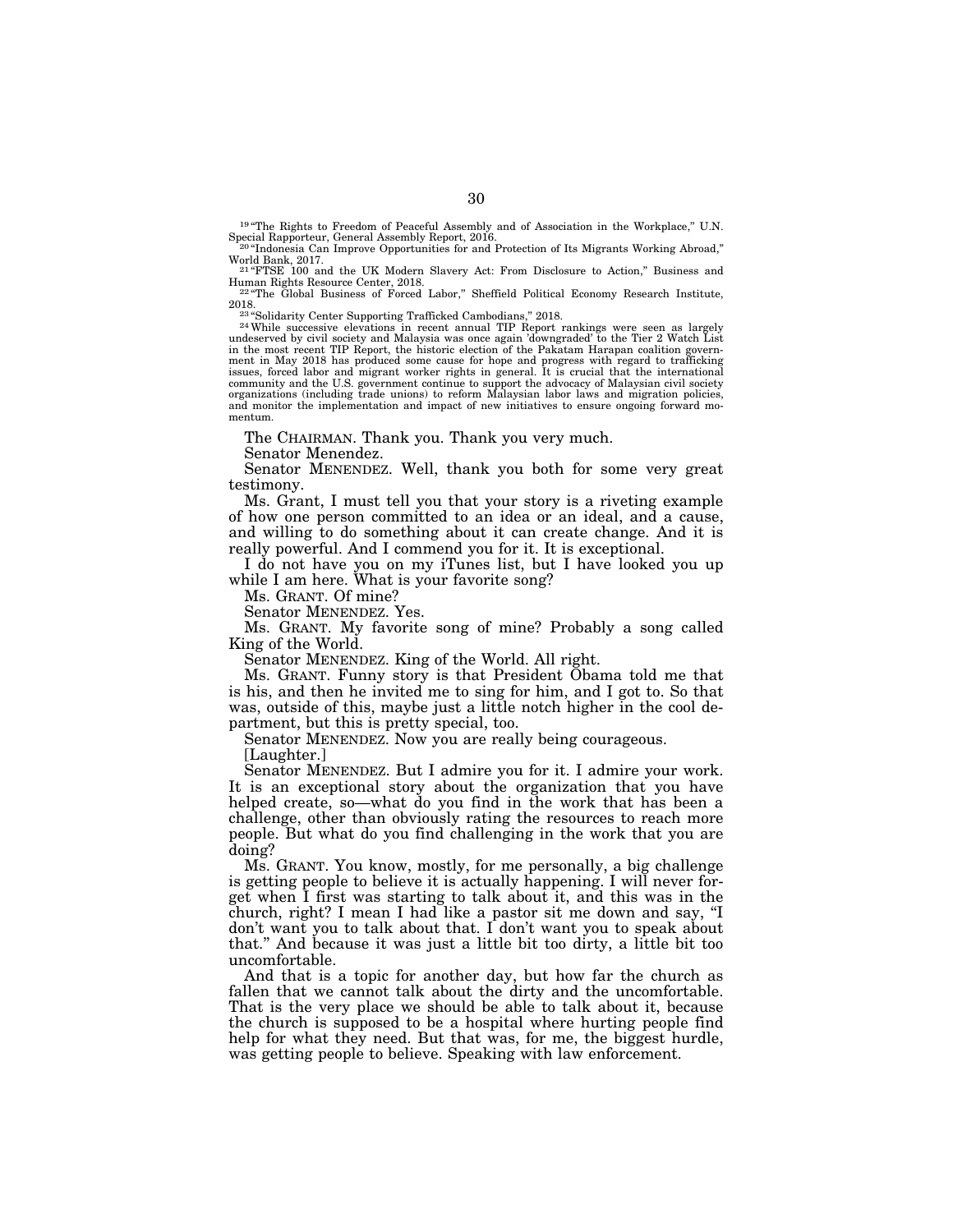[19] "The Rights to Freedom of Peaceful Assembly and of Association in the Workplace," U.N. Special Rapporteur, General Assembly Report, 2016.

[20] "Indonesia Can Improve Opportunities for and Protection of Its Migrants Working Abroad," World Bank, 2017.

[21] "FTSE 100 and the UK Modern Slavery Act: From Disclosure to Action," Business and Human Rights Resource Center, 2018.

[22] "The Global Business of Forced Labor," Sheffield Political Economy Research Institute, 2018.

[23] "Solidarity Center Supporting Trafficked Cambodians," 2018.

[24] While successive elevations in recent annual TIP Report rankings were seen as largely undeserved by civil society and Malaysia was once again 'downgraded' to the Tier 2 Watch List in the most recent TIP Report, the historic election of the Pakatam Harapan coalition government in May 2018 has produced some cause for hope and progress with regard to trafficking issues, forced labor and migrant worker rights in general. It is crucial that the international community and the U.S. government continue to support the advocacy of Malaysian civil society organizations (including trade unions) to reform Malaysian labor laws and migration policies, and monitor the implementation and impact of new initiatives to ensure ongoing forward momentum.

The CHAIRMAN. Thank you. Thank you very much.

Senator Menendez.

Senator MENENDEZ. Well, thank you both for some very great testimony.

Ms. Grant, I must tell you that your story is a riveting example of how one person committed to an idea or an ideal, and a cause, and willing to do something about it can create change. And it is really powerful. And I commend you for it. It is exceptional.

I do not have you on my iTunes list, but I have looked you up while I am here. What is your favorite song?

Ms. GRANT. Of mine?

Senator MENENDEZ. Yes.

Ms. GRANT. My favorite song of mine? Probably a song called King of the World.

Senator MENENDEZ. King of the World. All right.

Ms. GRANT. Funny story is that President Obama told me that is his, and then he invited me to sing for him, and I got to. So that was, outside of this, maybe just a little notch higher in the cool department, but this is pretty special, too.

Senator MENENDEZ. Now you are really being courageous.

[Laughter.]

Senator MENENDEZ. But I admire you for it. I admire your work. It is an exceptional story about the organization that you have helped create, so—what do you find in the work that has been a challenge, other than obviously rating the resources to reach more people. But what do you find challenging in the work that you are doing?

Ms. GRANT. You know, mostly, for me personally, a big challenge is getting people to believe it is actually happening. I will never forget when I first was starting to talk about it, and this was in the church, right? I mean I had like a pastor sit me down and say, "I don't want you to talk about that. I don't want you to speak about that." And because it was just a little bit too dirty, a little bit too uncomfortable.

And that is a topic for another day, but how far the church as fallen that we cannot talk about the dirty and the uncomfortable. That is the very place we should be able to talk about it, because the church is supposed to be a hospital where hurting people find help for what they need. But that was, for me, the biggest hurdle, was getting people to believe. Speaking with law enforcement.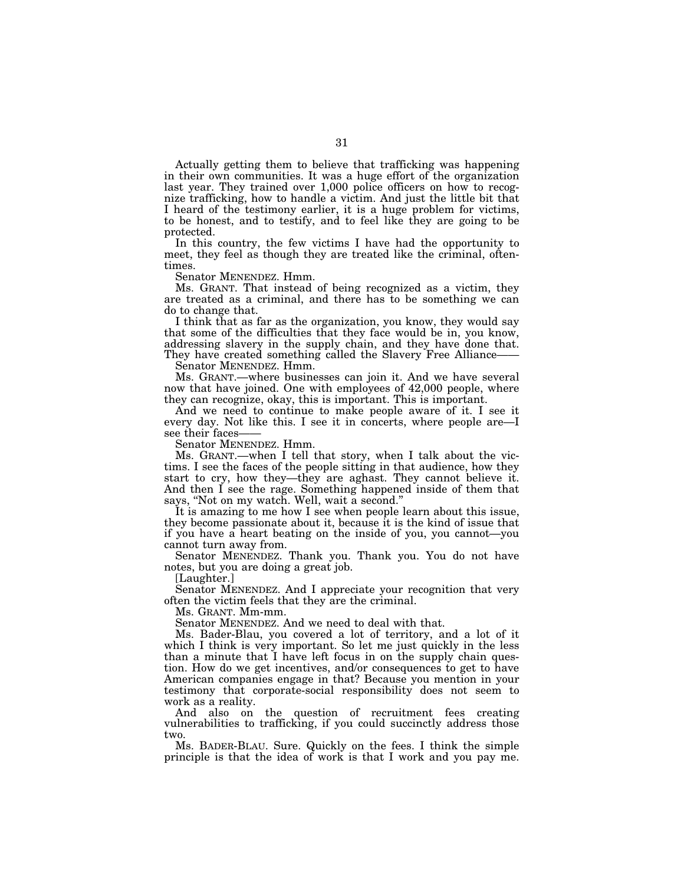Actually getting them to believe that trafficking was happening in their own communities. It was a huge effort of the organization last year. They trained over 1,000 police officers on how to recognize trafficking, how to handle a victim. And just the little bit that I heard of the testimony earlier, it is a huge problem for victims, to be honest, and to testify, and to feel like they are going to be protected.

In this country, the few victims I have had the opportunity to meet, they feel as though they are treated like the criminal, oftentimes.

Senator MENENDEZ. Hmm.

Ms. GRANT. That instead of being recognized as a victim, they are treated as a criminal, and there has to be something we can do to change that.

I think that as far as the organization, you know, they would say that some of the difficulties that they face would be in, you know, addressing slavery in the supply chain, and they have done that. They have created something called the Slavery Free Alliance——

Senator MENENDEZ. Hmm.

Ms. GRANT.—where businesses can join it. And we have several now that have joined. One with employees of 42,000 people, where they can recognize, okay, this is important. This is important.

And we need to continue to make people aware of it. I see it every day. Not like this. I see it in concerts, where people are—I see their faces——

Senator MENENDEZ. Hmm.

Ms. GRANT.—when I tell that story, when I talk about the victims. I see the faces of the people sitting in that audience, how they start to cry, how they—they are aghast. They cannot believe it. And then I see the rage. Something happened inside of them that says, "Not on my watch. Well, wait a second."

It is amazing to me how I see when people learn about this issue, they become passionate about it, because it is the kind of issue that if you have a heart beating on the inside of you, you cannot—you cannot turn away from.

Senator MENENDEZ. Thank you. Thank you. You do not have notes, but you are doing a great job.

[Laughter.]

Senator MENENDEZ. And I appreciate your recognition that very often the victim feels that they are the criminal.

Ms. GRANT. Mm-mm.

Senator MENENDEZ. And we need to deal with that.

Ms. Bader-Blau, you covered a lot of territory, and a lot of it which I think is very important. So let me just quickly in the less than a minute that I have left focus in on the supply chain question. How do we get incentives, and/or consequences to get to have American companies engage in that? Because you mention in your testimony that corporate-social responsibility does not seem to work as a reality.

And also on the question of recruitment fees creating vulnerabilities to trafficking, if you could succinctly address those two.

Ms. BADER-BLAU. Sure. Quickly on the fees. I think the simple principle is that the idea of work is that I work and you pay me.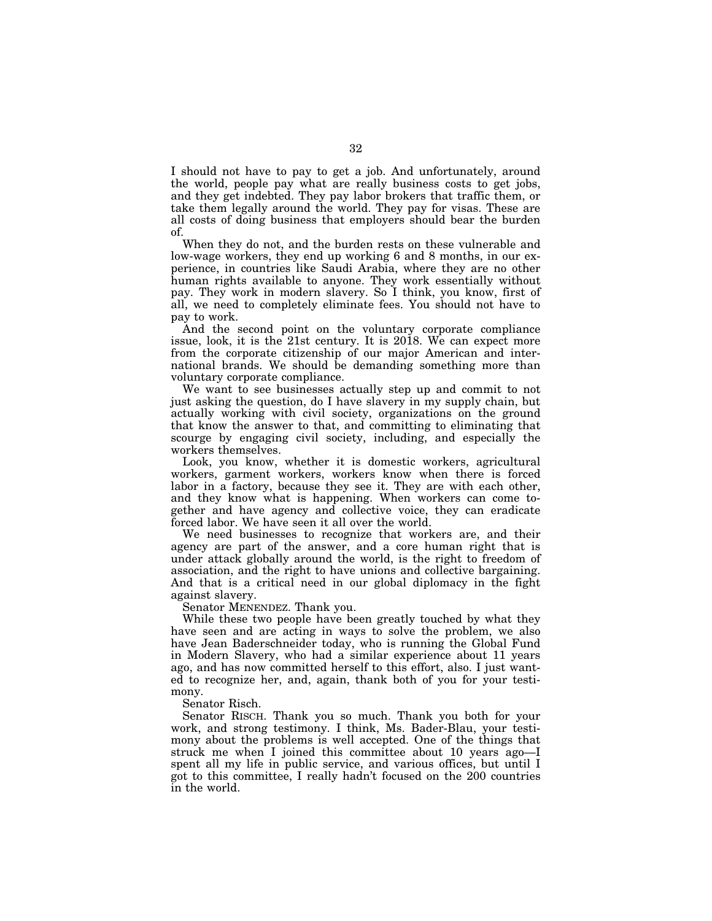I should not have to pay to get a job. And unfortunately, around the world, people pay what are really business costs to get jobs, and they get indebted. They pay labor brokers that traffic them, or take them legally around the world. They pay for visas. These are all costs of doing business that employers should bear the burden of.

When they do not, and the burden rests on these vulnerable and low-wage workers, they end up working 6 and 8 months, in our experience, in countries like Saudi Arabia, where they are no other human rights available to anyone. They work essentially without pay. They work in modern slavery. So I think, you know, first of all, we need to completely eliminate fees. You should not have to pay to work.

And the second point on the voluntary corporate compliance issue, look, it is the 21st century. It is 2018. We can expect more from the corporate citizenship of our major American and international brands. We should be demanding something more than voluntary corporate compliance.

We want to see businesses actually step up and commit to not just asking the question, do I have slavery in my supply chain, but actually working with civil society, organizations on the ground that know the answer to that, and committing to eliminating that scourge by engaging civil society, including, and especially the workers themselves.

Look, you know, whether it is domestic workers, agricultural workers, garment workers, workers know when there is forced labor in a factory, because they see it. They are with each other, and they know what is happening. When workers can come together and have agency and collective voice, they can eradicate forced labor. We have seen it all over the world.

We need businesses to recognize that workers are, and their agency are part of the answer, and a core human right that is under attack globally around the world, is the right to freedom of association, and the right to have unions and collective bargaining. And that is a critical need in our global diplomacy in the fight against slavery.

Senator MENENDEZ. Thank you.

While these two people have been greatly touched by what they have seen and are acting in ways to solve the problem, we also have Jean Baderschneider today, who is running the Global Fund in Modern Slavery, who had a similar experience about 11 years ago, and has now committed herself to this effort, also. I just wanted to recognize her, and, again, thank both of you for your testimony.

Senator Risch.

Senator RISCH. Thank you so much. Thank you both for your work, and strong testimony. I think, Ms. Bader-Blau, your testimony about the problems is well accepted. One of the things that struck me when I joined this committee about 10 years ago—I spent all my life in public service, and various offices, but until I got to this committee, I really hadn't focused on the 200 countries in the world.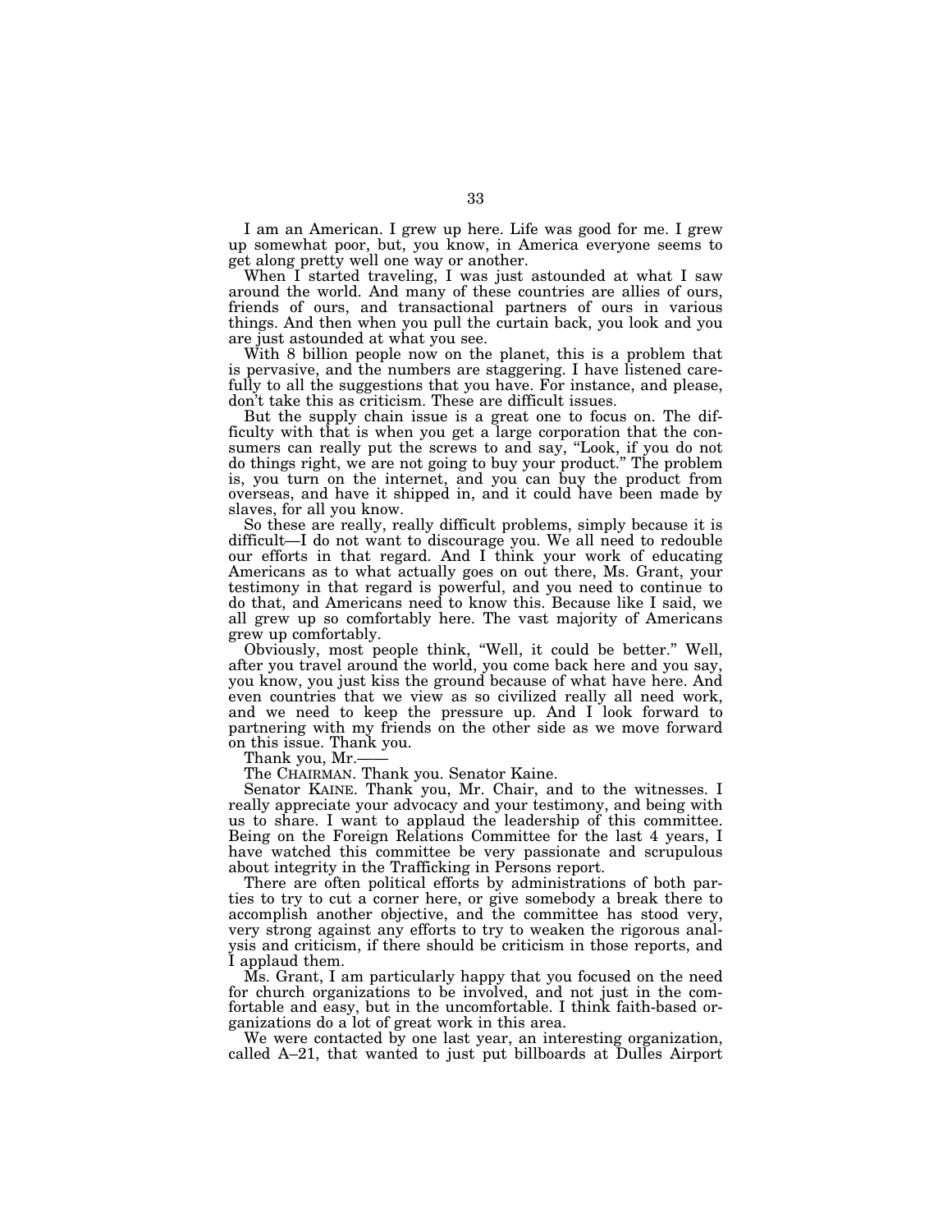I am an American. I grew up here. Life was good for me. I grew up somewhat poor, but, you know, in America everyone seems to get along pretty well one way or another.

When I started traveling, I was just astounded at what I saw around the world. And many of these countries are allies of ours, friends of ours, and transactional partners of ours in various things. And then when you pull the curtain back, you look and you are just astounded at what you see.

With 8 billion people now on the planet, this is a problem that is pervasive, and the numbers are staggering. I have listened carefully to all the suggestions that you have. For instance, and please, don't take this as criticism. These are difficult issues.

But the supply chain issue is a great one to focus on. The difficulty with that is when you get a large corporation that the consumers can really put the screws to and say, "Look, if you do not do things right, we are not going to buy your product." The problem is, you turn on the internet, and you can buy the product from overseas, and have it shipped in, and it could have been made by slaves, for all you know.

So these are really, really difficult problems, simply because it is difficult—I do not want to discourage you. We all need to redouble our efforts in that regard. And I think your work of educating Americans as to what actually goes on out there, Ms. Grant, your testimony in that regard is powerful, and you need to continue to do that, and Americans need to know this. Because like I said, we all grew up so comfortably here. The vast majority of Americans grew up comfortably.

Obviously, most people think, "Well, it could be better." Well, after you travel around the world, you come back here and you say, you know, you just kiss the ground because of what have here. And even countries that we view as so civilized really all need work, and we need to keep the pressure up. And I look forward to partnering with my friends on the other side as we move forward on this issue. Thank you.

Thank you, Mr.——

The CHAIRMAN. Thank you. Senator Kaine.

Senator KAINE. Thank you, Mr. Chair, and to the witnesses. I really appreciate your advocacy and your testimony, and being with us to share. I want to applaud the leadership of this committee. Being on the Foreign Relations Committee for the last 4 years, I have watched this committee be very passionate and scrupulous about integrity in the Trafficking in Persons report.

There are often political efforts by administrations of both parties to try to cut a corner here, or give somebody a break there to accomplish another objective, and the committee has stood very, very strong against any efforts to try to weaken the rigorous analysis and criticism, if there should be criticism in those reports, and I applaud them.

Ms. Grant, I am particularly happy that you focused on the need for church organizations to be involved, and not just in the comfortable and easy, but in the uncomfortable. I think faith-based organizations do a lot of great work in this area.

We were contacted by one last year, an interesting organization, called A–21, that wanted to just put billboards at Dulles Airport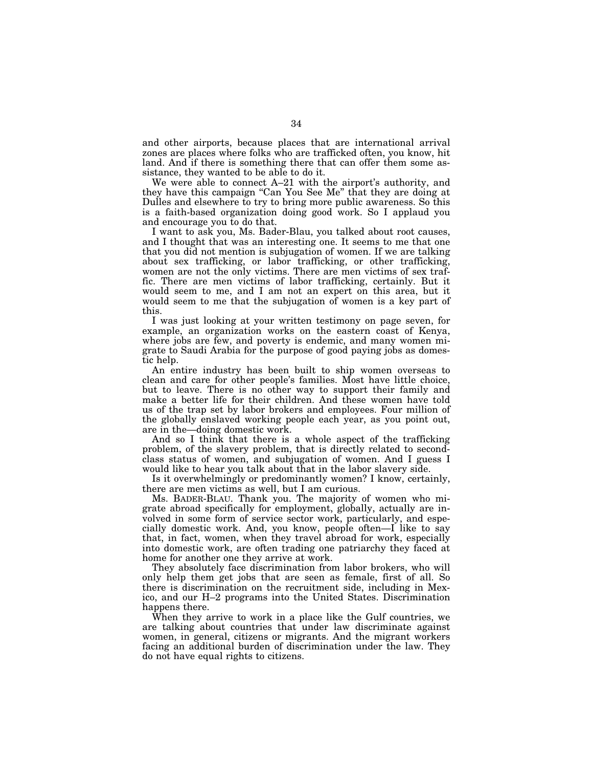and other airports, because places that are international arrival zones are places where folks who are trafficked often, you know, hit land. And if there is something there that can offer them some assistance, they wanted to be able to do it.

We were able to connect A–21 with the airport's authority, and they have this campaign "Can You See Me" that they are doing at Dulles and elsewhere to try to bring more public awareness. So this is a faith-based organization doing good work. So I applaud you and encourage you to do that.

I want to ask you, Ms. Bader-Blau, you talked about root causes, and I thought that was an interesting one. It seems to me that one that you did not mention is subjugation of women. If we are talking about sex trafficking, or labor trafficking, or other trafficking, women are not the only victims. There are men victims of sex traffic. There are men victims of labor trafficking, certainly. But it would seem to me, and I am not an expert on this area, but it would seem to me that the subjugation of women is a key part of this.

I was just looking at your written testimony on page seven, for example, an organization works on the eastern coast of Kenya, where jobs are few, and poverty is endemic, and many women migrate to Saudi Arabia for the purpose of good paying jobs as domestic help.

An entire industry has been built to ship women overseas to clean and care for other people's families. Most have little choice, but to leave. There is no other way to support their family and make a better life for their children. And these women have told us of the trap set by labor brokers and employees. Four million of the globally enslaved working people each year, as you point out, are in the—doing domestic work.

And so I think that there is a whole aspect of the trafficking problem, of the slavery problem, that is directly related to second-class status of women, and subjugation of women. And I guess I would like to hear you talk about that in the labor slavery side.

Is it overwhelmingly or predominantly women? I know, certainly, there are men victims as well, but I am curious.

Ms. BADER-BLAU. Thank you. The majority of women who migrate abroad specifically for employment, globally, actually are involved in some form of service sector work, particularly, and especially domestic work. And, you know, people often—I like to say that, in fact, women, when they travel abroad for work, especially into domestic work, are often trading one patriarchy they faced at home for another one they arrive at work.

They absolutely face discrimination from labor brokers, who will only help them get jobs that are seen as female, first of all. So there is discrimination on the recruitment side, including in Mexico, and our H–2 programs into the United States. Discrimination happens there.

When they arrive to work in a place like the Gulf countries, we are talking about countries that under law discriminate against women, in general, citizens or migrants. And the migrant workers facing an additional burden of discrimination under the law. They do not have equal rights to citizens.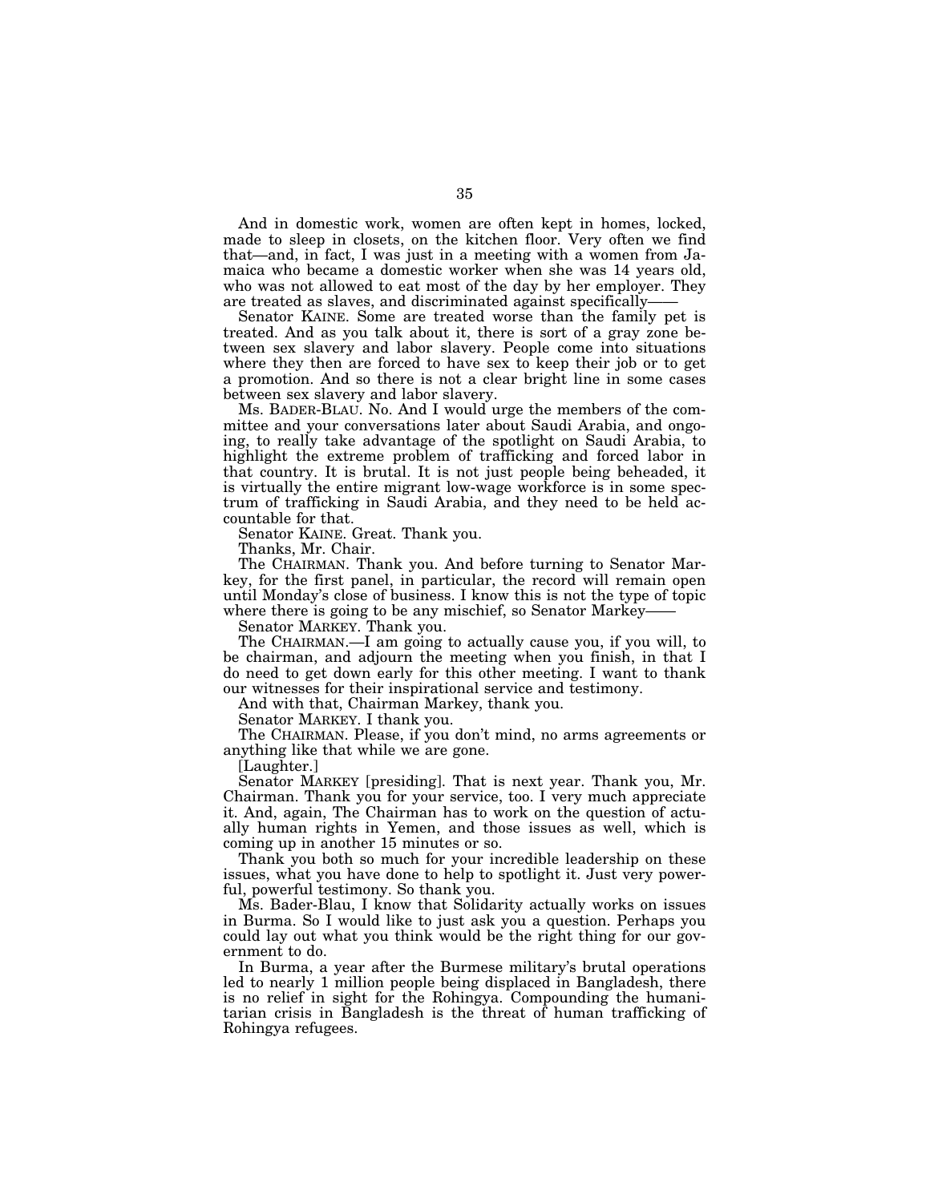And in domestic work, women are often kept in homes, locked, made to sleep in closets, on the kitchen floor. Very often we find that—and, in fact, I was just in a meeting with a women from Jamaica who became a domestic worker when she was 14 years old, who was not allowed to eat most of the day by her employer. They are treated as slaves, and discriminated against specifically——

Senator KAINE. Some are treated worse than the family pet is treated. And as you talk about it, there is sort of a gray zone between sex slavery and labor slavery. People come into situations where they then are forced to have sex to keep their job or to get a promotion. And so there is not a clear bright line in some cases between sex slavery and labor slavery.

Ms. BADER-BLAU. No. And I would urge the members of the committee and your conversations later about Saudi Arabia, and ongoing, to really take advantage of the spotlight on Saudi Arabia, to highlight the extreme problem of trafficking and forced labor in that country. It is brutal. It is not just people being beheaded, it is virtually the entire migrant low-wage workforce is in some spectrum of trafficking in Saudi Arabia, and they need to be held accountable for that.

Senator KAINE. Great. Thank you.

Thanks, Mr. Chair.

The CHAIRMAN. Thank you. And before turning to Senator Markey, for the first panel, in particular, the record will remain open until Monday's close of business. I know this is not the type of topic where there is going to be any mischief, so Senator Markey——

Senator MARKEY. Thank you.

The CHAIRMAN.—I am going to actually cause you, if you will, to be chairman, and adjourn the meeting when you finish, in that I do need to get down early for this other meeting. I want to thank our witnesses for their inspirational service and testimony.

And with that, Chairman Markey, thank you.

Senator MARKEY. I thank you.

The CHAIRMAN. Please, if you don't mind, no arms agreements or anything like that while we are gone.

[Laughter.]

Senator MARKEY [presiding]. That is next year. Thank you, Mr. Chairman. Thank you for your service, too. I very much appreciate it. And, again, The Chairman has to work on the question of actually human rights in Yemen, and those issues as well, which is coming up in another 15 minutes or so.

Thank you both so much for your incredible leadership on these issues, what you have done to help to spotlight it. Just very powerful, powerful testimony. So thank you.

Ms. Bader-Blau, I know that Solidarity actually works on issues in Burma. So I would like to just ask you a question. Perhaps you could lay out what you think would be the right thing for our government to do.

In Burma, a year after the Burmese military's brutal operations led to nearly 1 million people being displaced in Bangladesh, there is no relief in sight for the Rohingya. Compounding the humanitarian crisis in Bangladesh is the threat of human trafficking of Rohingya refugees.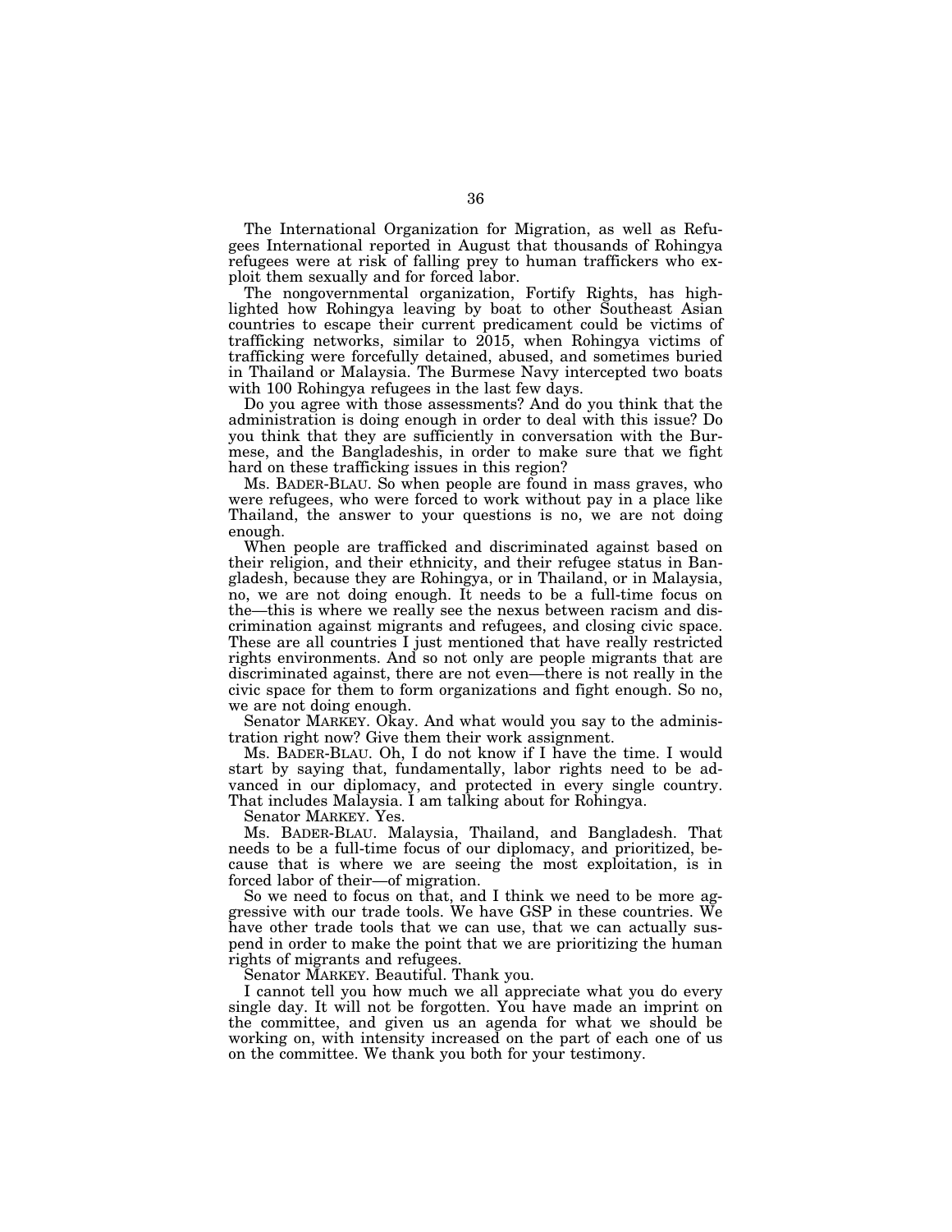The International Organization for Migration, as well as Refugees International reported in August that thousands of Rohingya refugees were at risk of falling prey to human traffickers who exploit them sexually and for forced labor.

The nongovernmental organization, Fortify Rights, has highlighted how Rohingya leaving by boat to other Southeast Asian countries to escape their current predicament could be victims of trafficking networks, similar to 2015, when Rohingya victims of trafficking were forcefully detained, abused, and sometimes buried in Thailand or Malaysia. The Burmese Navy intercepted two boats with 100 Rohingya refugees in the last few days.

Do you agree with those assessments? And do you think that the administration is doing enough in order to deal with this issue? Do you think that they are sufficiently in conversation with the Burmese, and the Bangladeshis, in order to make sure that we fight hard on these trafficking issues in this region?

Ms. BADER-BLAU. So when people are found in mass graves, who were refugees, who were forced to work without pay in a place like Thailand, the answer to your questions is no, we are not doing enough.

When people are trafficked and discriminated against based on their religion, and their ethnicity, and their refugee status in Bangladesh, because they are Rohingya, or in Thailand, or in Malaysia, no, we are not doing enough. It needs to be a full-time focus on the—this is where we really see the nexus between racism and discrimination against migrants and refugees, and closing civic space. These are all countries I just mentioned that have really restricted rights environments. And so not only are people migrants that are discriminated against, there are not even—there is not really in the civic space for them to form organizations and fight enough. So no, we are not doing enough.

Senator MARKEY. Okay. And what would you say to the administration right now? Give them their work assignment.

Ms. BADER-BLAU. Oh, I do not know if I have the time. I would start by saying that, fundamentally, labor rights need to be advanced in our diplomacy, and protected in every single country. That includes Malaysia. I am talking about for Rohingya.

Senator MARKEY. Yes.

Ms. BADER-BLAU. Malaysia, Thailand, and Bangladesh. That needs to be a full-time focus of our diplomacy, and prioritized, because that is where we are seeing the most exploitation, is in forced labor of their—of migration.

So we need to focus on that, and I think we need to be more aggressive with our trade tools. We have GSP in these countries. We have other trade tools that we can use, that we can actually suspend in order to make the point that we are prioritizing the human rights of migrants and refugees.

Senator MARKEY. Beautiful. Thank you.

I cannot tell you how much we all appreciate what you do every single day. It will not be forgotten. You have made an imprint on the committee, and given us an agenda for what we should be working on, with intensity increased on the part of each one of us on the committee. We thank you both for your testimony.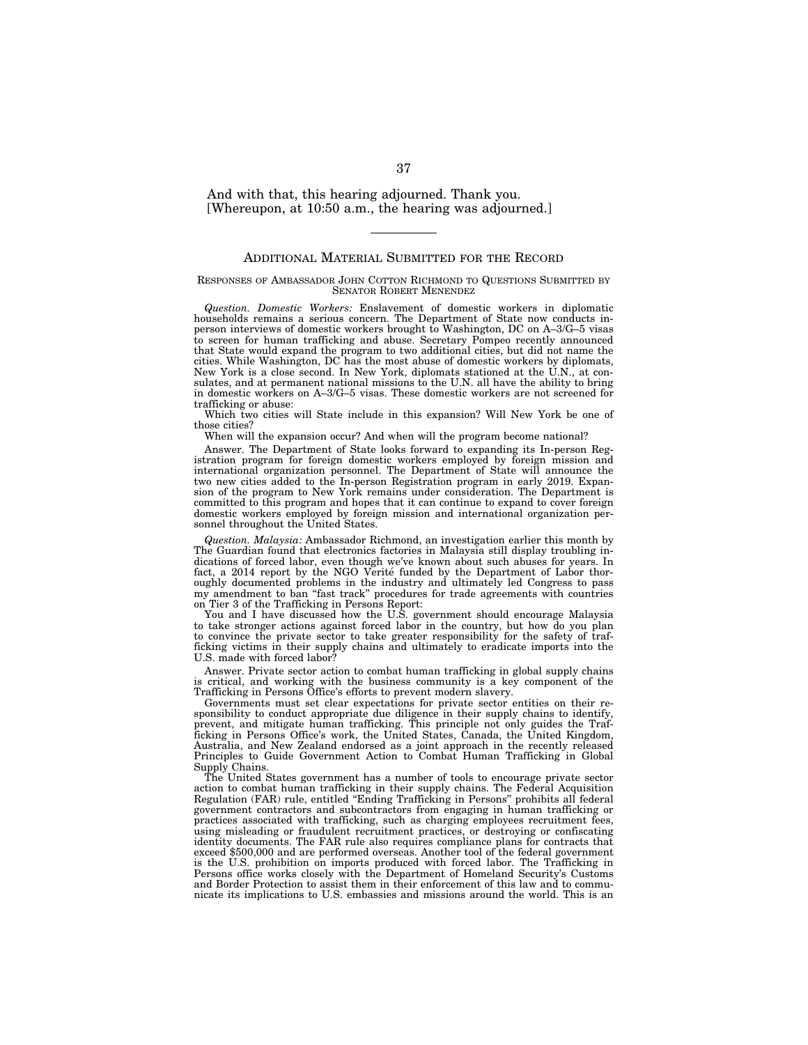And with that, this hearing adjourned. Thank you.
[Whereupon, at 10:50 a.m., the hearing was adjourned.]

---

## ADDITIONAL MATERIAL SUBMITTED FOR THE RECORD

### RESPONSES OF AMBASSADOR JOHN COTTON RICHMOND TO QUESTIONS SUBMITTED BY SENATOR ROBERT MENENDEZ

*Question. Domestic Workers:* Enslavement of domestic workers in diplomatic households remains a serious concern. The Department of State now conducts in-person interviews of domestic workers brought to Washington, DC on A–3/G–5 visas to screen for human trafficking and abuse. Secretary Pompeo recently announced that State would expand the program to two additional cities, but did not name the cities. While Washington, DC has the most abuse of domestic workers by diplomats, New York is a close second. In New York, diplomats stationed at the U.N., at consulates, and at permanent national missions to the U.N. all have the ability to bring in domestic workers on A–3/G–5 visas. These domestic workers are not screened for trafficking or abuse:

Which two cities will State include in this expansion? Will New York be one of those cities?

When will the expansion occur? And when will the program become national?

Answer. The Department of State looks forward to expanding its In-person Registration program for foreign domestic workers employed by foreign mission and international organization personnel. The Department of State will announce the two new cities added to the In-person Registration program in early 2019. Expansion of the program to New York remains under consideration. The Department is committed to this program and hopes that it can continue to expand to cover foreign domestic workers employed by foreign mission and international organization personnel throughout the United States.

*Question. Malaysia:* Ambassador Richmond, an investigation earlier this month by The Guardian found that electronics factories in Malaysia still display troubling indications of forced labor, even though we've known about such abuses for years. In fact, a 2014 report by the NGO Verité funded by the Department of Labor thoroughly documented problems in the industry and ultimately led Congress to pass my amendment to ban "fast track" procedures for trade agreements with countries on Tier 3 of the Trafficking in Persons Report:

You and I have discussed how the U.S. government should encourage Malaysia to take stronger actions against forced labor in the country, but how do you plan to convince the private sector to take greater responsibility for the safety of trafficking victims in their supply chains and ultimately to eradicate imports into the U.S. made with forced labor?

Answer. Private sector action to combat human trafficking in global supply chains is critical, and working with the business community is a key component of the Trafficking in Persons Office's efforts to prevent modern slavery.

Governments must set clear expectations for private sector entities on their responsibility to conduct appropriate due diligence in their supply chains to identify, prevent, and mitigate human trafficking. This principle not only guides the Trafficking in Persons Office's work, the United States, Canada, the United Kingdom, Australia, and New Zealand endorsed as a joint approach in the recently released Principles to Guide Government Action to Combat Human Trafficking in Global Supply Chains.

The United States government has a number of tools to encourage private sector action to combat human trafficking in their supply chains. The Federal Acquisition Regulation (FAR) rule, entitled "Ending Trafficking in Persons" prohibits all federal government contractors and subcontractors from engaging in human trafficking or practices associated with trafficking, such as charging employees recruitment fees, using misleading or fraudulent recruitment practices, or destroying or confiscating identity documents. The FAR rule also requires compliance plans for contracts that exceed $500,000 and are performed overseas. Another tool of the federal government is the U.S. prohibition on imports produced with forced labor. The Trafficking in Persons office works closely with the Department of Homeland Security's Customs and Border Protection to assist them in their enforcement of this law and to communicate its implications to U.S. embassies and missions around the world. This is an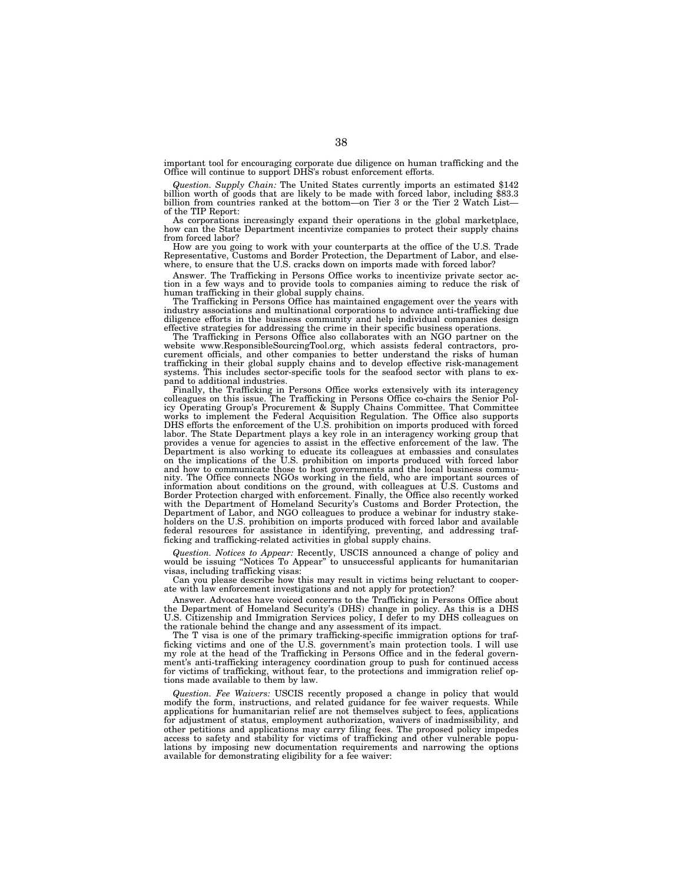important tool for encouraging corporate due diligence on human trafficking and the Office will continue to support DHS's robust enforcement efforts.

*Question. Supply Chain:* The United States currently imports an estimated $142 billion worth of goods that are likely to be made with forced labor, including $83.3 billion from countries ranked at the bottom—on Tier 3 or the Tier 2 Watch List—of the TIP Report:

As corporations increasingly expand their operations in the global marketplace, how can the State Department incentivize companies to protect their supply chains from forced labor?

How are you going to work with your counterparts at the office of the U.S. Trade Representative, Customs and Border Protection, the Department of Labor, and elsewhere, to ensure that the U.S. cracks down on imports made with forced labor?

Answer. The Trafficking in Persons Office works to incentivize private sector action in a few ways and to provide tools to companies aiming to reduce the risk of human trafficking in their global supply chains.

The Trafficking in Persons Office has maintained engagement over the years with industry associations and multinational corporations to advance anti-trafficking due diligence efforts in the business community and help individual companies design effective strategies for addressing the crime in their specific business operations.

The Trafficking in Persons Office also collaborates with an NGO partner on the website www.ResponsibleSourcingTool.org, which assists federal contractors, procurement officials, and other companies to better understand the risks of human trafficking in their global supply chains and to develop effective risk-management systems. This includes sector-specific tools for the seafood sector with plans to expand to additional industries.

Finally, the Trafficking in Persons Office works extensively with its interagency colleagues on this issue. The Trafficking in Persons Office co-chairs the Senior Policy Operating Group's Procurement & Supply Chains Committee. That Committee works to implement the Federal Acquisition Regulation. The Office also supports DHS efforts the enforcement of the U.S. prohibition on imports produced with forced labor. The State Department plays a key role in an interagency working group that provides a venue for agencies to assist in the effective enforcement of the law. The Department is also working to educate its colleagues at embassies and consulates on the implications of the U.S. prohibition on imports produced with forced labor and how to communicate those to host governments and the local business community. The Office connects NGOs working in the field, who are important sources of information about conditions on the ground, with colleagues at U.S. Customs and Border Protection charged with enforcement. Finally, the Office also recently worked with the Department of Homeland Security's Customs and Border Protection, the Department of Labor, and NGO colleagues to produce a webinar for industry stakeholders on the U.S. prohibition on imports produced with forced labor and available federal resources for assistance in identifying, preventing, and addressing trafficking and trafficking-related activities in global supply chains.

*Question. Notices to Appear:* Recently, USCIS announced a change of policy and would be issuing "Notices To Appear" to unsuccessful applicants for humanitarian visas, including trafficking visas:

Can you please describe how this may result in victims being reluctant to cooperate with law enforcement investigations and not apply for protection?

Answer. Advocates have voiced concerns to the Trafficking in Persons Office about the Department of Homeland Security's (DHS) change in policy. As this is a DHS U.S. Citizenship and Immigration Services policy, I defer to my DHS colleagues on the rationale behind the change and any assessment of its impact.

The T visa is one of the primary trafficking-specific immigration options for trafficking victims and one of the U.S. government's main protection tools. I will use my role at the head of the Trafficking in Persons Office and in the federal government's anti-trafficking interagency coordination group to push for continued access for victims of trafficking, without fear, to the protections and immigration relief options made available to them by law.

*Question. Fee Waivers:* USCIS recently proposed a change in policy that would modify the form, instructions, and related guidance for fee waiver requests. While applications for humanitarian relief are not themselves subject to fees, applications for adjustment of status, employment authorization, waivers of inadmissibility, and other petitions and applications may carry filing fees. The proposed policy impedes access to safety and stability for victims of trafficking and other vulnerable populations by imposing new documentation requirements and narrowing the options available for demonstrating eligibility for a fee waiver: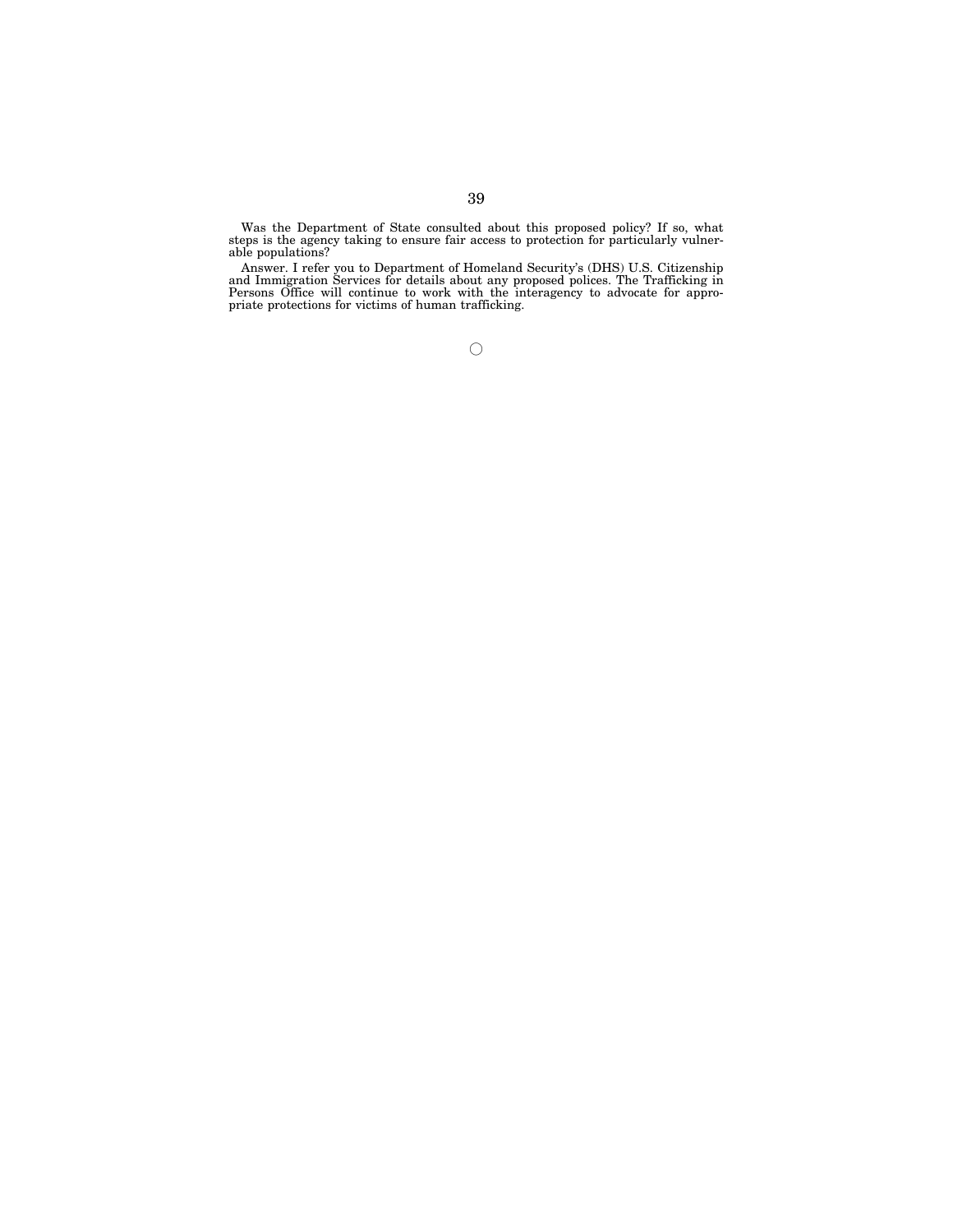Was the Department of State consulted about this proposed policy? If so, what steps is the agency taking to ensure fair access to protection for particularly vulnerable populations?

Answer. I refer you to Department of Homeland Security's (DHS) U.S. Citizenship and Immigration Services for details about any proposed polices. The Trafficking in Persons Office will continue to work with the interagency to advocate for appropriate protections for victims of human trafficking.

○